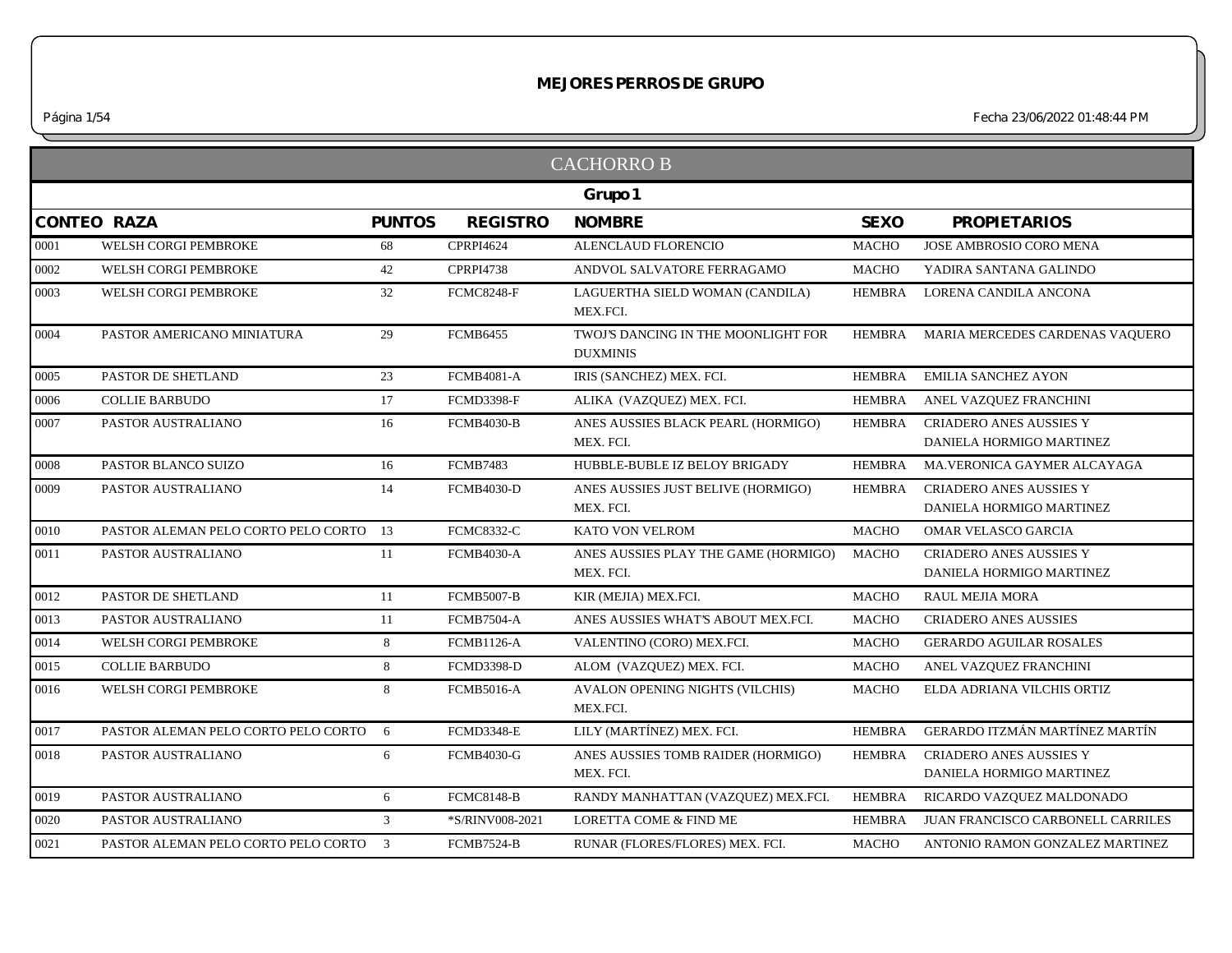# MEJORES PERROS DE GRUPO

Página 1/54 Fecha 23/06/2022 01:48:44 PM

## CACHORRO B

### Grupo 1

| CONTEO | RAZA | PUNTOS | REGISTRO | NOMBRE | SEXO | PROPIETARIOS |
|---|---|---|---|---|---|---|
| 0001 | WELSH CORGI PEMBROKE | 68 | CPRPI4624 | ALENCLAUD FLORENCIO | MACHO | JOSE AMBROSIO CORO MENA |
| 0002 | WELSH CORGI PEMBROKE | 42 | CPRPI4738 | ANDVOL SALVATORE FERRAGAMO | MACHO | YADIRA SANTANA GALINDO |
| 0003 | WELSH CORGI PEMBROKE | 32 | FCMC8248-F | LAGUERTHA SIELD WOMAN (CANDILA) MEX.FCI. | HEMBRA | LORENA CANDILA ANCONA |
| 0004 | PASTOR AMERICANO MINIATURA | 29 | FCMB6455 | TWOJ'S DANCING IN THE MOONLIGHT FOR DUXMINIS | HEMBRA | MARIA MERCEDES CARDENAS VAQUERO |
| 0005 | PASTOR DE SHETLAND | 23 | FCMB4081-A | IRIS (SANCHEZ) MEX. FCI. | HEMBRA | EMILIA SANCHEZ AYON |
| 0006 | COLLIE BARBUDO | 17 | FCMD3398-F | ALIKA (VAZQUEZ) MEX. FCI. | HEMBRA | ANEL VAZQUEZ FRANCHINI |
| 0007 | PASTOR AUSTRALIANO | 16 | FCMB4030-B | ANES AUSSIES BLACK PEARL (HORMIGO) MEX. FCI. | HEMBRA | CRIADERO ANES AUSSIES Y DANIELA HORMIGO MARTINEZ |
| 0008 | PASTOR BLANCO SUIZO | 16 | FCMB7483 | HUBBLE-BUBLE IZ BELOY BRIGADY | HEMBRA | MA.VERONICA GAYMER ALCAYAGA |
| 0009 | PASTOR AUSTRALIANO | 14 | FCMB4030-D | ANES AUSSIES JUST BELIVE (HORMIGO) MEX. FCI. | HEMBRA | CRIADERO ANES AUSSIES Y DANIELA HORMIGO MARTINEZ |
| 0010 | PASTOR ALEMAN PELO CORTO PELO CORTO | 13 | FCMC8332-C | KATO VON VELROM | MACHO | OMAR VELASCO GARCIA |
| 0011 | PASTOR AUSTRALIANO | 11 | FCMB4030-A | ANES AUSSIES PLAY THE GAME (HORMIGO) MEX. FCI. | MACHO | CRIADERO ANES AUSSIES Y DANIELA HORMIGO MARTINEZ |
| 0012 | PASTOR DE SHETLAND | 11 | FCMB5007-B | KIR (MEJIA) MEX.FCI. | MACHO | RAUL MEJIA MORA |
| 0013 | PASTOR AUSTRALIANO | 11 | FCMB7504-A | ANES AUSSIES WHAT'S ABOUT MEX.FCI. | MACHO | CRIADERO ANES AUSSIES |
| 0014 | WELSH CORGI PEMBROKE | 8 | FCMB1126-A | VALENTINO (CORO) MEX.FCI. | MACHO | GERARDO AGUILAR ROSALES |
| 0015 | COLLIE BARBUDO | 8 | FCMD3398-D | ALOM (VAZQUEZ) MEX. FCI. | MACHO | ANEL VAZQUEZ FRANCHINI |
| 0016 | WELSH CORGI PEMBROKE | 8 | FCMB5016-A | AVALON OPENING NIGHTS (VILCHIS) MEX.FCI. | MACHO | ELDA ADRIANA VILCHIS ORTIZ |
| 0017 | PASTOR ALEMAN PELO CORTO PELO CORTO | 6 | FCMD3348-E | LILY (MARTÍNEZ) MEX. FCI. | HEMBRA | GERARDO ITZMÁN MARTÍNEZ MARTÍN |
| 0018 | PASTOR AUSTRALIANO | 6 | FCMB4030-G | ANES AUSSIES TOMB RAIDER (HORMIGO) MEX. FCI. | HEMBRA | CRIADERO ANES AUSSIES Y DANIELA HORMIGO MARTINEZ |
| 0019 | PASTOR AUSTRALIANO | 6 | FCMC8148-B | RANDY MANHATTAN (VAZQUEZ) MEX.FCI. | HEMBRA | RICARDO VAZQUEZ MALDONADO |
| 0020 | PASTOR AUSTRALIANO | 3 | *S/RINV008-2021 | LORETTA COME & FIND ME | HEMBRA | JUAN FRANCISCO CARBONELL CARRILES |
| 0021 | PASTOR ALEMAN PELO CORTO PELO CORTO | 3 | FCMB7524-B | RUNAR (FLORES/FLORES) MEX. FCI. | MACHO | ANTONIO RAMON GONZALEZ MARTINEZ |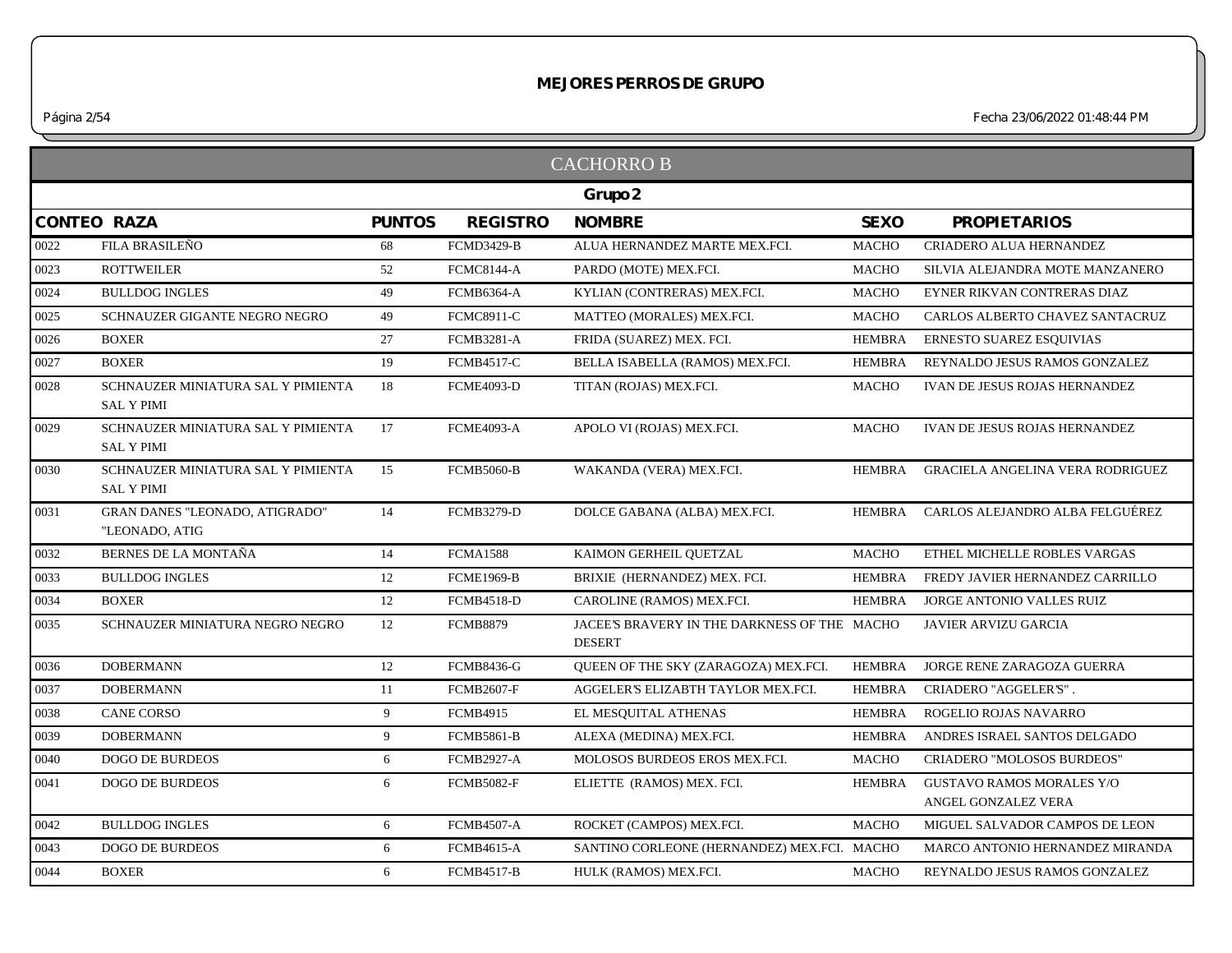# MEJORES PERROS DE GRUPO

Fecha 23/06/2022 01:48:44 PM

## CACHORRO B

### Grupo 2

| CONTEO | RAZA | PUNTOS | REGISTRO | NOMBRE | SEXO | PROPIETARIOS |
|---|---|---|---|---|---|---|
| 0022 | FILA BRASILEÑO | 68 | FCMD3429-B | ALUA HERNANDEZ MARTE MEX.FCI. | MACHO | CRIADERO ALUA HERNANDEZ |
| 0023 | ROTTWEILER | 52 | FCMC8144-A | PARDO (MOTE) MEX.FCI. | MACHO | SILVIA ALEJANDRA MOTE MANZANERO |
| 0024 | BULLDOG INGLES | 49 | FCMB6364-A | KYLIAN (CONTRERAS) MEX.FCI. | MACHO | EYNER RIKVAN CONTRERAS DIAZ |
| 0025 | SCHNAUZER GIGANTE NEGRO NEGRO | 49 | FCMC8911-C | MATTEO (MORALES) MEX.FCI. | MACHO | CARLOS ALBERTO CHAVEZ SANTACRUZ |
| 0026 | BOXER | 27 | FCMB3281-A | FRIDA (SUAREZ) MEX. FCI. | HEMBRA | ERNESTO SUAREZ ESQUIVIAS |
| 0027 | BOXER | 19 | FCMB4517-C | BELLA ISABELLA (RAMOS) MEX.FCI. | HEMBRA | REYNALDO JESUS RAMOS GONZALEZ |
| 0028 | SCHNAUZER MINIATURA SAL Y PIMIENTA SAL Y PIMI | 18 | FCME4093-D | TITAN (ROJAS) MEX.FCI. | MACHO | IVAN DE JESUS ROJAS HERNANDEZ |
| 0029 | SCHNAUZER MINIATURA SAL Y PIMIENTA SAL Y PIMI | 17 | FCME4093-A | APOLO VI (ROJAS) MEX.FCI. | MACHO | IVAN DE JESUS ROJAS HERNANDEZ |
| 0030 | SCHNAUZER MINIATURA SAL Y PIMIENTA SAL Y PIMI | 15 | FCMB5060-B | WAKANDA (VERA) MEX.FCI. | HEMBRA | GRACIELA ANGELINA VERA RODRIGUEZ |
| 0031 | GRAN DANES "LEONADO, ATIGRADO" "LEONADO, ATIG | 14 | FCMB3279-D | DOLCE GABANA (ALBA) MEX.FCI. | HEMBRA | CARLOS ALEJANDRO ALBA FELGUÉREZ |
| 0032 | BERNES DE LA MONTAÑA | 14 | FCMA1588 | KAIMON GERHEIL QUETZAL | MACHO | ETHEL MICHELLE ROBLES VARGAS |
| 0033 | BULLDOG INGLES | 12 | FCME1969-B | BRIXIE (HERNANDEZ) MEX. FCI. | HEMBRA | FREDY JAVIER HERNANDEZ CARRILLO |
| 0034 | BOXER | 12 | FCMB4518-D | CAROLINE (RAMOS) MEX.FCI. | HEMBRA | JORGE ANTONIO VALLES RUIZ |
| 0035 | SCHNAUZER MINIATURA NEGRO NEGRO | 12 | FCMB8879 | JACEE'S BRAVERY IN THE DARKNESS OF THE DESERT | MACHO | JAVIER ARVIZU GARCIA |
| 0036 | DOBERMANN | 12 | FCMB8436-G | QUEEN OF THE SKY (ZARAGOZA) MEX.FCI. | HEMBRA | JORGE RENE ZARAGOZA GUERRA |
| 0037 | DOBERMANN | 11 | FCMB2607-F | AGGELER'S ELIZABTH TAYLOR MEX.FCI. | HEMBRA | CRIADERO "AGGELER'S" . |
| 0038 | CANE CORSO | 9 | FCMB4915 | EL MESQUITAL ATHENAS | HEMBRA | ROGELIO ROJAS NAVARRO |
| 0039 | DOBERMANN | 9 | FCMB5861-B | ALEXA (MEDINA) MEX.FCI. | HEMBRA | ANDRES ISRAEL SANTOS DELGADO |
| 0040 | DOGO DE BURDEOS | 6 | FCMB2927-A | MOLOSOS BURDEOS EROS MEX.FCI. | MACHO | CRIADERO "MOLOSOS BURDEOS" |
| 0041 | DOGO DE BURDEOS | 6 | FCMB5082-F | ELIETTE (RAMOS) MEX. FCI. | HEMBRA | GUSTAVO RAMOS MORALES Y/O ANGEL GONZALEZ VERA |
| 0042 | BULLDOG INGLES | 6 | FCMB4507-A | ROCKET (CAMPOS) MEX.FCI. | MACHO | MIGUEL SALVADOR CAMPOS DE LEON |
| 0043 | DOGO DE BURDEOS | 6 | FCMB4615-A | SANTINO CORLEONE (HERNANDEZ) MEX.FCI. | MACHO | MARCO ANTONIO HERNANDEZ MIRANDA |
| 0044 | BOXER | 6 | FCMB4517-B | HULK (RAMOS) MEX.FCI. | MACHO | REYNALDO JESUS RAMOS GONZALEZ |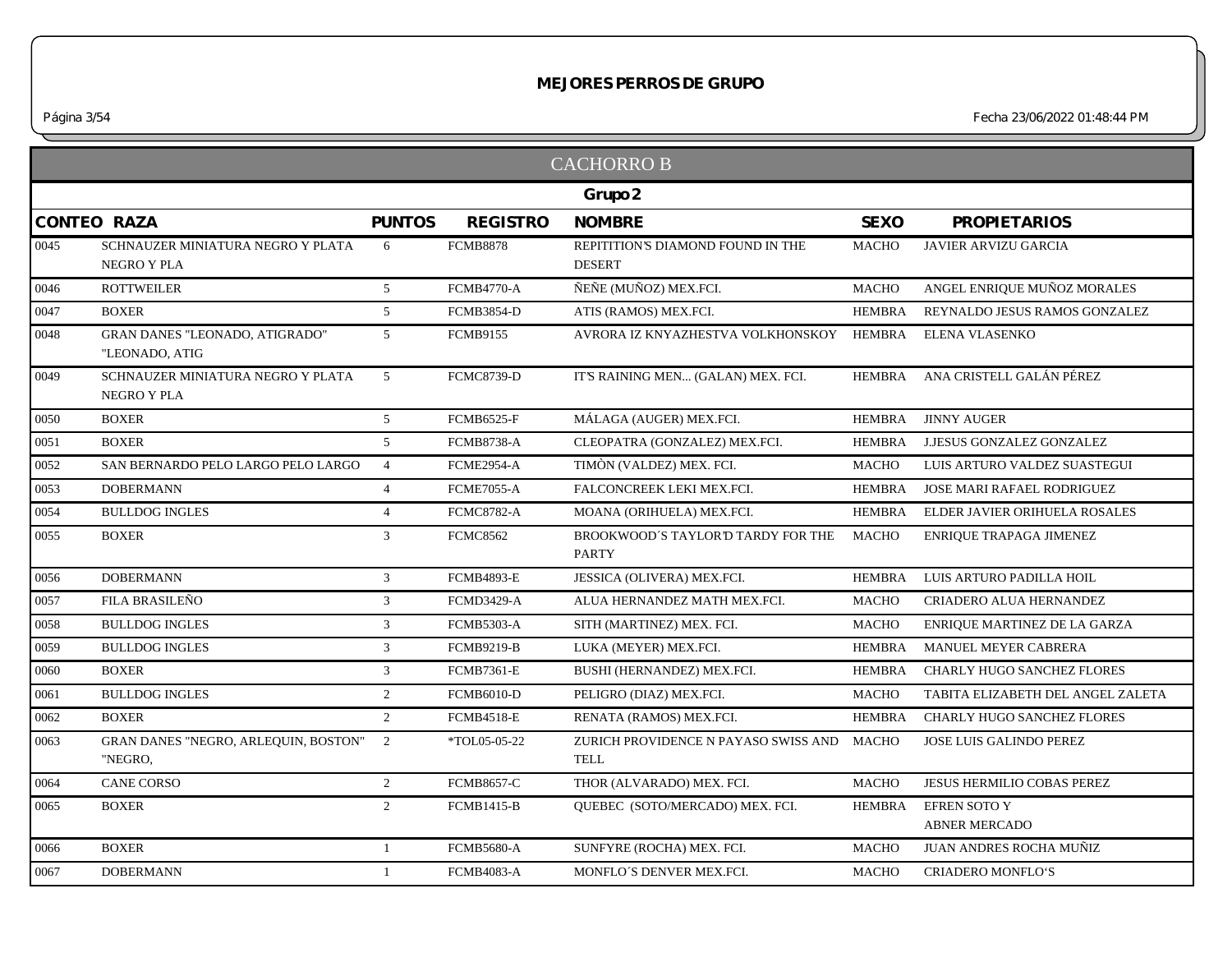# MEJORES PERROS DE GRUPO

## CACHORRO B

### Grupo 2

| CONTEO | RAZA | PUNTOS | REGISTRO | NOMBRE | SEXO | PROPIETARIOS |
|---|---|---|---|---|---|---|
| 0045 | SCHNAUZER MINIATURA NEGRO Y PLATA NEGRO Y PLA | 6 | FCMB8878 | REPITITION'S DIAMOND FOUND IN THE DESERT | MACHO | JAVIER ARVIZU GARCIA |
| 0046 | ROTTWEILER | 5 | FCMB4770-A | ÑEÑE (MUÑOZ) MEX.FCI. | MACHO | ANGEL ENRIQUE MUÑOZ MORALES |
| 0047 | BOXER | 5 | FCMB3854-D | ATIS (RAMOS) MEX.FCI. | HEMBRA | REYNALDO JESUS RAMOS GONZALEZ |
| 0048 | GRAN DANES "LEONADO, ATIGRADO" "LEONADO, ATIG | 5 | FCMB9155 | AVRORA IZ KNYAZHESTVA VOLKHONSKOY | HEMBRA | ELENA VLASENKO |
| 0049 | SCHNAUZER MINIATURA NEGRO Y PLATA NEGRO Y PLA | 5 | FCMC8739-D | IT'S RAINING MEN... (GALAN) MEX. FCI. | HEMBRA | ANA CRISTELL GALÁN PÉREZ |
| 0050 | BOXER | 5 | FCMB6525-F | MÁLAGA (AUGER) MEX.FCI. | HEMBRA | JINNY AUGER |
| 0051 | BOXER | 5 | FCMB8738-A | CLEOPATRA (GONZALEZ) MEX.FCI. | HEMBRA | J.JESUS GONZALEZ GONZALEZ |
| 0052 | SAN BERNARDO PELO LARGO PELO LARGO | 4 | FCME2954-A | TIMÒN (VALDEZ) MEX. FCI. | MACHO | LUIS ARTURO VALDEZ SUASTEGUI |
| 0053 | DOBERMANN | 4 | FCME7055-A | FALCONCREEK LEKI MEX.FCI. | HEMBRA | JOSE MARI RAFAEL RODRIGUEZ |
| 0054 | BULLDOG INGLES | 4 | FCMC8782-A | MOANA (ORIHUELA) MEX.FCI. | HEMBRA | ELDER JAVIER ORIHUELA ROSALES |
| 0055 | BOXER | 3 | FCMC8562 | BROOKWOOD´S TAYLOR'D TARDY FOR THE PARTY | MACHO | ENRIQUE TRAPAGA JIMENEZ |
| 0056 | DOBERMANN | 3 | FCMB4893-E | JESSICA (OLIVERA) MEX.FCI. | HEMBRA | LUIS ARTURO PADILLA HOIL |
| 0057 | FILA BRASILEÑO | 3 | FCMD3429-A | ALUA HERNANDEZ MATH MEX.FCI. | MACHO | CRIADERO ALUA HERNANDEZ |
| 0058 | BULLDOG INGLES | 3 | FCMB5303-A | SITH (MARTINEZ) MEX. FCI. | MACHO | ENRIQUE MARTINEZ DE LA GARZA |
| 0059 | BULLDOG INGLES | 3 | FCMB9219-B | LUKA (MEYER) MEX.FCI. | HEMBRA | MANUEL MEYER CABRERA |
| 0060 | BOXER | 3 | FCMB7361-E | BUSHI (HERNANDEZ) MEX.FCI. | HEMBRA | CHARLY HUGO SANCHEZ FLORES |
| 0061 | BULLDOG INGLES | 2 | FCMB6010-D | PELIGRO (DIAZ) MEX.FCI. | MACHO | TABITA ELIZABETH DEL ANGEL ZALETA |
| 0062 | BOXER | 2 | FCMB4518-E | RENATA (RAMOS) MEX.FCI. | HEMBRA | CHARLY HUGO SANCHEZ FLORES |
| 0063 | GRAN DANES "NEGRO, ARLEQUIN, BOSTON" "NEGRO, | 2 | *TOL05-05-22 | ZURICH PROVIDENCE N PAYASO SWISS AND TELL | MACHO | JOSE LUIS GALINDO PEREZ |
| 0064 | CANE CORSO | 2 | FCMB8657-C | THOR (ALVARADO) MEX. FCI. | MACHO | JESUS HERMILIO COBAS PEREZ |
| 0065 | BOXER | 2 | FCMB1415-B | QUEBEC (SOTO/MERCADO) MEX. FCI. | HEMBRA | EFREN SOTO Y ABNER MERCADO |
| 0066 | BOXER | 1 | FCMB5680-A | SUNFYRE (ROCHA) MEX. FCI. | MACHO | JUAN ANDRES ROCHA MUÑIZ |
| 0067 | DOBERMANN | 1 | FCMB4083-A | MONFLO´S DENVER MEX.FCI. | MACHO | CRIADERO MONFLO'S |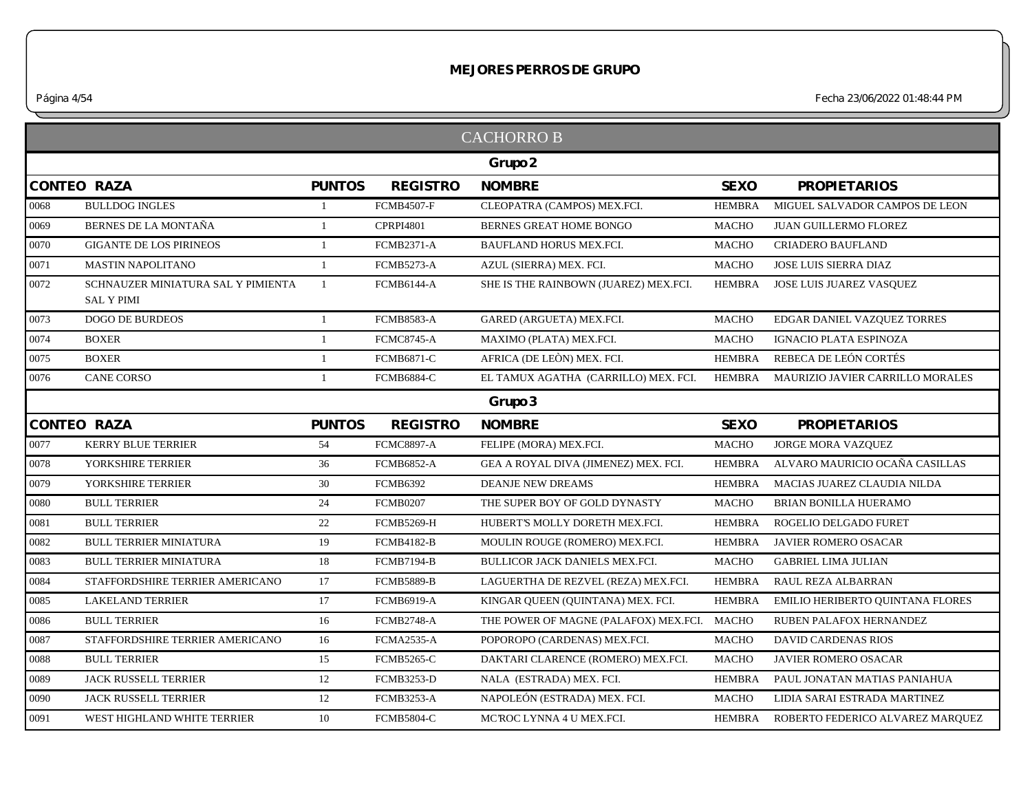# MEJORES PERROS DE GRUPO

## CACHORRO B

### Grupo 2

| CONTEO | RAZA | PUNTOS | REGISTRO | NOMBRE | SEXO | PROPIETARIOS |
|---|---|---|---|---|---|---|
| 0068 | BULLDOG INGLES | 1 | FCMB4507-F | CLEOPATRA (CAMPOS) MEX.FCI. | HEMBRA | MIGUEL SALVADOR CAMPOS DE LEON |
| 0069 | BERNES DE LA MONTAÑA | 1 | CPRPI4801 | BERNES GREAT HOME BONGO | MACHO | JUAN GUILLERMO FLOREZ |
| 0070 | GIGANTE DE LOS PIRINEOS | 1 | FCMB2371-A | BAUFLAND HORUS MEX.FCI. | MACHO | CRIADERO BAUFLAND |
| 0071 | MASTIN NAPOLITANO | 1 | FCMB5273-A | AZUL (SIERRA) MEX. FCI. | MACHO | JOSE LUIS SIERRA DIAZ |
| 0072 | SCHNAUZER MINIATURA SAL Y PIMIENTA SAL Y PIMI | 1 | FCMB6144-A | SHE IS THE RAINBOWN (JUAREZ) MEX.FCI. | HEMBRA | JOSE LUIS JUAREZ VASQUEZ |
| 0073 | DOGO DE BURDEOS | 1 | FCMB8583-A | GARED (ARGUETA) MEX.FCI. | MACHO | EDGAR DANIEL VAZQUEZ TORRES |
| 0074 | BOXER | 1 | FCMC8745-A | MAXIMO (PLATA) MEX.FCI. | MACHO | IGNACIO PLATA ESPINOZA |
| 0075 | BOXER | 1 | FCMB6871-C | AFRICA (DE LEÒN) MEX. FCI. | HEMBRA | REBECA DE LEÓN CORTÉS |
| 0076 | CANE CORSO | 1 | FCMB6884-C | EL TAMUX AGATHA (CARRILLO) MEX. FCI. | HEMBRA | MAURIZIO JAVIER CARRILLO MORALES |

### Grupo 3

| CONTEO | RAZA | PUNTOS | REGISTRO | NOMBRE | SEXO | PROPIETARIOS |
|---|---|---|---|---|---|---|
| 0077 | KERRY BLUE TERRIER | 54 | FCMC8897-A | FELIPE (MORA) MEX.FCI. | MACHO | JORGE MORA VAZQUEZ |
| 0078 | YORKSHIRE TERRIER | 36 | FCMB6852-A | GEA A ROYAL DIVA (JIMENEZ) MEX. FCI. | HEMBRA | ALVARO MAURICIO OCAÑA CASILLAS |
| 0079 | YORKSHIRE TERRIER | 30 | FCMB6392 | DEANJE NEW DREAMS | HEMBRA | MACIAS JUAREZ CLAUDIA NILDA |
| 0080 | BULL TERRIER | 24 | FCMB0207 | THE SUPER BOY OF GOLD DYNASTY | MACHO | BRIAN BONILLA HUERAMO |
| 0081 | BULL TERRIER | 22 | FCMB5269-H | HUBERT'S MOLLY DORETH MEX.FCI. | HEMBRA | ROGELIO DELGADO FURET |
| 0082 | BULL TERRIER MINIATURA | 19 | FCMB4182-B | MOULIN ROUGE (ROMERO) MEX.FCI. | HEMBRA | JAVIER ROMERO OSACAR |
| 0083 | BULL TERRIER MINIATURA | 18 | FCMB7194-B | BULLICOR JACK DANIELS MEX.FCI. | MACHO | GABRIEL LIMA JULIAN |
| 0084 | STAFFORDSHIRE TERRIER AMERICANO | 17 | FCMB5889-B | LAGUERTHA DE REZVEL (REZA) MEX.FCI. | HEMBRA | RAUL REZA ALBARRAN |
| 0085 | LAKELAND TERRIER | 17 | FCMB6919-A | KINGAR QUEEN (QUINTANA) MEX. FCI. | HEMBRA | EMILIO HERIBERTO QUINTANA FLORES |
| 0086 | BULL TERRIER | 16 | FCMB2748-A | THE POWER OF MAGNE (PALAFOX) MEX.FCI. | MACHO | RUBEN PALAFOX HERNANDEZ |
| 0087 | STAFFORDSHIRE TERRIER AMERICANO | 16 | FCMA2535-A | POPOROPO (CARDENAS) MEX.FCI. | MACHO | DAVID CARDENAS RIOS |
| 0088 | BULL TERRIER | 15 | FCMB5265-C | DAKTARI CLARENCE (ROMERO) MEX.FCI. | MACHO | JAVIER ROMERO OSACAR |
| 0089 | JACK RUSSELL TERRIER | 12 | FCMB3253-D | NALA (ESTRADA) MEX. FCI. | HEMBRA | PAUL JONATAN MATIAS PANIAHUA |
| 0090 | JACK RUSSELL TERRIER | 12 | FCMB3253-A | NAPOLEÓN (ESTRADA) MEX. FCI. | MACHO | LIDIA SARAI ESTRADA MARTINEZ |
| 0091 | WEST HIGHLAND WHITE TERRIER | 10 | FCMB5804-C | MC'ROC LYNNA 4 U MEX.FCI. | HEMBRA | ROBERTO FEDERICO ALVAREZ MARQUEZ |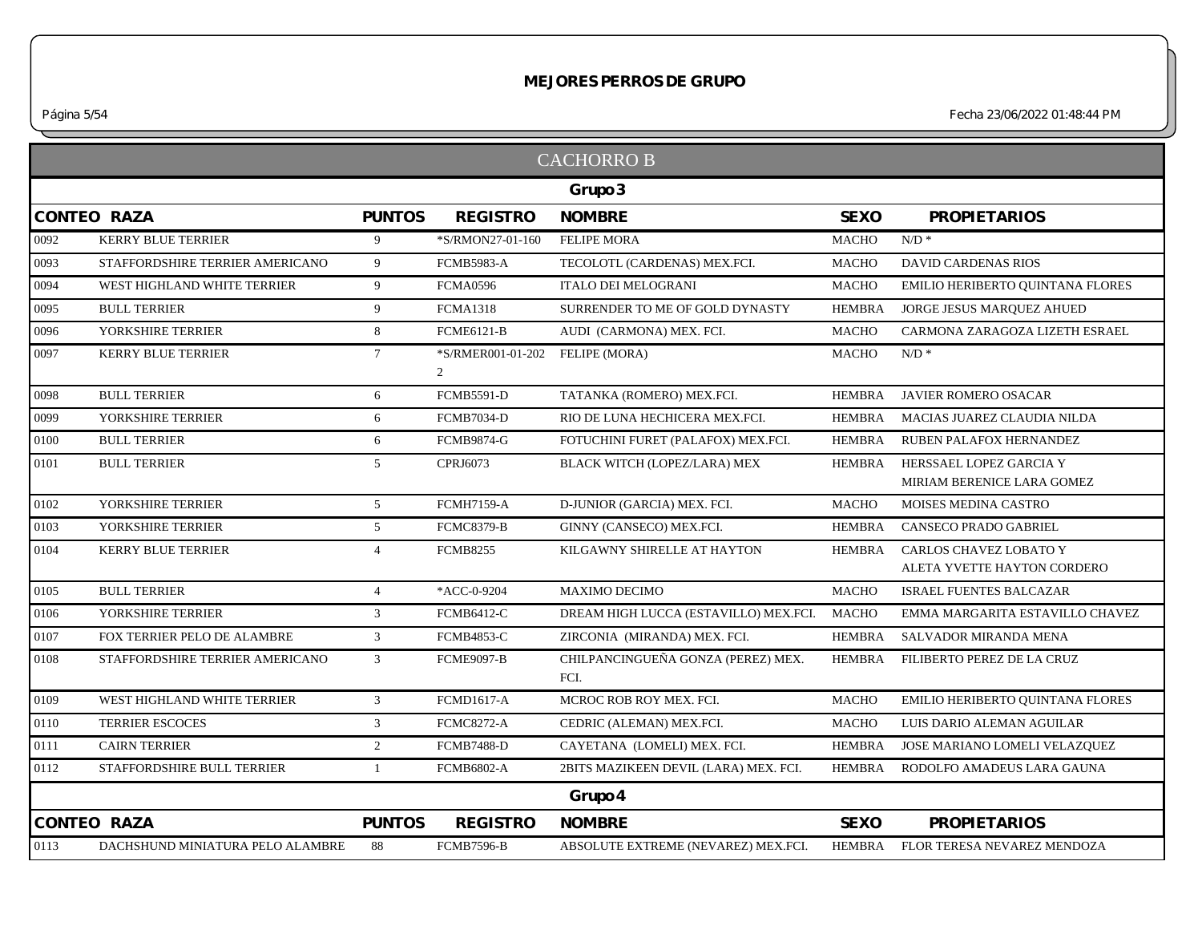# MEJORES PERROS DE GRUPO

## CACHORRO B

### Grupo 3

| CONTEO | RAZA | PUNTOS | REGISTRO | NOMBRE | SEXO | PROPIETARIOS |
|---|---|---|---|---|---|---|
| 0092 | KERRY BLUE TERRIER | 9 | *S/RMON27-01-160 | FELIPE MORA | MACHO | N/D * |
| 0093 | STAFFORDSHIRE TERRIER AMERICANO | 9 | FCMB5983-A | TECOLOTL (CARDENAS) MEX.FCI. | MACHO | DAVID CARDENAS RIOS |
| 0094 | WEST HIGHLAND WHITE TERRIER | 9 | FCMA0596 | ITALO DEI MELOGRANI | MACHO | EMILIO HERIBERTO QUINTANA FLORES |
| 0095 | BULL TERRIER | 9 | FCMA1318 | SURRENDER TO ME OF GOLD DYNASTY | HEMBRA | JORGE JESUS MARQUEZ AHUED |
| 0096 | YORKSHIRE TERRIER | 8 | FCME6121-B | AUDI (CARMONA) MEX. FCI. | MACHO | CARMONA ZARAGOZA LIZETH ESRAEL |
| 0097 | KERRY BLUE TERRIER | 7 | *S/RMER001-01-2022 | FELIPE (MORA) | MACHO | N/D * |
| 0098 | BULL TERRIER | 6 | FCMB5591-D | TATANKA (ROMERO) MEX.FCI. | HEMBRA | JAVIER ROMERO OSACAR |
| 0099 | YORKSHIRE TERRIER | 6 | FCMB7034-D | RIO DE LUNA HECHICERA MEX.FCI. | HEMBRA | MACIAS JUAREZ CLAUDIA NILDA |
| 0100 | BULL TERRIER | 6 | FCMB9874-G | FOTUCHINI FURET (PALAFOX) MEX.FCI. | HEMBRA | RUBEN PALAFOX HERNANDEZ |
| 0101 | BULL TERRIER | 5 | CPRJ6073 | BLACK WITCH (LOPEZ/LARA) MEX | HEMBRA | HERSSAEL LOPEZ GARCIA Y MIRIAM BERENICE LARA GOMEZ |
| 0102 | YORKSHIRE TERRIER | 5 | FCMH7159-A | D-JUNIOR (GARCIA) MEX. FCI. | MACHO | MOISES MEDINA CASTRO |
| 0103 | YORKSHIRE TERRIER | 5 | FCMC8379-B | GINNY (CANSECO) MEX.FCI. | HEMBRA | CANSECO PRADO GABRIEL |
| 0104 | KERRY BLUE TERRIER | 4 | FCMB8255 | KILGAWNY SHIRELLE AT HAYTON | HEMBRA | CARLOS CHAVEZ LOBATO Y ALETA YVETTE HAYTON CORDERO |
| 0105 | BULL TERRIER | 4 | *ACC-0-9204 | MAXIMO DECIMO | MACHO | ISRAEL FUENTES BALCAZAR |
| 0106 | YORKSHIRE TERRIER | 3 | FCMB6412-C | DREAM HIGH LUCCA (ESTAVILLO) MEX.FCI. | MACHO | EMMA MARGARITA ESTAVILLO CHAVEZ |
| 0107 | FOX TERRIER PELO DE ALAMBRE | 3 | FCMB4853-C | ZIRCONIA (MIRANDA) MEX. FCI. | HEMBRA | SALVADOR MIRANDA MENA |
| 0108 | STAFFORDSHIRE TERRIER AMERICANO | 3 | FCME9097-B | CHILPANCINGUEÑA GONZA (PEREZ) MEX. FCI. | HEMBRA | FILIBERTO PEREZ DE LA CRUZ |
| 0109 | WEST HIGHLAND WHITE TERRIER | 3 | FCMD1617-A | MCROC ROB ROY MEX. FCI. | MACHO | EMILIO HERIBERTO QUINTANA FLORES |
| 0110 | TERRIER ESCOCES | 3 | FCMC8272-A | CEDRIC (ALEMAN) MEX.FCI. | MACHO | LUIS DARIO ALEMAN AGUILAR |
| 0111 | CAIRN TERRIER | 2 | FCMB7488-D | CAYETANA (LOMELI) MEX. FCI. | HEMBRA | JOSE MARIANO LOMELI VELAZQUEZ |
| 0112 | STAFFORDSHIRE BULL TERRIER | 1 | FCMB6802-A | 2BITS MAZIKEEN DEVIL (LARA) MEX. FCI. | HEMBRA | RODOLFO AMADEUS LARA GAUNA |

### Grupo 4

| CONTEO | RAZA | PUNTOS | REGISTRO | NOMBRE | SEXO | PROPIETARIOS |
|---|---|---|---|---|---|---|
| 0113 | DACHSHUND MINIATURA PELO ALAMBRE | 88 | FCMB7596-B | ABSOLUTE EXTREME (NEVAREZ) MEX.FCI. | HEMBRA | FLOR TERESA NEVAREZ MENDOZA |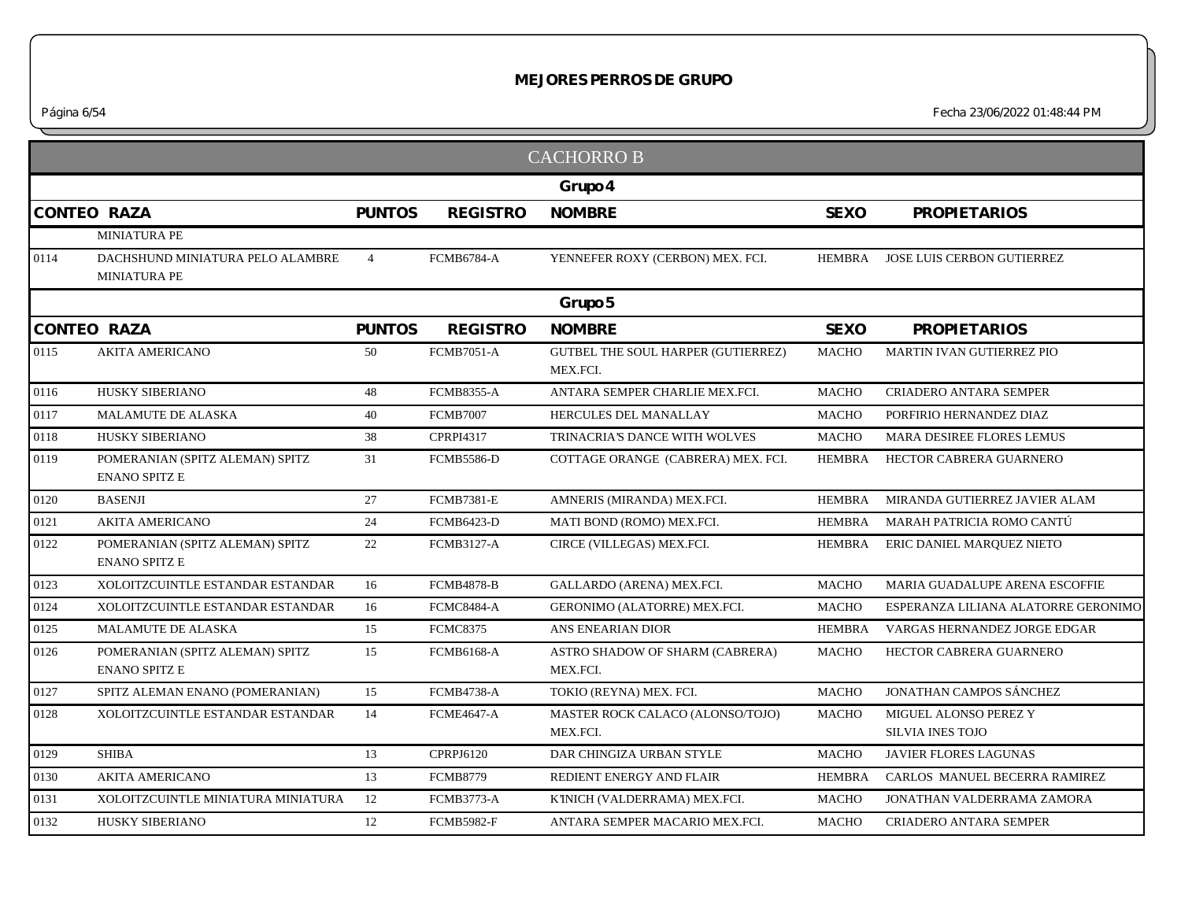# MEJORES PERROS DE GRUPO

Página 6/54 Fecha 23/06/2022 01:48:44 PM

## CACHORRO B

### Grupo 4

| CONTEO | RAZA | PUNTOS | REGISTRO | NOMBRE | SEXO | PROPIETARIOS |
|---|---|---|---|---|---|---|
| | MINIATURA PE | | | | | |
| 0114 | DACHSHUND MINIATURA PELO ALAMBRE MINIATURA PE | 4 | FCMB6784-A | YENNEFER ROXY (CERBON) MEX. FCI. | HEMBRA | JOSE LUIS CERBON GUTIERREZ |

### Grupo 5

| CONTEO | RAZA | PUNTOS | REGISTRO | NOMBRE | SEXO | PROPIETARIOS |
|---|---|---|---|---|---|---|
| 0115 | AKITA AMERICANO | 50 | FCMB7051-A | GUTBEL THE SOUL HARPER (GUTIERREZ) MEX.FCI. | MACHO | MARTIN IVAN GUTIERREZ PIO |
| 0116 | HUSKY SIBERIANO | 48 | FCMB8355-A | ANTARA SEMPER CHARLIE MEX.FCI. | MACHO | CRIADERO ANTARA SEMPER |
| 0117 | MALAMUTE DE ALASKA | 40 | FCMB7007 | HERCULES DEL MANALLAY | MACHO | PORFIRIO HERNANDEZ DIAZ |
| 0118 | HUSKY SIBERIANO | 38 | CPRPI4317 | TRINACRIA'S DANCE WITH WOLVES | MACHO | MARA DESIREE FLORES LEMUS |
| 0119 | POMERANIAN (SPITZ ALEMAN) SPITZ ENANO SPITZ E | 31 | FCMB5586-D | COTTAGE ORANGE (CABRERA) MEX. FCI. | HEMBRA | HECTOR CABRERA GUARNERO |
| 0120 | BASENJI | 27 | FCMB7381-E | AMNERIS (MIRANDA) MEX.FCI. | HEMBRA | MIRANDA GUTIERREZ JAVIER ALAM |
| 0121 | AKITA AMERICANO | 24 | FCMB6423-D | MATI BOND (ROMO) MEX.FCI. | HEMBRA | MARAH PATRICIA ROMO CANTÚ |
| 0122 | POMERANIAN (SPITZ ALEMAN) SPITZ ENANO SPITZ E | 22 | FCMB3127-A | CIRCE (VILLEGAS) MEX.FCI. | HEMBRA | ERIC DANIEL MARQUEZ NIETO |
| 0123 | XOLOITZCUINTLE ESTANDAR ESTANDAR | 16 | FCMB4878-B | GALLARDO (ARENA) MEX.FCI. | MACHO | MARIA GUADALUPE ARENA ESCOFFIE |
| 0124 | XOLOITZCUINTLE ESTANDAR ESTANDAR | 16 | FCMC8484-A | GERONIMO (ALATORRE) MEX.FCI. | MACHO | ESPERANZA LILIANA ALATORRE GERONIMO |
| 0125 | MALAMUTE DE ALASKA | 15 | FCMC8375 | ANS ENEARIAN DIOR | HEMBRA | VARGAS HERNANDEZ JORGE EDGAR |
| 0126 | POMERANIAN (SPITZ ALEMAN) SPITZ ENANO SPITZ E | 15 | FCMB6168-A | ASTRO SHADOW OF SHARM (CABRERA) MEX.FCI. | MACHO | HECTOR CABRERA GUARNERO |
| 0127 | SPITZ ALEMAN ENANO (POMERANIAN) | 15 | FCMB4738-A | TOKIO (REYNA) MEX. FCI. | MACHO | JONATHAN CAMPOS SÁNCHEZ |
| 0128 | XOLOITZCUINTLE ESTANDAR ESTANDAR | 14 | FCME4647-A | MASTER ROCK CALACO (ALONSO/TOJO) MEX.FCI. | MACHO | MIGUEL ALONSO PEREZ Y SILVIA INES TOJO |
| 0129 | SHIBA | 13 | CPRPJ6120 | DAR CHINGIZA URBAN STYLE | MACHO | JAVIER FLORES LAGUNAS |
| 0130 | AKITA AMERICANO | 13 | FCMB8779 | REDIENT ENERGY AND FLAIR | HEMBRA | CARLOS MANUEL BECERRA RAMIREZ |
| 0131 | XOLOITZCUINTLE MINIATURA MINIATURA | 12 | FCMB3773-A | K'INICH (VALDERRAMA) MEX.FCI. | MACHO | JONATHAN VALDERRAMA ZAMORA |
| 0132 | HUSKY SIBERIANO | 12 | FCMB5982-F | ANTARA SEMPER MACARIO MEX.FCI. | MACHO | CRIADERO ANTARA SEMPER |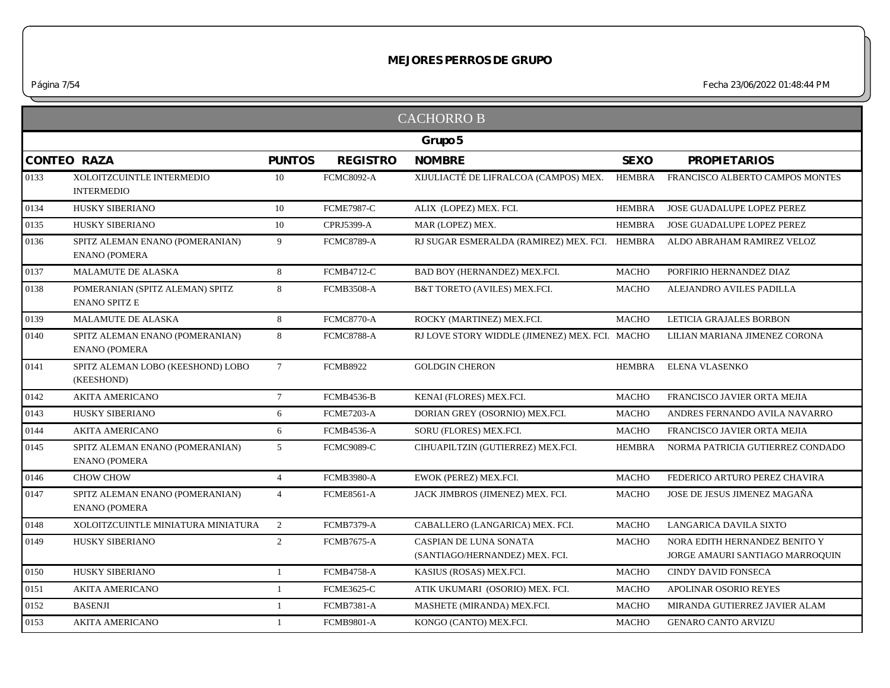# MEJORES PERROS DE GRUPO

## CACHORRO B

### Grupo 5

| CONTEO | RAZA | PUNTOS | REGISTRO | NOMBRE | SEXO | PROPIETARIOS |
|---|---|---|---|---|---|---|
| 0133 | XOLOITZCUINTLE INTERMEDIO INTERMEDIO | 10 | FCMC8092-A | XIJULIACTÉ DE LIFRALCOA (CAMPOS) MEX. | HEMBRA | FRANCISCO ALBERTO CAMPOS MONTES |
| 0134 | HUSKY SIBERIANO | 10 | FCME7987-C | ALIX (LOPEZ) MEX. FCI. | HEMBRA | JOSE GUADALUPE LOPEZ PEREZ |
| 0135 | HUSKY SIBERIANO | 10 | CPRJ5399-A | MAR (LOPEZ) MEX. | HEMBRA | JOSE GUADALUPE LOPEZ PEREZ |
| 0136 | SPITZ ALEMAN ENANO (POMERANIAN) ENANO (POMERA | 9 | FCMC8789-A | RJ SUGAR ESMERALDA (RAMIREZ) MEX. FCI. | HEMBRA | ALDO ABRAHAM RAMIREZ VELOZ |
| 0137 | MALAMUTE DE ALASKA | 8 | FCMB4712-C | BAD BOY (HERNANDEZ) MEX.FCI. | MACHO | PORFIRIO HERNANDEZ DIAZ |
| 0138 | POMERANIAN (SPITZ ALEMAN) SPITZ ENANO SPITZ E | 8 | FCMB3508-A | B&T TORETO (AVILES) MEX.FCI. | MACHO | ALEJANDRO AVILES PADILLA |
| 0139 | MALAMUTE DE ALASKA | 8 | FCMC8770-A | ROCKY (MARTINEZ) MEX.FCI. | MACHO | LETICIA GRAJALES BORBON |
| 0140 | SPITZ ALEMAN ENANO (POMERANIAN) ENANO (POMERA | 8 | FCMC8788-A | RJ LOVE STORY WIDDLE (JIMENEZ) MEX. FCI. | MACHO | LILIAN MARIANA JIMENEZ CORONA |
| 0141 | SPITZ ALEMAN LOBO (KEESHOND) LOBO (KEESHOND) | 7 | FCMB8922 | GOLDGIN CHERON | HEMBRA | ELENA VLASENKO |
| 0142 | AKITA AMERICANO | 7 | FCMB4536-B | KENAI (FLORES) MEX.FCI. | MACHO | FRANCISCO JAVIER ORTA MEJIA |
| 0143 | HUSKY SIBERIANO | 6 | FCME7203-A | DORIAN GREY (OSORNIO) MEX.FCI. | MACHO | ANDRES FERNANDO AVILA NAVARRO |
| 0144 | AKITA AMERICANO | 6 | FCMB4536-A | SORU (FLORES) MEX.FCI. | MACHO | FRANCISCO JAVIER ORTA MEJIA |
| 0145 | SPITZ ALEMAN ENANO (POMERANIAN) ENANO (POMERA | 5 | FCMC9089-C | CIHUAPILTZIN (GUTIERREZ) MEX.FCI. | HEMBRA | NORMA PATRICIA GUTIERREZ CONDADO |
| 0146 | CHOW CHOW | 4 | FCMB3980-A | EWOK (PEREZ) MEX.FCI. | MACHO | FEDERICO ARTURO PEREZ CHAVIRA |
| 0147 | SPITZ ALEMAN ENANO (POMERANIAN) ENANO (POMERA | 4 | FCME8561-A | JACK JIMBROS (JIMENEZ) MEX. FCI. | MACHO | JOSE DE JESUS JIMENEZ MAGAÑA |
| 0148 | XOLOITZCUINTLE MINIATURA MINIATURA | 2 | FCMB7379-A | CABALLERO (LANGARICA) MEX. FCI. | MACHO | LANGARICA DAVILA SIXTO |
| 0149 | HUSKY SIBERIANO | 2 | FCMB7675-A | CASPIAN DE LUNA SONATA (SANTIAGO/HERNANDEZ) MEX. FCI. | MACHO | NORA EDITH HERNANDEZ BENITO Y JORGE AMAURI SANTIAGO MARROQUIN |
| 0150 | HUSKY SIBERIANO | 1 | FCMB4758-A | KASIUS (ROSAS) MEX.FCI. | MACHO | CINDY DAVID FONSECA |
| 0151 | AKITA AMERICANO | 1 | FCME3625-C | ATIK UKUMARI (OSORIO) MEX. FCI. | MACHO | APOLINAR OSORIO REYES |
| 0152 | BASENJI | 1 | FCMB7381-A | MASHETE (MIRANDA) MEX.FCI. | MACHO | MIRANDA GUTIERREZ JAVIER ALAM |
| 0153 | AKITA AMERICANO | 1 | FCMB9801-A | KONGO (CANTO) MEX.FCI. | MACHO | GENARO CANTO ARVIZU |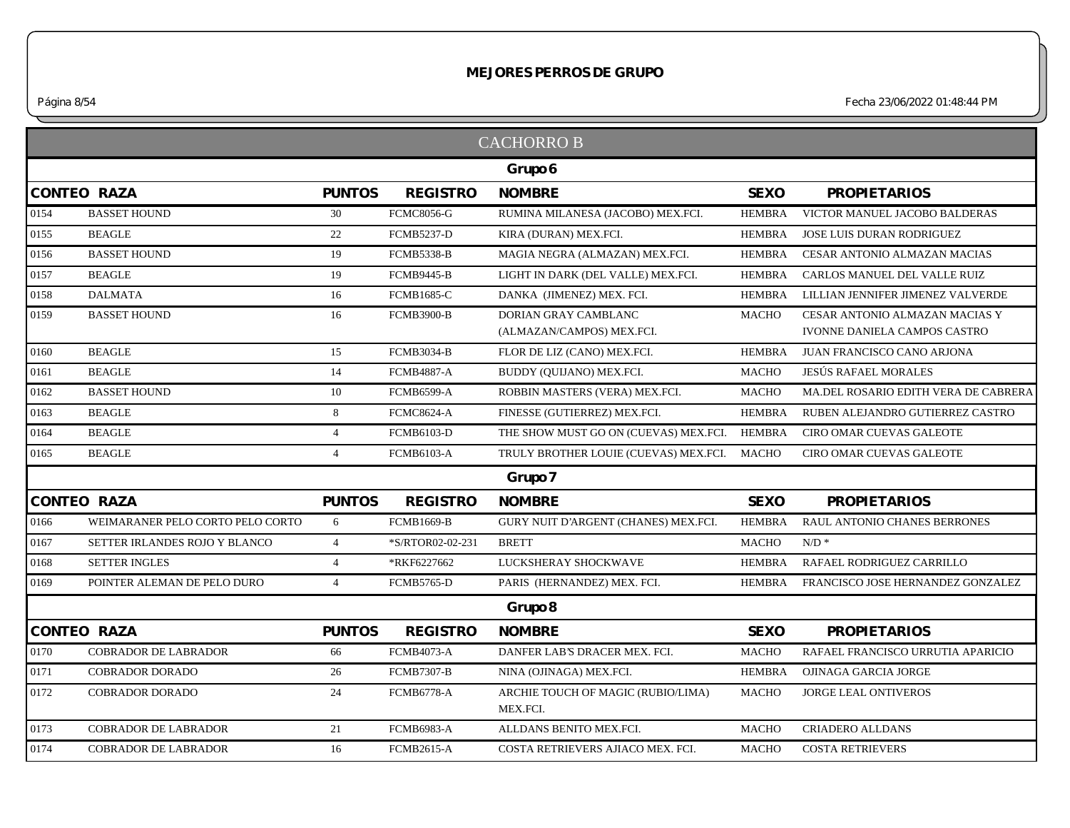# MEJORES PERROS DE GRUPO

## CACHORRO B

### Grupo 6

| CONTEO | RAZA | PUNTOS | REGISTRO | NOMBRE | SEXO | PROPIETARIOS |
|---|---|---|---|---|---|---|
| 0154 | BASSET HOUND | 30 | FCMC8056-G | RUMINA MILANESA (JACOBO) MEX.FCI. | HEMBRA | VICTOR MANUEL JACOBO BALDERAS |
| 0155 | BEAGLE | 22 | FCMB5237-D | KIRA (DURAN) MEX.FCI. | HEMBRA | JOSE LUIS DURAN RODRIGUEZ |
| 0156 | BASSET HOUND | 19 | FCMB5338-B | MAGIA NEGRA (ALMAZAN) MEX.FCI. | HEMBRA | CESAR ANTONIO ALMAZAN MACIAS |
| 0157 | BEAGLE | 19 | FCMB9445-B | LIGHT IN DARK (DEL VALLE) MEX.FCI. | HEMBRA | CARLOS MANUEL DEL VALLE RUIZ |
| 0158 | DALMATA | 16 | FCMB1685-C | DANKA (JIMENEZ) MEX. FCI. | HEMBRA | LILLIAN JENNIFER JIMENEZ VALVERDE |
| 0159 | BASSET HOUND | 16 | FCMB3900-B | DORIAN GRAY CAMBLANC (ALMAZAN/CAMPOS) MEX.FCI. | MACHO | CESAR ANTONIO ALMAZAN MACIAS Y IVONNE DANIELA CAMPOS CASTRO |
| 0160 | BEAGLE | 15 | FCMB3034-B | FLOR DE LIZ (CANO) MEX.FCI. | HEMBRA | JUAN FRANCISCO CANO ARJONA |
| 0161 | BEAGLE | 14 | FCMB4887-A | BUDDY (QUIJANO) MEX.FCI. | MACHO | JESÚS RAFAEL MORALES |
| 0162 | BASSET HOUND | 10 | FCMB6599-A | ROBBIN MASTERS (VERA) MEX.FCI. | MACHO | MA.DEL ROSARIO EDITH VERA DE CABRERA |
| 0163 | BEAGLE | 8 | FCMC8624-A | FINESSE (GUTIERREZ) MEX.FCI. | HEMBRA | RUBEN ALEJANDRO GUTIERREZ CASTRO |
| 0164 | BEAGLE | 4 | FCMB6103-D | THE SHOW MUST GO ON (CUEVAS) MEX.FCI. | HEMBRA | CIRO OMAR CUEVAS GALEOTE |
| 0165 | BEAGLE | 4 | FCMB6103-A | TRULY BROTHER LOUIE (CUEVAS) MEX.FCI. | MACHO | CIRO OMAR CUEVAS GALEOTE |

### Grupo 7

| CONTEO | RAZA | PUNTOS | REGISTRO | NOMBRE | SEXO | PROPIETARIOS |
|---|---|---|---|---|---|---|
| 0166 | WEIMARANER PELO CORTO PELO CORTO | 6 | FCMB1669-B | GURY NUIT D'ARGENT (CHANES) MEX.FCI. | HEMBRA | RAUL ANTONIO CHANES BERRONES |
| 0167 | SETTER IRLANDES ROJO Y BLANCO | 4 | *S/RTOR02-02-231 | BRETT | MACHO | N/D * |
| 0168 | SETTER INGLES | 4 | *RKF6227662 | LUCKSHERAY SHOCKWAVE | HEMBRA | RAFAEL RODRIGUEZ CARRILLO |
| 0169 | POINTER ALEMAN DE PELO DURO | 4 | FCMB5765-D | PARIS (HERNANDEZ) MEX. FCI. | HEMBRA | FRANCISCO JOSE HERNANDEZ GONZALEZ |

### Grupo 8

| CONTEO | RAZA | PUNTOS | REGISTRO | NOMBRE | SEXO | PROPIETARIOS |
|---|---|---|---|---|---|---|
| 0170 | COBRADOR DE LABRADOR | 66 | FCMB4073-A | DANFER LAB'S DRACER MEX. FCI. | MACHO | RAFAEL FRANCISCO URRUTIA APARICIO |
| 0171 | COBRADOR DORADO | 26 | FCMB7307-B | NINA (OJINAGA) MEX.FCI. | HEMBRA | OJINAGA GARCIA JORGE |
| 0172 | COBRADOR DORADO | 24 | FCMB6778-A | ARCHIE TOUCH OF MAGIC (RUBIO/LIMA) MEX.FCI. | MACHO | JORGE LEAL ONTIVEROS |
| 0173 | COBRADOR DE LABRADOR | 21 | FCMB6983-A | ALLDANS BENITO MEX.FCI. | MACHO | CRIADERO ALLDANS |
| 0174 | COBRADOR DE LABRADOR | 16 | FCMB2615-A | COSTA RETRIEVERS AJIACO MEX. FCI. | MACHO | COSTA RETRIEVERS |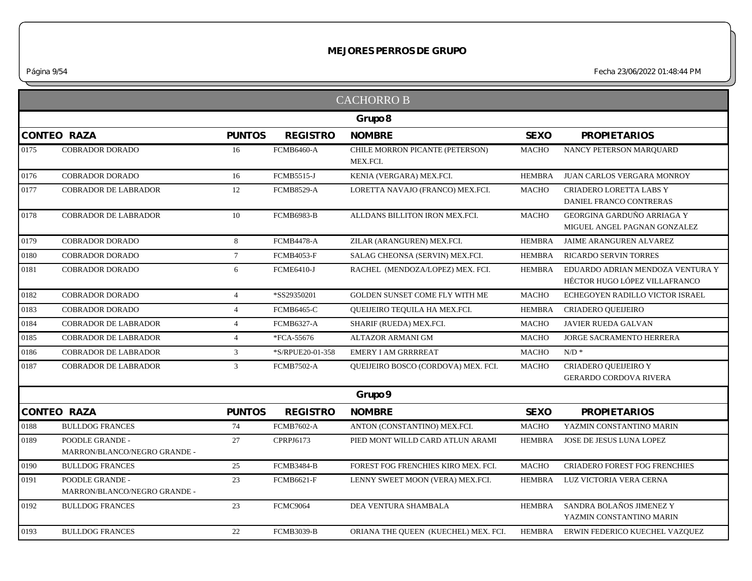## MEJORES PERROS DE GRUPO

### CACHORRO B

#### Grupo 8

| CONTEO | RAZA | PUNTOS | REGISTRO | NOMBRE | SEXO | PROPIETARIOS |
|---|---|---|---|---|---|---|
| 0175 | COBRADOR DORADO | 16 | FCMB6460-A | CHILE MORRON PICANTE (PETERSON) MEX.FCI. | MACHO | NANCY PETERSON MARQUARD |
| 0176 | COBRADOR DORADO | 16 | FCMB5515-J | KENIA (VERGARA) MEX.FCI. | HEMBRA | JUAN CARLOS VERGARA MONROY |
| 0177 | COBRADOR DE LABRADOR | 12 | FCMB8529-A | LORETTA NAVAJO (FRANCO) MEX.FCI. | MACHO | CRIADERO LORETTA LABS Y DANIEL FRANCO CONTRERAS |
| 0178 | COBRADOR DE LABRADOR | 10 | FCMB6983-B | ALLDANS BILLITON IRON MEX.FCI. | MACHO | GEORGINA GARDUÑO ARRIAGA Y MIGUEL ANGEL PAGNAN GONZALEZ |
| 0179 | COBRADOR DORADO | 8 | FCMB4478-A | ZILAR (ARANGUREN) MEX.FCI. | HEMBRA | JAIME ARANGUREN ALVAREZ |
| 0180 | COBRADOR DORADO | 7 | FCMB4053-F | SALAG CHEONSA (SERVIN) MEX.FCI. | HEMBRA | RICARDO SERVIN TORRES |
| 0181 | COBRADOR DORADO | 6 | FCME6410-J | RACHEL (MENDOZA/LOPEZ) MEX. FCI. | HEMBRA | EDUARDO ADRIAN MENDOZA VENTURA Y HÉCTOR HUGO LÓPEZ VILLAFRANCO |
| 0182 | COBRADOR DORADO | 4 | *SS29350201 | GOLDEN SUNSET COME FLY WITH ME | MACHO | ECHEGOYEN RADILLO VICTOR ISRAEL |
| 0183 | COBRADOR DORADO | 4 | FCMB6465-C | QUEIJEIRO TEQUILA HA MEX.FCI. | HEMBRA | CRIADERO QUEIJEIRO |
| 0184 | COBRADOR DE LABRADOR | 4 | FCMB6327-A | SHARIF (RUEDA) MEX.FCI. | MACHO | JAVIER RUEDA GALVAN |
| 0185 | COBRADOR DE LABRADOR | 4 | *FCA-55676 | ALTAZOR ARMANI GM | MACHO | JORGE SACRAMENTO HERRERA |
| 0186 | COBRADOR DE LABRADOR | 3 | *S/RPUE20-01-358 | EMERY I AM GRRRREAT | MACHO | N/D * |
| 0187 | COBRADOR DE LABRADOR | 3 | FCMB7502-A | QUEIJEIRO BOSCO (CORDOVA) MEX. FCI. | MACHO | CRIADERO QUEIJEIRO Y GERARDO CORDOVA RIVERA |

#### Grupo 9

| CONTEO | RAZA | PUNTOS | REGISTRO | NOMBRE | SEXO | PROPIETARIOS |
|---|---|---|---|---|---|---|
| 0188 | BULLDOG FRANCES | 74 | FCMB7602-A | ANTON (CONSTANTINO) MEX.FCI. | MACHO | YAZMIN CONSTANTINO MARIN |
| 0189 | POODLE GRANDE - MARRON/BLANCO/NEGRO GRANDE - | 27 | CPRPJ6173 | PIED MONT WILLD CARD ATLUN ARAMI | HEMBRA | JOSE DE JESUS LUNA LOPEZ |
| 0190 | BULLDOG FRANCES | 25 | FCMB3484-B | FOREST FOG FRENCHIES KIRO MEX. FCI. | MACHO | CRIADERO FOREST FOG FRENCHIES |
| 0191 | POODLE GRANDE - MARRON/BLANCO/NEGRO GRANDE - | 23 | FCMB6621-F | LENNY SWEET MOON (VERA) MEX.FCI. | HEMBRA | LUZ VICTORIA VERA CERNA |
| 0192 | BULLDOG FRANCES | 23 | FCMC9064 | DEA VENTURA SHAMBALA | HEMBRA | SANDRA BOLAÑOS JIMENEZ Y YAZMIN CONSTANTINO MARIN |
| 0193 | BULLDOG FRANCES | 22 | FCMB3039-B | ORIANA THE QUEEN (KUECHEL) MEX. FCI. | HEMBRA | ERWIN FEDERICO KUECHEL VAZQUEZ |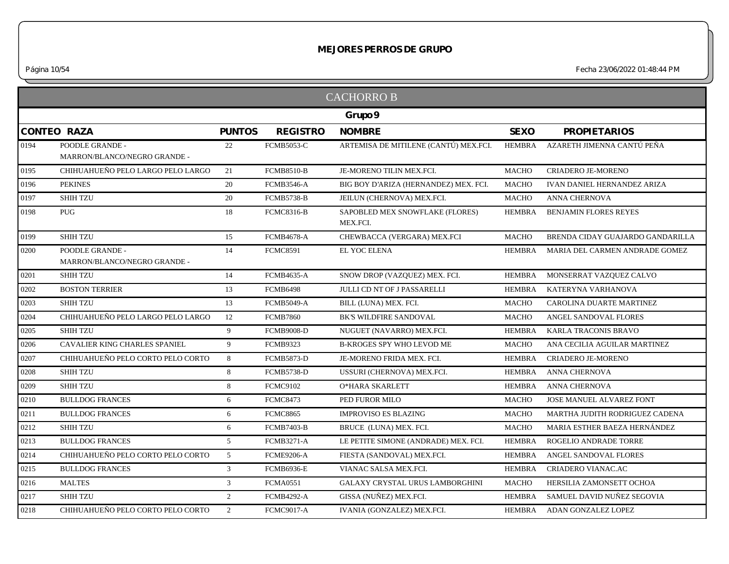# MEJORES PERROS DE GRUPO

## CACHORRO B

### Grupo 9

| CONTEO | RAZA | PUNTOS | REGISTRO | NOMBRE | SEXO | PROPIETARIOS |
|---|---|---|---|---|---|---|
| 0194 | POODLE GRANDE - MARRON/BLANCO/NEGRO GRANDE - | 22 | FCMB5053-C | ARTEMISA DE MITILENE (CANTÚ) MEX.FCI. | HEMBRA | AZARETH JIMENNA CANTÚ PEÑA |
| 0195 | CHIHUAHUEÑO PELO LARGO PELO LARGO | 21 | FCMB8510-B | JE-MORENO TILIN MEX.FCI. | MACHO | CRIADERO JE-MORENO |
| 0196 | PEKINES | 20 | FCMB3546-A | BIG BOY D'ARIZA (HERNANDEZ) MEX. FCI. | MACHO | IVAN DANIEL HERNANDEZ ARIZA |
| 0197 | SHIH TZU | 20 | FCMB5738-B | JEILUN (CHERNOVA) MEX.FCI. | MACHO | ANNA CHERNOVA |
| 0198 | PUG | 18 | FCMC8316-B | SAPOBLED MEX SNOWFLAKE (FLORES) MEX.FCI. | HEMBRA | BENJAMIN FLORES REYES |
| 0199 | SHIH TZU | 15 | FCMB4678-A | CHEWBACCA (VERGARA) MEX.FCI | MACHO | BRENDA CIDAY GUAJARDO GANDARILLA |
| 0200 | POODLE GRANDE - MARRON/BLANCO/NEGRO GRANDE - | 14 | FCMC8591 | EL YOC ELENA | HEMBRA | MARIA DEL CARMEN ANDRADE GOMEZ |
| 0201 | SHIH TZU | 14 | FCMB4635-A | SNOW DROP (VAZQUEZ) MEX. FCI. | HEMBRA | MONSERRAT VAZQUEZ CALVO |
| 0202 | BOSTON TERRIER | 13 | FCMB6498 | JULLI CD NT OF J PASSARELLI | HEMBRA | KATERYNA VARHANOVA |
| 0203 | SHIH TZU | 13 | FCMB5049-A | BILL (LUNA) MEX. FCI. | MACHO | CAROLINA DUARTE MARTINEZ |
| 0204 | CHIHUAHUEÑO PELO LARGO PELO LARGO | 12 | FCMB7860 | BK'S WILDFIRE SANDOVAL | MACHO | ANGEL SANDOVAL FLORES |
| 0205 | SHIH TZU | 9 | FCMB9008-D | NUGUET (NAVARRO) MEX.FCI. | HEMBRA | KARLA TRACONIS BRAVO |
| 0206 | CAVALIER KING CHARLES SPANIEL | 9 | FCMB9323 | B-KROGES SPY WHO LEVOD ME | MACHO | ANA CECILIA AGUILAR MARTINEZ |
| 0207 | CHIHUAHUEÑO PELO CORTO PELO CORTO | 8 | FCMB5873-D | JE-MORENO FRIDA MEX. FCI. | HEMBRA | CRIADERO JE-MORENO |
| 0208 | SHIH TZU | 8 | FCMB5738-D | USSURI (CHERNOVA) MEX.FCI. | HEMBRA | ANNA CHERNOVA |
| 0209 | SHIH TZU | 8 | FCMC9102 | O*HARA SKARLETT | HEMBRA | ANNA CHERNOVA |
| 0210 | BULLDOG FRANCES | 6 | FCMC8473 | PED FUROR MILO | MACHO | JOSE MANUEL ALVAREZ FONT |
| 0211 | BULLDOG FRANCES | 6 | FCMC8865 | IMPROVISO ES BLAZING | MACHO | MARTHA JUDITH RODRIGUEZ CADENA |
| 0212 | SHIH TZU | 6 | FCMB7403-B | BRUCE (LUNA) MEX. FCI. | MACHO | MARIA ESTHER BAEZA HERNÁNDEZ |
| 0213 | BULLDOG FRANCES | 5 | FCMB3271-A | LE PETITE SIMONE (ANDRADE) MEX. FCI. | HEMBRA | ROGELIO ANDRADE TORRE |
| 0214 | CHIHUAHUEÑO PELO CORTO PELO CORTO | 5 | FCME9206-A | FIESTA (SANDOVAL) MEX.FCI. | HEMBRA | ANGEL SANDOVAL FLORES |
| 0215 | BULLDOG FRANCES | 3 | FCMB6936-E | VIANAC SALSA MEX.FCI. | HEMBRA | CRIADERO VIANAC.AC |
| 0216 | MALTES | 3 | FCMA0551 | GALAXY CRYSTAL URUS LAMBORGHINI | MACHO | HERSILIA ZAMONSETT OCHOA |
| 0217 | SHIH TZU | 2 | FCMB4292-A | GISSA (NUÑEZ) MEX.FCI. | HEMBRA | SAMUEL DAVID NUÑEZ SEGOVIA |
| 0218 | CHIHUAHUEÑO PELO CORTO PELO CORTO | 2 | FCMC9017-A | IVANIA (GONZALEZ) MEX.FCI. | HEMBRA | ADAN GONZALEZ LOPEZ |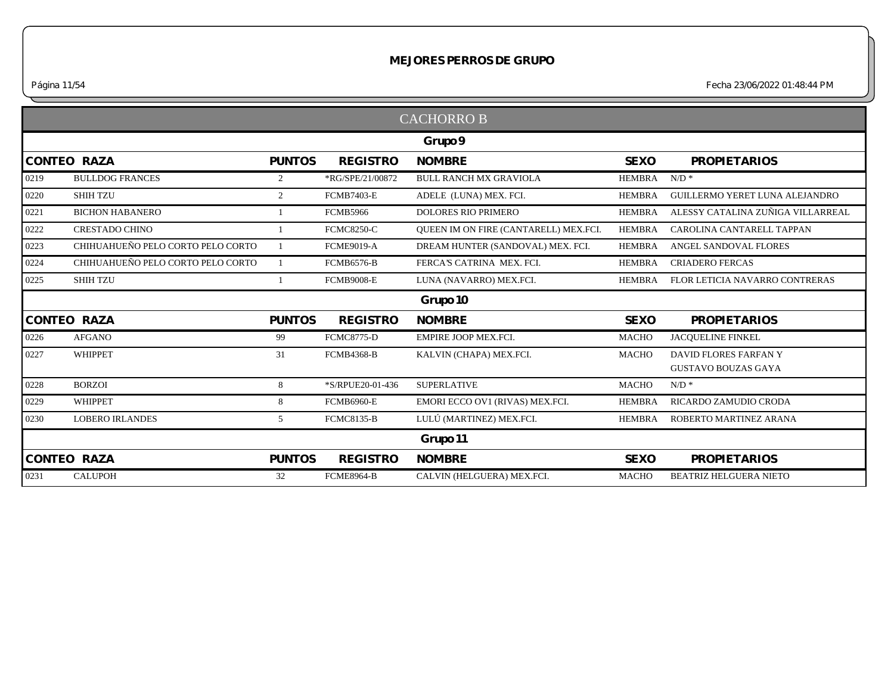# MEJORES PERROS DE GRUPO

## CACHORRO B

### Grupo 9

| CONTEO | RAZA | PUNTOS | REGISTRO | NOMBRE | SEXO | PROPIETARIOS |
|---|---|---|---|---|---|---|
| 0219 | BULLDOG FRANCES | 2 | *RG/SPE/21/00872 | BULL RANCH MX GRAVIOLA | HEMBRA | N/D * |
| 0220 | SHIH TZU | 2 | FCMB7403-E | ADELE (LUNA) MEX. FCI. | HEMBRA | GUILLERMO YERET LUNA ALEJANDRO |
| 0221 | BICHON HABANERO | 1 | FCMB5966 | DOLORES RIO PRIMERO | HEMBRA | ALESSY CATALINA ZUÑIGA VILLARREAL |
| 0222 | CRESTADO CHINO | 1 | FCMC8250-C | QUEEN IM ON FIRE (CANTARELL) MEX.FCI. | HEMBRA | CAROLINA CANTARELL TAPPAN |
| 0223 | CHIHUAHUEÑO PELO CORTO PELO CORTO | 1 | FCME9019-A | DREAM HUNTER (SANDOVAL) MEX. FCI. | HEMBRA | ANGEL SANDOVAL FLORES |
| 0224 | CHIHUAHUEÑO PELO CORTO PELO CORTO | 1 | FCMB6576-B | FERCA'S CATRINA MEX. FCI. | HEMBRA | CRIADERO FERCAS |
| 0225 | SHIH TZU | 1 | FCMB9008-E | LUNA (NAVARRO) MEX.FCI. | HEMBRA | FLOR LETICIA NAVARRO CONTRERAS |

### Grupo 10

| CONTEO | RAZA | PUNTOS | REGISTRO | NOMBRE | SEXO | PROPIETARIOS |
|---|---|---|---|---|---|---|
| 0226 | AFGANO | 99 | FCMC8775-D | EMPIRE JOOP MEX.FCI. | MACHO | JACQUELINE FINKEL |
| 0227 | WHIPPET | 31 | FCMB4368-B | KALVIN (CHAPA) MEX.FCI. | MACHO | DAVID FLORES FARFAN Y GUSTAVO BOUZAS GAYA |
| 0228 | BORZOI | 8 | *S/RPUE20-01-436 | SUPERLATIVE | MACHO | N/D * |
| 0229 | WHIPPET | 8 | FCMB6960-E | EMORI ECCO OV1 (RIVAS) MEX.FCI. | HEMBRA | RICARDO ZAMUDIO CRODA |
| 0230 | LOBERO IRLANDES | 5 | FCMC8135-B | LULÚ (MARTINEZ) MEX.FCI. | HEMBRA | ROBERTO MARTINEZ ARANA |

### Grupo 11

| CONTEO | RAZA | PUNTOS | REGISTRO | NOMBRE | SEXO | PROPIETARIOS |
|---|---|---|---|---|---|---|
| 0231 | CALUPOH | 32 | FCME8964-B | CALVIN (HELGUERA) MEX.FCI. | MACHO | BEATRIZ HELGUERA NIETO |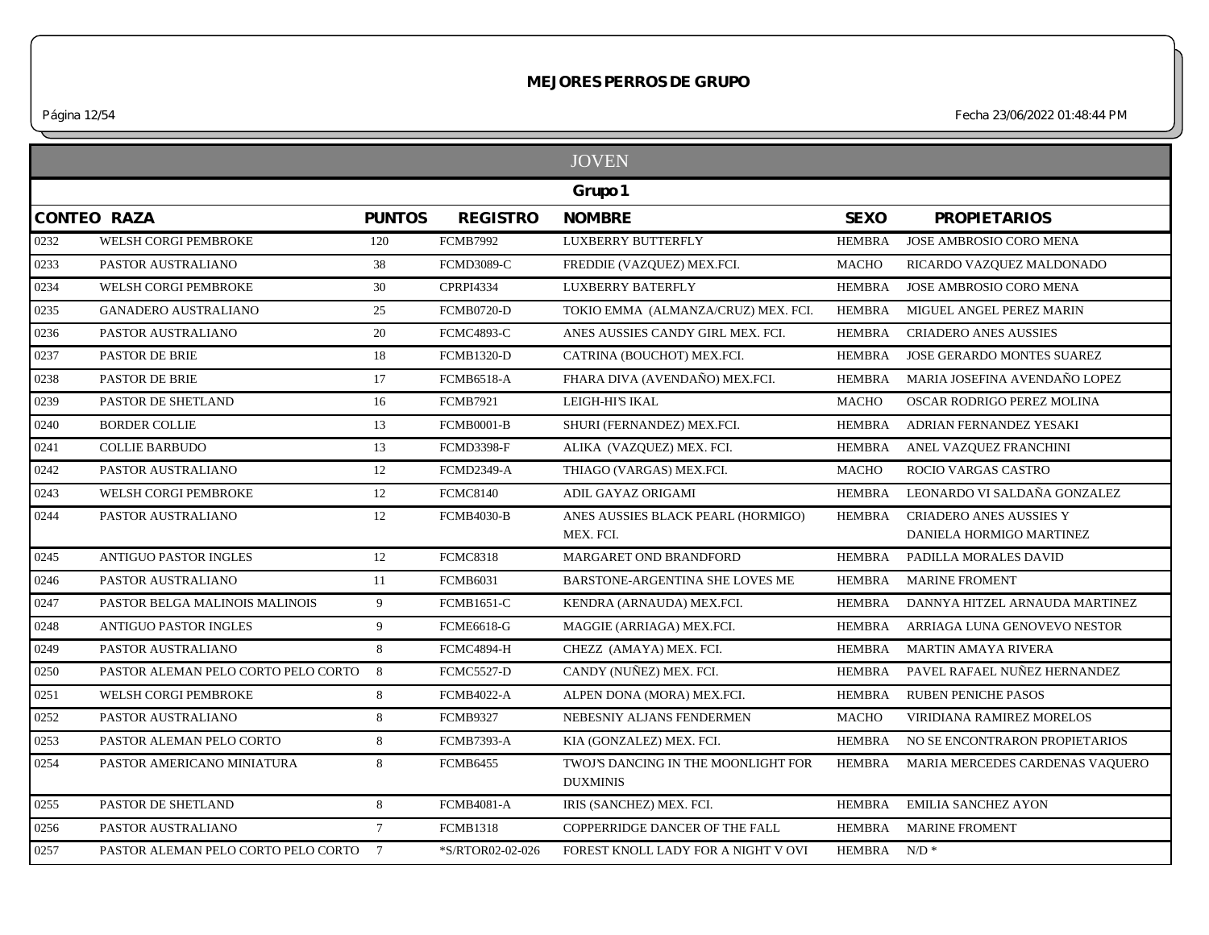# MEJORES PERROS DE GRUPO

Fecha 23/06/2022 01:48:44 PM

## JOVEN

### Grupo 1

| CONTEO | RAZA | PUNTOS | REGISTRO | NOMBRE | SEXO | PROPIETARIOS |
|---|---|---|---|---|---|---|
| 0232 | WELSH CORGI PEMBROKE | 120 | FCMB7992 | LUXBERRY BUTTERFLY | HEMBRA | JOSE AMBROSIO CORO MENA |
| 0233 | PASTOR AUSTRALIANO | 38 | FCMD3089-C | FREDDIE (VAZQUEZ) MEX.FCI. | MACHO | RICARDO VAZQUEZ MALDONADO |
| 0234 | WELSH CORGI PEMBROKE | 30 | CPRPI4334 | LUXBERRY BATERFLY | HEMBRA | JOSE AMBROSIO CORO MENA |
| 0235 | GANADERO AUSTRALIANO | 25 | FCMB0720-D | TOKIO EMMA (ALMANZA/CRUZ) MEX. FCI. | HEMBRA | MIGUEL ANGEL PEREZ MARIN |
| 0236 | PASTOR AUSTRALIANO | 20 | FCMC4893-C | ANES AUSSIES CANDY GIRL MEX. FCI. | HEMBRA | CRIADERO ANES AUSSIES |
| 0237 | PASTOR DE BRIE | 18 | FCMB1320-D | CATRINA (BOUCHOT) MEX.FCI. | HEMBRA | JOSE GERARDO MONTES SUAREZ |
| 0238 | PASTOR DE BRIE | 17 | FCMB6518-A | FHARA DIVA (AVENDAÑO) MEX.FCI. | HEMBRA | MARIA JOSEFINA AVENDAÑO LOPEZ |
| 0239 | PASTOR DE SHETLAND | 16 | FCMB7921 | LEIGH-HI'S IKAL | MACHO | OSCAR RODRIGO PEREZ MOLINA |
| 0240 | BORDER COLLIE | 13 | FCMB0001-B | SHURI (FERNANDEZ) MEX.FCI. | HEMBRA | ADRIAN FERNANDEZ YESAKI |
| 0241 | COLLIE BARBUDO | 13 | FCMD3398-F | ALIKA (VAZQUEZ) MEX. FCI. | HEMBRA | ANEL VAZQUEZ FRANCHINI |
| 0242 | PASTOR AUSTRALIANO | 12 | FCMD2349-A | THIAGO (VARGAS) MEX.FCI. | MACHO | ROCIO VARGAS CASTRO |
| 0243 | WELSH CORGI PEMBROKE | 12 | FCMC8140 | ADIL GAYAZ ORIGAMI | HEMBRA | LEONARDO VI SALDAÑA GONZALEZ |
| 0244 | PASTOR AUSTRALIANO | 12 | FCMB4030-B | ANES AUSSIES BLACK PEARL (HORMIGO) MEX. FCI. | HEMBRA | CRIADERO ANES AUSSIES Y DANIELA HORMIGO MARTINEZ |
| 0245 | ANTIGUO PASTOR INGLES | 12 | FCMC8318 | MARGARET OND BRANDFORD | HEMBRA | PADILLA MORALES DAVID |
| 0246 | PASTOR AUSTRALIANO | 11 | FCMB6031 | BARSTONE-ARGENTINA SHE LOVES ME | HEMBRA | MARINE FROMENT |
| 0247 | PASTOR BELGA MALINOIS MALINOIS | 9 | FCMB1651-C | KENDRA (ARNAUDA) MEX.FCI. | HEMBRA | DANNYA HITZEL ARNAUDA MARTINEZ |
| 0248 | ANTIGUO PASTOR INGLES | 9 | FCME6618-G | MAGGIE (ARRIAGA) MEX.FCI. | HEMBRA | ARRIAGA LUNA GENOVEVO NESTOR |
| 0249 | PASTOR AUSTRALIANO | 8 | FCMC4894-H | CHEZZ (AMAYA) MEX. FCI. | HEMBRA | MARTIN AMAYA RIVERA |
| 0250 | PASTOR ALEMAN PELO CORTO PELO CORTO | 8 | FCMC5527-D | CANDY (NUÑEZ) MEX. FCI. | HEMBRA | PAVEL RAFAEL NUÑEZ HERNANDEZ |
| 0251 | WELSH CORGI PEMBROKE | 8 | FCMB4022-A | ALPEN DONA (MORA) MEX.FCI. | HEMBRA | RUBEN PENICHE PASOS |
| 0252 | PASTOR AUSTRALIANO | 8 | FCMB9327 | NEBESNIY ALJANS FENDERMEN | MACHO | VIRIDIANA RAMIREZ MORELOS |
| 0253 | PASTOR ALEMAN PELO CORTO | 8 | FCMB7393-A | KIA (GONZALEZ) MEX. FCI. | HEMBRA | NO SE ENCONTRARON PROPIETARIOS |
| 0254 | PASTOR AMERICANO MINIATURA | 8 | FCMB6455 | TWOJ'S DANCING IN THE MOONLIGHT FOR DUXMINIS | HEMBRA | MARIA MERCEDES CARDENAS VAQUERO |
| 0255 | PASTOR DE SHETLAND | 8 | FCMB4081-A | IRIS (SANCHEZ) MEX. FCI. | HEMBRA | EMILIA SANCHEZ AYON |
| 0256 | PASTOR AUSTRALIANO | 7 | FCMB1318 | COPPERRIDGE DANCER OF THE FALL | HEMBRA | MARINE FROMENT |
| 0257 | PASTOR ALEMAN PELO CORTO PELO CORTO | 7 | *S/RTOR02-02-026 | FOREST KNOLL LADY FOR A NIGHT V OVI | HEMBRA | N/D * |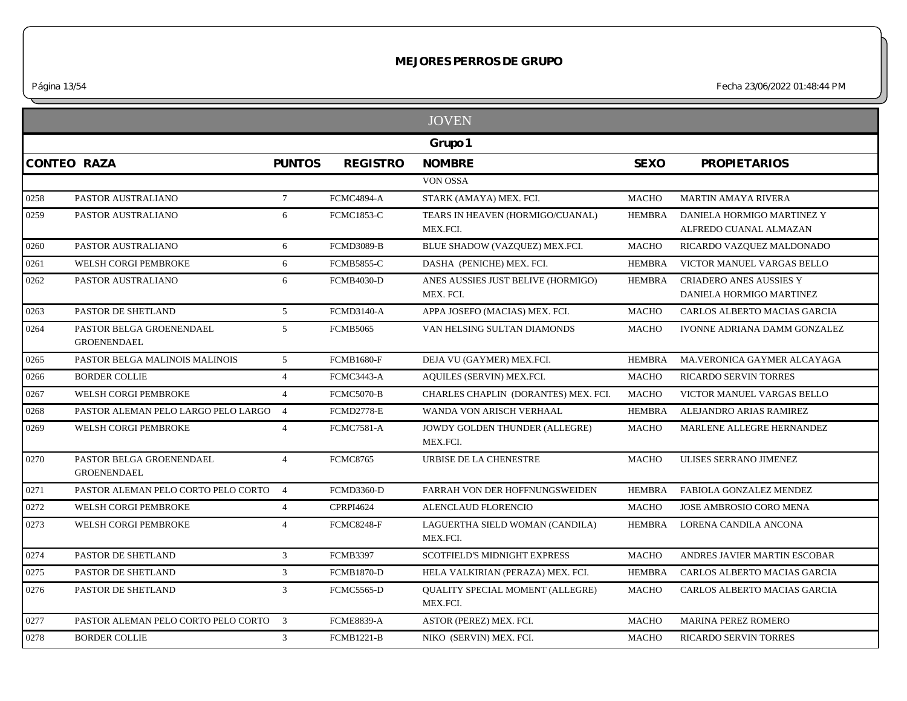# MEJORES PERROS DE GRUPO

## JOVEN

### Grupo 1

| CONTEO | RAZA | PUNTOS | REGISTRO | NOMBRE | SEXO | PROPIETARIOS |
|---|---|---|---|---|---|---|
| | | | | VON OSSA | | |
| 0258 | PASTOR AUSTRALIANO | 7 | FCMC4894-A | STARK (AMAYA) MEX. FCI. | MACHO | MARTIN AMAYA RIVERA |
| 0259 | PASTOR AUSTRALIANO | 6 | FCMC1853-C | TEARS IN HEAVEN (HORMIGO/CUANAL) MEX.FCI. | HEMBRA | DANIELA HORMIGO MARTINEZ Y ALFREDO CUANAL ALMAZAN |
| 0260 | PASTOR AUSTRALIANO | 6 | FCMD3089-B | BLUE SHADOW (VAZQUEZ) MEX.FCI. | MACHO | RICARDO VAZQUEZ MALDONADO |
| 0261 | WELSH CORGI PEMBROKE | 6 | FCMB5855-C | DASHA (PENICHE) MEX. FCI. | HEMBRA | VICTOR MANUEL VARGAS BELLO |
| 0262 | PASTOR AUSTRALIANO | 6 | FCMB4030-D | ANES AUSSIES JUST BELIVE (HORMIGO) MEX. FCI. | HEMBRA | CRIADERO ANES AUSSIES Y DANIELA HORMIGO MARTINEZ |
| 0263 | PASTOR DE SHETLAND | 5 | FCMD3140-A | APPA JOSEFO (MACIAS) MEX. FCI. | MACHO | CARLOS ALBERTO MACIAS GARCIA |
| 0264 | PASTOR BELGA GROENENDAEL GROENENDAEL | 5 | FCMB5065 | VAN HELSING SULTAN DIAMONDS | MACHO | IVONNE ADRIANA DAMM GONZALEZ |
| 0265 | PASTOR BELGA MALINOIS MALINOIS | 5 | FCMB1680-F | DEJA VU (GAYMER) MEX.FCI. | HEMBRA | MA.VERONICA GAYMER ALCAYAGA |
| 0266 | BORDER COLLIE | 4 | FCMC3443-A | AQUILES (SERVIN) MEX.FCI. | MACHO | RICARDO SERVIN TORRES |
| 0267 | WELSH CORGI PEMBROKE | 4 | FCMC5070-B | CHARLES CHAPLIN (DORANTES) MEX. FCI. | MACHO | VICTOR MANUEL VARGAS BELLO |
| 0268 | PASTOR ALEMAN PELO LARGO PELO LARGO | 4 | FCMD2778-E | WANDA VON ARISCH VERHAAL | HEMBRA | ALEJANDRO ARIAS RAMIREZ |
| 0269 | WELSH CORGI PEMBROKE | 4 | FCMC7581-A | JOWDY GOLDEN THUNDER (ALLEGRE) MEX.FCI. | MACHO | MARLENE ALLEGRE HERNANDEZ |
| 0270 | PASTOR BELGA GROENENDAEL GROENENDAEL | 4 | FCMC8765 | URBISE DE LA CHENESTRE | MACHO | ULISES SERRANO JIMENEZ |
| 0271 | PASTOR ALEMAN PELO CORTO PELO CORTO | 4 | FCMD3360-D | FARRAH VON DER HOFFNUNGSWEIDEN | HEMBRA | FABIOLA GONZALEZ MENDEZ |
| 0272 | WELSH CORGI PEMBROKE | 4 | CPRPI4624 | ALENCLAUD FLORENCIO | MACHO | JOSE AMBROSIO CORO MENA |
| 0273 | WELSH CORGI PEMBROKE | 4 | FCMC8248-F | LAGUERTHA SIELD WOMAN (CANDILA) MEX.FCI. | HEMBRA | LORENA CANDILA ANCONA |
| 0274 | PASTOR DE SHETLAND | 3 | FCMB3397 | SCOTFIELD'S MIDNIGHT EXPRESS | MACHO | ANDRES JAVIER MARTIN ESCOBAR |
| 0275 | PASTOR DE SHETLAND | 3 | FCMB1870-D | HELA VALKIRIAN (PERAZA) MEX. FCI. | HEMBRA | CARLOS ALBERTO MACIAS GARCIA |
| 0276 | PASTOR DE SHETLAND | 3 | FCMC5565-D | QUALITY SPECIAL MOMENT (ALLEGRE) MEX.FCI. | MACHO | CARLOS ALBERTO MACIAS GARCIA |
| 0277 | PASTOR ALEMAN PELO CORTO PELO CORTO | 3 | FCME8839-A | ASTOR (PEREZ) MEX. FCI. | MACHO | MARINA PEREZ ROMERO |
| 0278 | BORDER COLLIE | 3 | FCMB1221-B | NIKO (SERVIN) MEX. FCI. | MACHO | RICARDO SERVIN TORRES |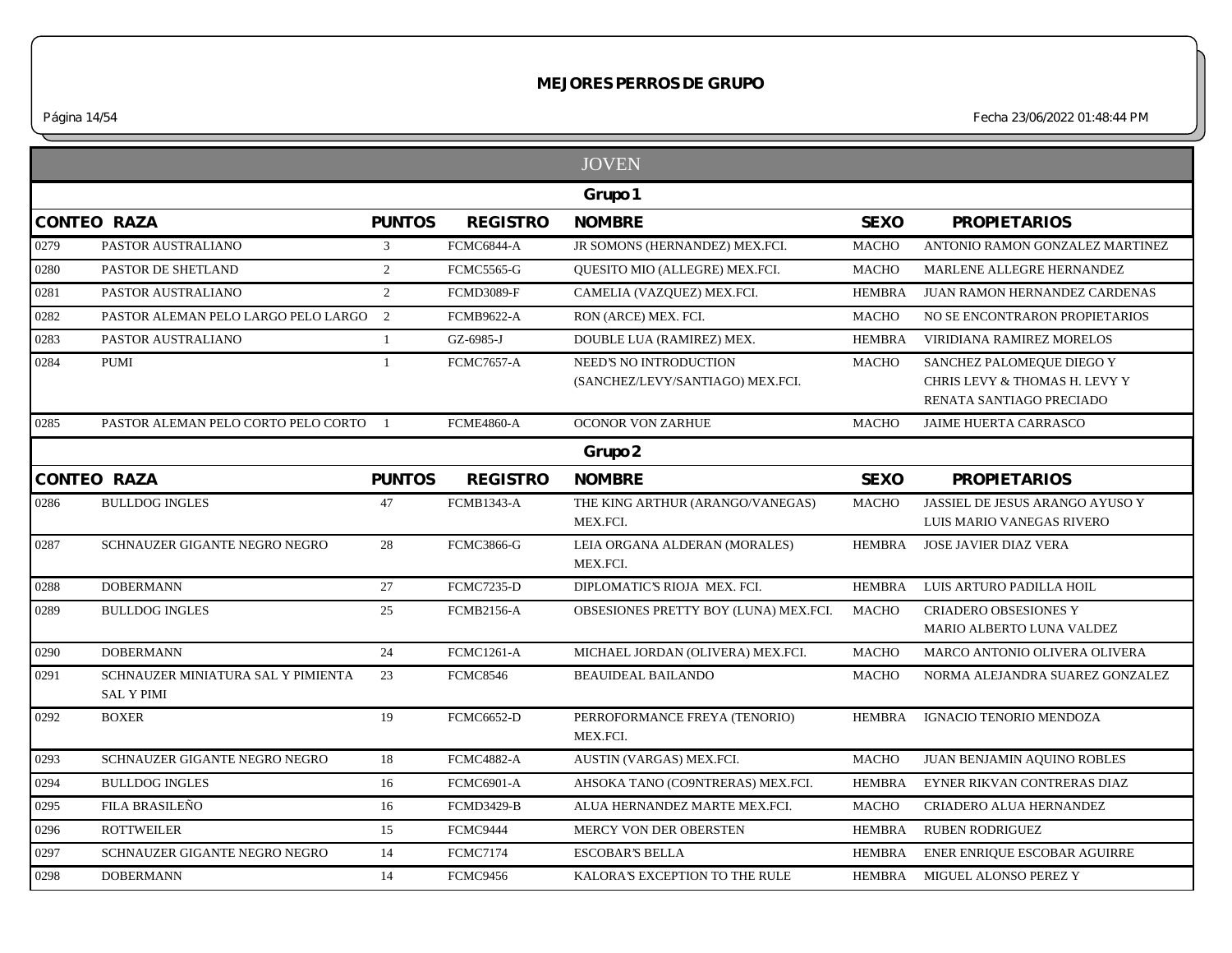# MEJORES PERROS DE GRUPO

Fecha 23/06/2022 01:48:44 PM

## JOVEN

### Grupo 1

| CONTEO | RAZA | PUNTOS | REGISTRO | NOMBRE | SEXO | PROPIETARIOS |
|---|---|---|---|---|---|---|
| 0279 | PASTOR AUSTRALIANO | 3 | FCMC6844-A | JR SOMONS (HERNANDEZ) MEX.FCI. | MACHO | ANTONIO RAMON GONZALEZ MARTINEZ |
| 0280 | PASTOR DE SHETLAND | 2 | FCMC5565-G | QUESITO MIO (ALLEGRE) MEX.FCI. | MACHO | MARLENE ALLEGRE HERNANDEZ |
| 0281 | PASTOR AUSTRALIANO | 2 | FCMD3089-F | CAMELIA (VAZQUEZ) MEX.FCI. | HEMBRA | JUAN RAMON HERNANDEZ CARDENAS |
| 0282 | PASTOR ALEMAN PELO LARGO PELO LARGO | 2 | FCMB9622-A | RON (ARCE) MEX. FCI. | MACHO | NO SE ENCONTRARON PROPIETARIOS |
| 0283 | PASTOR AUSTRALIANO | 1 | GZ-6985-J | DOUBLE LUA (RAMIREZ) MEX. | HEMBRA | VIRIDIANA RAMIREZ MORELOS |
| 0284 | PUMI | 1 | FCMC7657-A | NEED'S NO INTRODUCTION (SANCHEZ/LEVY/SANTIAGO) MEX.FCI. | MACHO | SANCHEZ PALOMEQUE DIEGO Y CHRIS LEVY & THOMAS H. LEVY Y RENATA SANTIAGO PRECIADO |
| 0285 | PASTOR ALEMAN PELO CORTO PELO CORTO | 1 | FCME4860-A | OCONOR VON ZARHUE | MACHO | JAIME HUERTA CARRASCO |

### Grupo 2

| CONTEO | RAZA | PUNTOS | REGISTRO | NOMBRE | SEXO | PROPIETARIOS |
|---|---|---|---|---|---|---|
| 0286 | BULLDOG INGLES | 47 | FCMB1343-A | THE KING ARTHUR (ARANGO/VANEGAS) MEX.FCI. | MACHO | JASSIEL DE JESUS ARANGO AYUSO Y LUIS MARIO VANEGAS RIVERO |
| 0287 | SCHNAUZER GIGANTE NEGRO NEGRO | 28 | FCMC3866-G | LEIA ORGANA ALDERAN (MORALES) MEX.FCI. | HEMBRA | JOSE JAVIER DIAZ VERA |
| 0288 | DOBERMANN | 27 | FCMC7235-D | DIPLOMATIC'S RIOJA MEX. FCI. | HEMBRA | LUIS ARTURO PADILLA HOIL |
| 0289 | BULLDOG INGLES | 25 | FCMB2156-A | OBSESIONES PRETTY BOY (LUNA) MEX.FCI. | MACHO | CRIADERO OBSESIONES Y MARIO ALBERTO LUNA VALDEZ |
| 0290 | DOBERMANN | 24 | FCMC1261-A | MICHAEL JORDAN (OLIVERA) MEX.FCI. | MACHO | MARCO ANTONIO OLIVERA OLIVERA |
| 0291 | SCHNAUZER MINIATURA SAL Y PIMIENTA SAL Y PIMI | 23 | FCMC8546 | BEAUIDEAL BAILANDO | MACHO | NORMA ALEJANDRA SUAREZ GONZALEZ |
| 0292 | BOXER | 19 | FCMC6652-D | PERROFORMANCE FREYA (TENORIO) MEX.FCI. | HEMBRA | IGNACIO TENORIO MENDOZA |
| 0293 | SCHNAUZER GIGANTE NEGRO NEGRO | 18 | FCMC4882-A | AUSTIN (VARGAS) MEX.FCI. | MACHO | JUAN BENJAMIN AQUINO ROBLES |
| 0294 | BULLDOG INGLES | 16 | FCMC6901-A | AHSOKA TANO (CO9NTRERAS) MEX.FCI. | HEMBRA | EYNER RIKVAN CONTRERAS DIAZ |
| 0295 | FILA BRASILEÑO | 16 | FCMD3429-B | ALUA HERNANDEZ MARTE MEX.FCI. | MACHO | CRIADERO ALUA HERNANDEZ |
| 0296 | ROTTWEILER | 15 | FCMC9444 | MERCY VON DER OBERSTEN | HEMBRA | RUBEN RODRIGUEZ |
| 0297 | SCHNAUZER GIGANTE NEGRO NEGRO | 14 | FCMC7174 | ESCOBAR'S BELLA | HEMBRA | ENER ENRIQUE ESCOBAR AGUIRRE |
| 0298 | DOBERMANN | 14 | FCMC9456 | KALORA'S EXCEPTION TO THE RULE | HEMBRA | MIGUEL ALONSO PEREZ Y |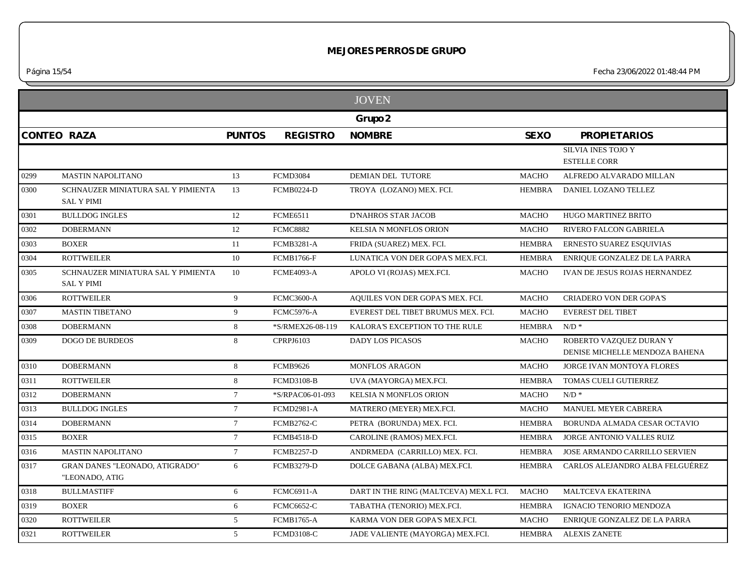## MEJORES PERROS DE GRUPO

Página 15/54 Fecha 23/06/2022 01:48:44 PM

### JOVEN

#### Grupo 2

| CONTEO | RAZA | PUNTOS | REGISTRO | NOMBRE | SEXO | PROPIETARIOS |
|---|---|---|---|---|---|---|
| | | | | | | SILVIA INES TOJO Y ESTELLE CORR |
| 0299 | MASTIN NAPOLITANO | 13 | FCMD3084 | DEMIAN DEL TUTORE | MACHO | ALFREDO ALVARADO MILLAN |
| 0300 | SCHNAUZER MINIATURA SAL Y PIMIENTA SAL Y PIMI | 13 | FCMB0224-D | TROYA (LOZANO) MEX. FCI. | HEMBRA | DANIEL LOZANO TELLEZ |
| 0301 | BULLDOG INGLES | 12 | FCME6511 | D'NAHROS STAR JACOB | MACHO | HUGO MARTINEZ BRITO |
| 0302 | DOBERMANN | 12 | FCMC8882 | KELSIA N MONFLOS ORION | MACHO | RIVERO FALCON GABRIELA |
| 0303 | BOXER | 11 | FCMB3281-A | FRIDA (SUAREZ) MEX. FCI. | HEMBRA | ERNESTO SUAREZ ESQUIVIAS |
| 0304 | ROTTWEILER | 10 | FCMB1766-F | LUNATICA VON DER GOPA'S MEX.FCI. | HEMBRA | ENRIQUE GONZALEZ DE LA PARRA |
| 0305 | SCHNAUZER MINIATURA SAL Y PIMIENTA SAL Y PIMI | 10 | FCME4093-A | APOLO VI (ROJAS) MEX.FCI. | MACHO | IVAN DE JESUS ROJAS HERNANDEZ |
| 0306 | ROTTWEILER | 9 | FCMC3600-A | AQUILES VON DER GOPA'S MEX. FCI. | MACHO | CRIADERO VON DER GOPA'S |
| 0307 | MASTIN TIBETANO | 9 | FCMC5976-A | EVEREST DEL TIBET BRUMUS MEX. FCI. | MACHO | EVEREST DEL TIBET |
| 0308 | DOBERMANN | 8 | *S/RMEX26-08-119 | KALORA'S EXCEPTION TO THE RULE | HEMBRA | N/D * |
| 0309 | DOGO DE BURDEOS | 8 | CPRPJ6103 | DADY LOS PICASOS | MACHO | ROBERTO VAZQUEZ DURAN Y DENISE MICHELLE MENDOZA BAHENA |
| 0310 | DOBERMANN | 8 | FCMB9626 | MONFLOS ARAGON | MACHO | JORGE IVAN MONTOYA FLORES |
| 0311 | ROTTWEILER | 8 | FCMD3108-B | UVA (MAYORGA) MEX.FCI. | HEMBRA | TOMAS CUELI GUTIERREZ |
| 0312 | DOBERMANN | 7 | *S/RPAC06-01-093 | KELSIA N MONFLOS ORION | MACHO | N/D * |
| 0313 | BULLDOG INGLES | 7 | FCMD2981-A | MATRERO (MEYER) MEX.FCI. | MACHO | MANUEL MEYER CABRERA |
| 0314 | DOBERMANN | 7 | FCMB2762-C | PETRA (BORUNDA) MEX. FCI. | HEMBRA | BORUNDA ALMADA CESAR OCTAVIO |
| 0315 | BOXER | 7 | FCMB4518-D | CAROLINE (RAMOS) MEX.FCI. | HEMBRA | JORGE ANTONIO VALLES RUIZ |
| 0316 | MASTIN NAPOLITANO | 7 | FCMB2257-D | ANDRMEDA (CARRILLO) MEX. FCI. | HEMBRA | JOSE ARMANDO CARRILLO SERVIEN |
| 0317 | GRAN DANES "LEONADO, ATIGRADO" "LEONADO, ATIG | 6 | FCMB3279-D | DOLCE GABANA (ALBA) MEX.FCI. | HEMBRA | CARLOS ALEJANDRO ALBA FELGUÉREZ |
| 0318 | BULLMASTIFF | 6 | FCMC6911-A | DART IN THE RING (MALTCEVA) MEX.L FCI. | MACHO | MALTCEVA EKATERINA |
| 0319 | BOXER | 6 | FCMC6652-C | TABATHA (TENORIO) MEX.FCI. | HEMBRA | IGNACIO TENORIO MENDOZA |
| 0320 | ROTTWEILER | 5 | FCMB1765-A | KARMA VON DER GOPA'S MEX.FCI. | MACHO | ENRIQUE GONZALEZ DE LA PARRA |
| 0321 | ROTTWEILER | 5 | FCMD3108-C | JADE VALIENTE (MAYORGA) MEX.FCI. | HEMBRA | ALEXIS ZANETE |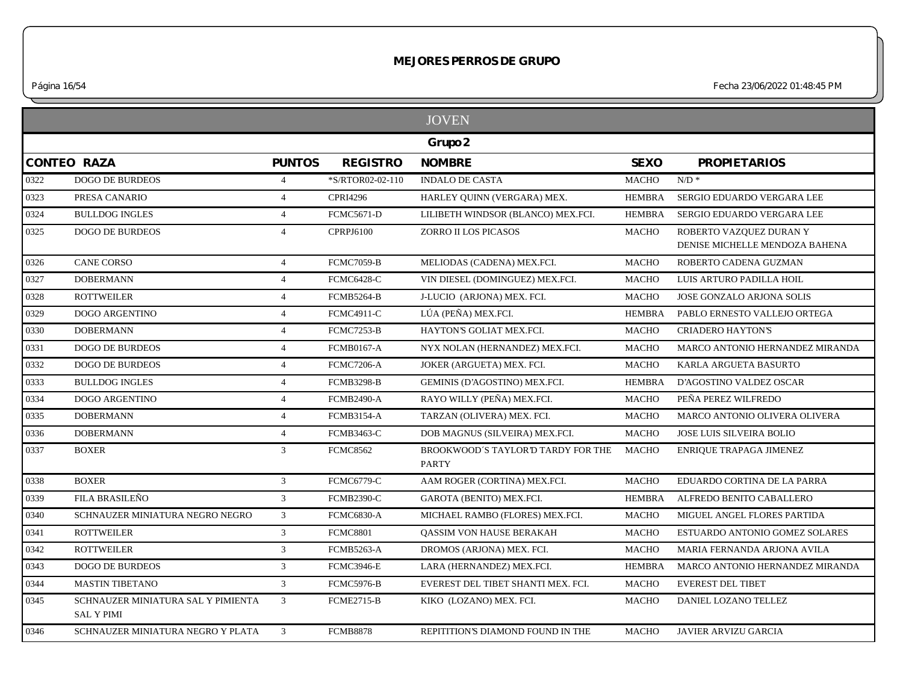# MEJORES PERROS DE GRUPO

## JOVEN

### Grupo 2

| CONTEO | RAZA | PUNTOS | REGISTRO | NOMBRE | SEXO | PROPIETARIOS |
|---|---|---|---|---|---|---|
| 0322 | DOGO DE BURDEOS | 4 | *S/RTOR02-02-110 | INDALO DE CASTA | MACHO | N/D * |
| 0323 | PRESA CANARIO | 4 | CPRI4296 | HARLEY QUINN (VERGARA) MEX. | HEMBRA | SERGIO EDUARDO VERGARA LEE |
| 0324 | BULLDOG INGLES | 4 | FCMC5671-D | LILIBETH WINDSOR (BLANCO) MEX.FCI. | HEMBRA | SERGIO EDUARDO VERGARA LEE |
| 0325 | DOGO DE BURDEOS | 4 | CPRPJ6100 | ZORRO II LOS PICASOS | MACHO | ROBERTO VAZQUEZ DURAN Y DENISE MICHELLE MENDOZA BAHENA |
| 0326 | CANE CORSO | 4 | FCMC7059-B | MELIODAS (CADENA) MEX.FCI. | MACHO | ROBERTO CADENA GUZMAN |
| 0327 | DOBERMANN | 4 | FCMC6428-C | VIN DIESEL (DOMINGUEZ) MEX.FCI. | MACHO | LUIS ARTURO PADILLA HOIL |
| 0328 | ROTTWEILER | 4 | FCMB5264-B | J-LUCIO (ARJONA) MEX. FCI. | MACHO | JOSE GONZALO ARJONA SOLIS |
| 0329 | DOGO ARGENTINO | 4 | FCMC4911-C | LÚA (PEÑA) MEX.FCI. | HEMBRA | PABLO ERNESTO VALLEJO ORTEGA |
| 0330 | DOBERMANN | 4 | FCMC7253-B | HAYTON'S GOLIAT MEX.FCI. | MACHO | CRIADERO HAYTON'S |
| 0331 | DOGO DE BURDEOS | 4 | FCMB0167-A | NYX NOLAN (HERNANDEZ) MEX.FCI. | MACHO | MARCO ANTONIO HERNANDEZ MIRANDA |
| 0332 | DOGO DE BURDEOS | 4 | FCMC7206-A | JOKER (ARGUETA) MEX. FCI. | MACHO | KARLA ARGUETA BASURTO |
| 0333 | BULLDOG INGLES | 4 | FCMB3298-B | GEMINIS (D'AGOSTINO) MEX.FCI. | HEMBRA | D'AGOSTINO VALDEZ OSCAR |
| 0334 | DOGO ARGENTINO | 4 | FCMB2490-A | RAYO WILLY (PEÑA) MEX.FCI. | MACHO | PEÑA PEREZ WILFREDO |
| 0335 | DOBERMANN | 4 | FCMB3154-A | TARZAN (OLIVERA) MEX. FCI. | MACHO | MARCO ANTONIO OLIVERA OLIVERA |
| 0336 | DOBERMANN | 4 | FCMB3463-C | DOB MAGNUS (SILVEIRA) MEX.FCI. | MACHO | JOSE LUIS SILVEIRA BOLIO |
| 0337 | BOXER | 3 | FCMC8562 | BROOKWOOD´S TAYLOR'D TARDY FOR THE PARTY | MACHO | ENRIQUE TRAPAGA JIMENEZ |
| 0338 | BOXER | 3 | FCMC6779-C | AAM ROGER (CORTINA) MEX.FCI. | MACHO | EDUARDO CORTINA DE LA PARRA |
| 0339 | FILA BRASILEÑO | 3 | FCMB2390-C | GAROTA (BENITO) MEX.FCI. | HEMBRA | ALFREDO BENITO CABALLERO |
| 0340 | SCHNAUZER MINIATURA NEGRO NEGRO | 3 | FCMC6830-A | MICHAEL RAMBO (FLORES) MEX.FCI. | MACHO | MIGUEL ANGEL FLORES PARTIDA |
| 0341 | ROTTWEILER | 3 | FCMC8801 | QASSIM VON HAUSE BERAKAH | MACHO | ESTUARDO ANTONIO GOMEZ SOLARES |
| 0342 | ROTTWEILER | 3 | FCMB5263-A | DROMOS (ARJONA) MEX. FCI. | MACHO | MARIA FERNANDA ARJONA AVILA |
| 0343 | DOGO DE BURDEOS | 3 | FCMC3946-E | LARA (HERNANDEZ) MEX.FCI. | HEMBRA | MARCO ANTONIO HERNANDEZ MIRANDA |
| 0344 | MASTIN TIBETANO | 3 | FCMC5976-B | EVEREST DEL TIBET SHANTI MEX. FCI. | MACHO | EVEREST DEL TIBET |
| 0345 | SCHNAUZER MINIATURA SAL Y PIMIENTA SAL Y PIMI | 3 | FCME2715-B | KIKO (LOZANO) MEX. FCI. | MACHO | DANIEL LOZANO TELLEZ |
| 0346 | SCHNAUZER MINIATURA NEGRO Y PLATA | 3 | FCMB8878 | REPITITION'S DIAMOND FOUND IN THE | MACHO | JAVIER ARVIZU GARCIA |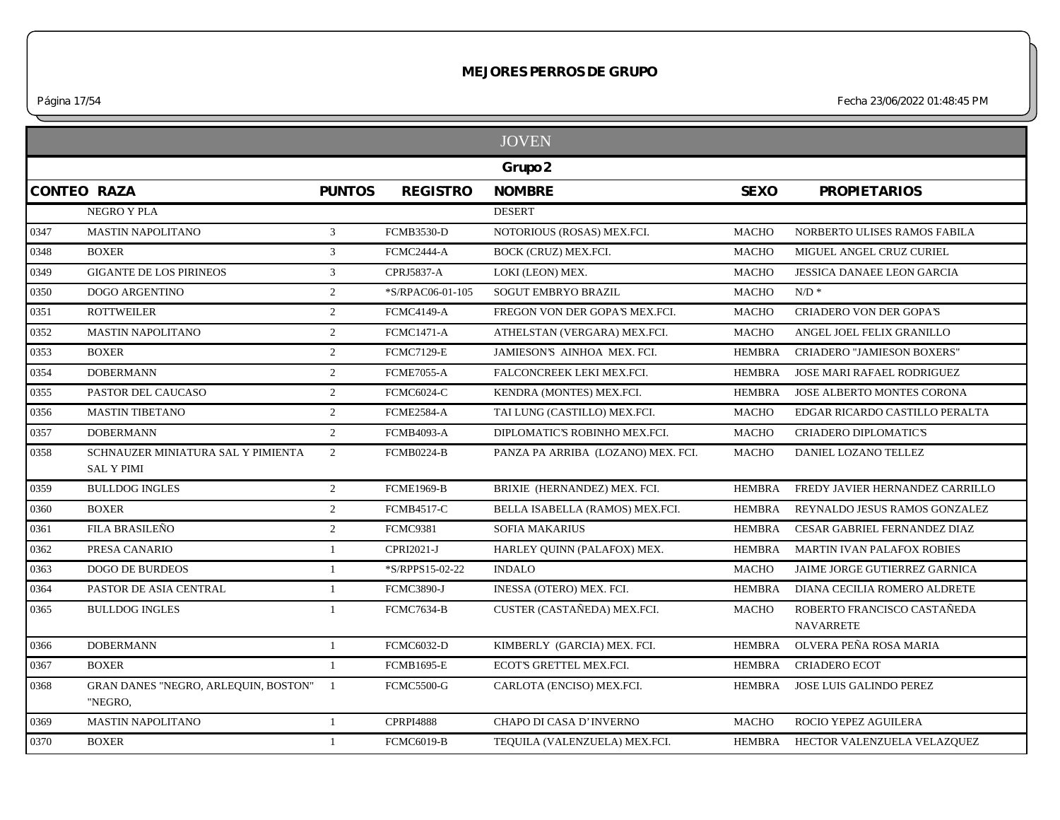## MEJORES PERROS DE GRUPO

Fecha 23/06/2022 01:48:45 PM

### JOVEN

#### Grupo 2

| CONTEO | RAZA | PUNTOS | REGISTRO | NOMBRE | SEXO | PROPIETARIOS |
|---|---|---|---|---|---|---|
| | NEGRO Y PLA | | | DESERT | | |
| 0347 | MASTIN NAPOLITANO | 3 | FCMB3530-D | NOTORIOUS (ROSAS) MEX.FCI. | MACHO | NORBERTO ULISES RAMOS FABILA |
| 0348 | BOXER | 3 | FCMC2444-A | BOCK (CRUZ) MEX.FCI. | MACHO | MIGUEL ANGEL CRUZ CURIEL |
| 0349 | GIGANTE DE LOS PIRINEOS | 3 | CPRJ5837-A | LOKI (LEON) MEX. | MACHO | JESSICA DANAEE LEON GARCIA |
| 0350 | DOGO ARGENTINO | 2 | *S/RPAC06-01-105 | SOGUT EMBRYO BRAZIL | MACHO | N/D * |
| 0351 | ROTTWEILER | 2 | FCMC4149-A | FREGON VON DER GOPA'S MEX.FCI. | MACHO | CRIADERO VON DER GOPA'S |
| 0352 | MASTIN NAPOLITANO | 2 | FCMC1471-A | ATHELSTAN (VERGARA) MEX.FCI. | MACHO | ANGEL JOEL FELIX GRANILLO |
| 0353 | BOXER | 2 | FCMC7129-E | JAMIESON'S AINHOA MEX. FCI. | HEMBRA | CRIADERO "JAMIESON BOXERS" |
| 0354 | DOBERMANN | 2 | FCME7055-A | FALCONCREEK LEKI MEX.FCI. | HEMBRA | JOSE MARI RAFAEL RODRIGUEZ |
| 0355 | PASTOR DEL CAUCASO | 2 | FCMC6024-C | KENDRA (MONTES) MEX.FCI. | HEMBRA | JOSE ALBERTO MONTES CORONA |
| 0356 | MASTIN TIBETANO | 2 | FCME2584-A | TAI LUNG (CASTILLO) MEX.FCI. | MACHO | EDGAR RICARDO CASTILLO PERALTA |
| 0357 | DOBERMANN | 2 | FCMB4093-A | DIPLOMATIC'S ROBINHO MEX.FCI. | MACHO | CRIADERO DIPLOMATIC'S |
| 0358 | SCHNAUZER MINIATURA SAL Y PIMIENTA SAL Y PIMI | 2 | FCMB0224-B | PANZA PA ARRIBA (LOZANO) MEX. FCI. | MACHO | DANIEL LOZANO TELLEZ |
| 0359 | BULLDOG INGLES | 2 | FCME1969-B | BRIXIE (HERNANDEZ) MEX. FCI. | HEMBRA | FREDY JAVIER HERNANDEZ CARRILLO |
| 0360 | BOXER | 2 | FCMB4517-C | BELLA ISABELLA (RAMOS) MEX.FCI. | HEMBRA | REYNALDO JESUS RAMOS GONZALEZ |
| 0361 | FILA BRASILEÑO | 2 | FCMC9381 | SOFIA MAKARIUS | HEMBRA | CESAR GABRIEL FERNANDEZ DIAZ |
| 0362 | PRESA CANARIO | 1 | CPRI2021-J | HARLEY QUINN (PALAFOX) MEX. | HEMBRA | MARTIN IVAN PALAFOX ROBIES |
| 0363 | DOGO DE BURDEOS | 1 | *S/RPPS15-02-22 | INDALO | MACHO | JAIME JORGE GUTIERREZ GARNICA |
| 0364 | PASTOR DE ASIA CENTRAL | 1 | FCMC3890-J | INESSA (OTERO) MEX. FCI. | HEMBRA | DIANA CECILIA ROMERO ALDRETE |
| 0365 | BULLDOG INGLES | 1 | FCMC7634-B | CUSTER (CASTAÑEDA) MEX.FCI. | MACHO | ROBERTO FRANCISCO CASTAÑEDA NAVARRETE |
| 0366 | DOBERMANN | 1 | FCMC6032-D | KIMBERLY (GARCIA) MEX. FCI. | HEMBRA | OLVERA PEÑA ROSA MARIA |
| 0367 | BOXER | 1 | FCMB1695-E | ECOT'S GRETTEL MEX.FCI. | HEMBRA | CRIADERO ECOT |
| 0368 | GRAN DANES "NEGRO, ARLEQUIN, BOSTON" "NEGRO, | 1 | FCMC5500-G | CARLOTA (ENCISO) MEX.FCI. | HEMBRA | JOSE LUIS GALINDO PEREZ |
| 0369 | MASTIN NAPOLITANO | 1 | CPRPI4888 | CHAPO DI CASA D'INVERNO | MACHO | ROCIO YEPEZ AGUILERA |
| 0370 | BOXER | 1 | FCMC6019-B | TEQUILA (VALENZUELA) MEX.FCI. | HEMBRA | HECTOR VALENZUELA VELAZQUEZ |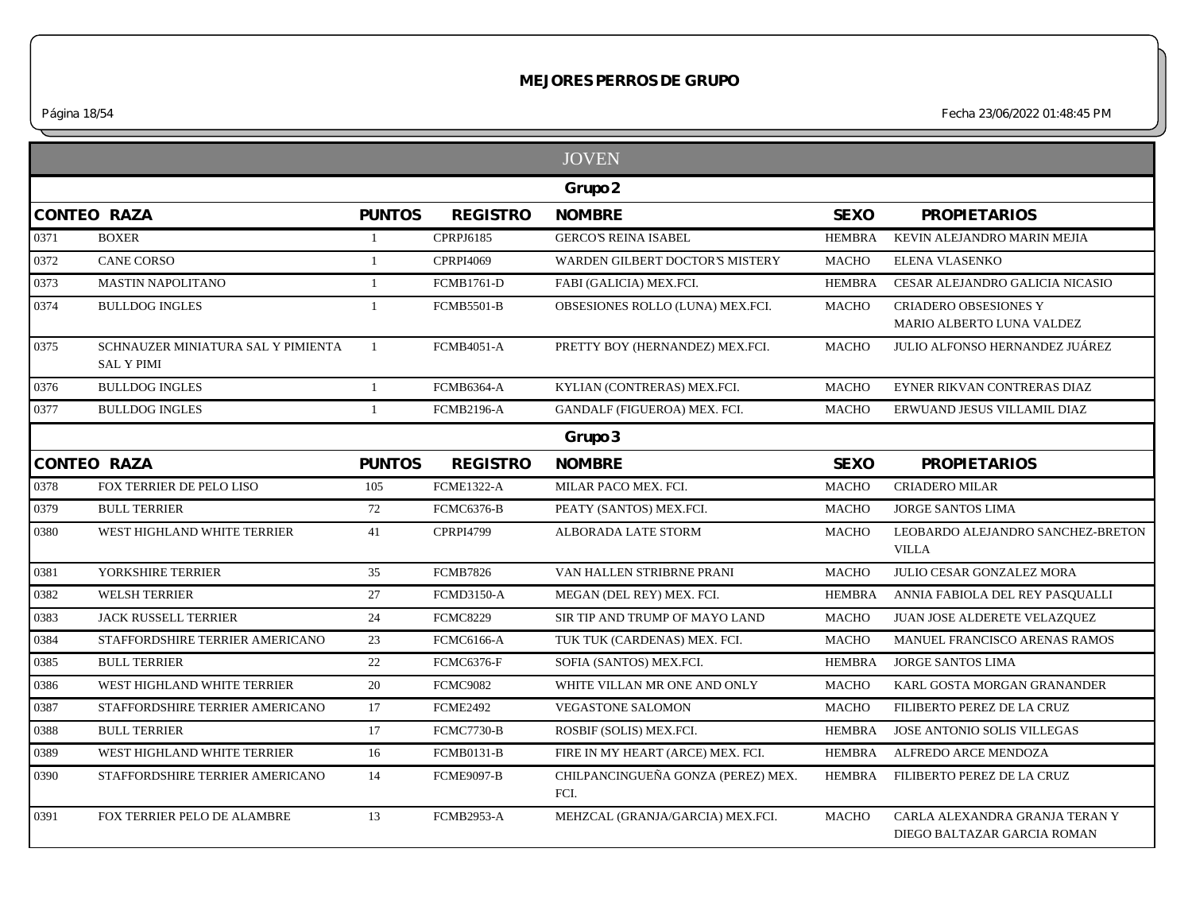# MEJORES PERROS DE GRUPO

## JOVEN

### Grupo 2

| CONTEO | RAZA | PUNTOS | REGISTRO | NOMBRE | SEXO | PROPIETARIOS |
|---|---|---|---|---|---|---|
| 0371 | BOXER | 1 | CPRPJ6185 | GERCO'S REINA ISABEL | HEMBRA | KEVIN ALEJANDRO MARIN MEJIA |
| 0372 | CANE CORSO | 1 | CPRPI4069 | WARDEN GILBERT DOCTOR'S MISTERY | MACHO | ELENA VLASENKO |
| 0373 | MASTIN NAPOLITANO | 1 | FCMB1761-D | FABI (GALICIA) MEX.FCI. | HEMBRA | CESAR ALEJANDRO GALICIA NICASIO |
| 0374 | BULLDOG INGLES | 1 | FCMB5501-B | OBSESIONES ROLLO (LUNA) MEX.FCI. | MACHO | CRIADERO OBSESIONES Y MARIO ALBERTO LUNA VALDEZ |
| 0375 | SCHNAUZER MINIATURA SAL Y PIMIENTA SAL Y PIMI | 1 | FCMB4051-A | PRETTY BOY (HERNANDEZ) MEX.FCI. | MACHO | JULIO ALFONSO HERNANDEZ JUÁREZ |
| 0376 | BULLDOG INGLES | 1 | FCMB6364-A | KYLIAN (CONTRERAS) MEX.FCI. | MACHO | EYNER RIKVAN CONTRERAS DIAZ |
| 0377 | BULLDOG INGLES | 1 | FCMB2196-A | GANDALF (FIGUEROA) MEX. FCI. | MACHO | ERWUAND JESUS VILLAMIL DIAZ |

### Grupo 3

| CONTEO | RAZA | PUNTOS | REGISTRO | NOMBRE | SEXO | PROPIETARIOS |
|---|---|---|---|---|---|---|
| 0378 | FOX TERRIER DE PELO LISO | 105 | FCME1322-A | MILAR PACO MEX. FCI. | MACHO | CRIADERO MILAR |
| 0379 | BULL TERRIER | 72 | FCMC6376-B | PEATY (SANTOS) MEX.FCI. | MACHO | JORGE SANTOS LIMA |
| 0380 | WEST HIGHLAND WHITE TERRIER | 41 | CPRPI4799 | ALBORADA LATE STORM | MACHO | LEOBARDO ALEJANDRO SANCHEZ-BRETON VILLA |
| 0381 | YORKSHIRE TERRIER | 35 | FCMB7826 | VAN HALLEN STRIBRNE PRANI | MACHO | JULIO CESAR GONZALEZ MORA |
| 0382 | WELSH TERRIER | 27 | FCMD3150-A | MEGAN (DEL REY) MEX. FCI. | HEMBRA | ANNIA FABIOLA DEL REY PASQUALLI |
| 0383 | JACK RUSSELL TERRIER | 24 | FCMC8229 | SIR TIP AND TRUMP OF MAYO LAND | MACHO | JUAN JOSE ALDERETE VELAZQUEZ |
| 0384 | STAFFORDSHIRE TERRIER AMERICANO | 23 | FCMC6166-A | TUK TUK (CARDENAS) MEX. FCI. | MACHO | MANUEL FRANCISCO ARENAS RAMOS |
| 0385 | BULL TERRIER | 22 | FCMC6376-F | SOFIA (SANTOS) MEX.FCI. | HEMBRA | JORGE SANTOS LIMA |
| 0386 | WEST HIGHLAND WHITE TERRIER | 20 | FCMC9082 | WHITE VILLAN MR ONE AND ONLY | MACHO | KARL GOSTA MORGAN GRANANDER |
| 0387 | STAFFORDSHIRE TERRIER AMERICANO | 17 | FCME2492 | VEGASTONE SALOMON | MACHO | FILIBERTO PEREZ DE LA CRUZ |
| 0388 | BULL TERRIER | 17 | FCMC7730-B | ROSBIF (SOLIS) MEX.FCI. | HEMBRA | JOSE ANTONIO SOLIS VILLEGAS |
| 0389 | WEST HIGHLAND WHITE TERRIER | 16 | FCMB0131-B | FIRE IN MY HEART (ARCE) MEX. FCI. | HEMBRA | ALFREDO ARCE MENDOZA |
| 0390 | STAFFORDSHIRE TERRIER AMERICANO | 14 | FCME9097-B | CHILPANCINGUEÑA GONZA (PEREZ) MEX. FCI. | HEMBRA | FILIBERTO PEREZ DE LA CRUZ |
| 0391 | FOX TERRIER PELO DE ALAMBRE | 13 | FCMB2953-A | MEHZCAL (GRANJA/GARCIA) MEX.FCI. | MACHO | CARLA ALEXANDRA GRANJA TERAN Y DIEGO BALTAZAR GARCIA ROMAN |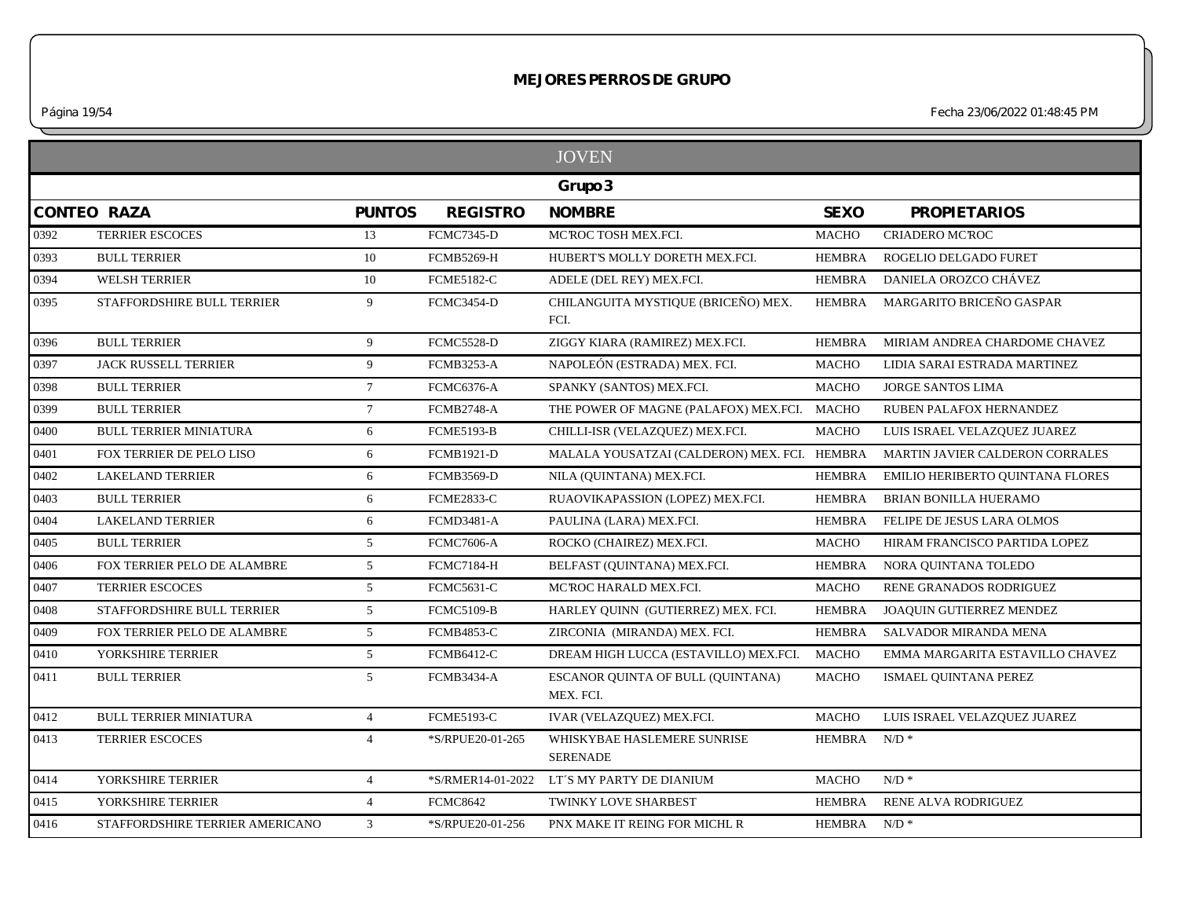# MEJORES PERROS DE GRUPO

Página 19/54 Fecha 23/06/2022 01:48:45 PM

## JOVEN

### Grupo 3

| CONTEO | RAZA | PUNTOS | REGISTRO | NOMBRE | SEXO | PROPIETARIOS |
|---|---|---|---|---|---|---|
| 0392 | TERRIER ESCOCES | 13 | FCMC7345-D | MC'ROC TOSH MEX.FCI. | MACHO | CRIADERO MC'ROC |
| 0393 | BULL TERRIER | 10 | FCMB5269-H | HUBERT'S MOLLY DORETH MEX.FCI. | HEMBRA | ROGELIO DELGADO FURET |
| 0394 | WELSH TERRIER | 10 | FCME5182-C | ADELE (DEL REY) MEX.FCI. | HEMBRA | DANIELA OROZCO CHÁVEZ |
| 0395 | STAFFORDSHIRE BULL TERRIER | 9 | FCMC3454-D | CHILANGUITA MYSTIQUE (BRICEÑO) MEX. FCI. | HEMBRA | MARGARITO BRICEÑO GASPAR |
| 0396 | BULL TERRIER | 9 | FCMC5528-D | ZIGGY KIARA (RAMIREZ) MEX.FCI. | HEMBRA | MIRIAM ANDREA CHARDOME CHAVEZ |
| 0397 | JACK RUSSELL TERRIER | 9 | FCMB3253-A | NAPOLEÓN (ESTRADA) MEX. FCI. | MACHO | LIDIA SARAI ESTRADA MARTINEZ |
| 0398 | BULL TERRIER | 7 | FCMC6376-A | SPANKY (SANTOS) MEX.FCI. | MACHO | JORGE SANTOS LIMA |
| 0399 | BULL TERRIER | 7 | FCMB2748-A | THE POWER OF MAGNE (PALAFOX) MEX.FCI. | MACHO | RUBEN PALAFOX HERNANDEZ |
| 0400 | BULL TERRIER MINIATURA | 6 | FCME5193-B | CHILLI-ISR (VELAZQUEZ) MEX.FCI. | MACHO | LUIS ISRAEL VELAZQUEZ JUAREZ |
| 0401 | FOX TERRIER DE PELO LISO | 6 | FCMB1921-D | MALALA YOUSATZAI (CALDERON) MEX. FCI. | HEMBRA | MARTIN JAVIER CALDERON CORRALES |
| 0402 | LAKELAND TERRIER | 6 | FCMB3569-D | NILA (QUINTANA) MEX.FCI. | HEMBRA | EMILIO HERIBERTO QUINTANA FLORES |
| 0403 | BULL TERRIER | 6 | FCME2833-C | RUAOVIKAPASSION (LOPEZ) MEX.FCI. | HEMBRA | BRIAN BONILLA HUERAMO |
| 0404 | LAKELAND TERRIER | 6 | FCMD3481-A | PAULINA (LARA) MEX.FCI. | HEMBRA | FELIPE DE JESUS LARA OLMOS |
| 0405 | BULL TERRIER | 5 | FCMC7606-A | ROCKO (CHAIREZ) MEX.FCI. | MACHO | HIRAM FRANCISCO PARTIDA LOPEZ |
| 0406 | FOX TERRIER PELO DE ALAMBRE | 5 | FCMC7184-H | BELFAST (QUINTANA) MEX.FCI. | HEMBRA | NORA QUINTANA TOLEDO |
| 0407 | TERRIER ESCOCES | 5 | FCMC5631-C | MC'ROC HARALD MEX.FCI. | MACHO | RENE GRANADOS RODRIGUEZ |
| 0408 | STAFFORDSHIRE BULL TERRIER | 5 | FCMC5109-B | HARLEY QUINN (GUTIERREZ) MEX. FCI. | HEMBRA | JOAQUIN GUTIERREZ MENDEZ |
| 0409 | FOX TERRIER PELO DE ALAMBRE | 5 | FCMB4853-C | ZIRCONIA (MIRANDA) MEX. FCI. | HEMBRA | SALVADOR MIRANDA MENA |
| 0410 | YORKSHIRE TERRIER | 5 | FCMB6412-C | DREAM HIGH LUCCA (ESTAVILLO) MEX.FCI. | MACHO | EMMA MARGARITA ESTAVILLO CHAVEZ |
| 0411 | BULL TERRIER | 5 | FCMB3434-A | ESCANOR QUINTA OF BULL (QUINTANA) MEX. FCI. | MACHO | ISMAEL QUINTANA PEREZ |
| 0412 | BULL TERRIER MINIATURA | 4 | FCME5193-C | IVAR (VELAZQUEZ) MEX.FCI. | MACHO | LUIS ISRAEL VELAZQUEZ JUAREZ |
| 0413 | TERRIER ESCOCES | 4 | *S/RPUE20-01-265 | WHISKYBAE HASLEMERE SUNRISE SERENADE | HEMBRA | N/D * |
| 0414 | YORKSHIRE TERRIER | 4 | *S/RMER14-01-2022 | LT´S MY PARTY DE DIANIUM | MACHO | N/D * |
| 0415 | YORKSHIRE TERRIER | 4 | FCMC8642 | TWINKY LOVE SHARBEST | HEMBRA | RENE ALVA RODRIGUEZ |
| 0416 | STAFFORDSHIRE TERRIER AMERICANO | 3 | *S/RPUE20-01-256 | PNX MAKE IT REING FOR MICHL R | HEMBRA | N/D * |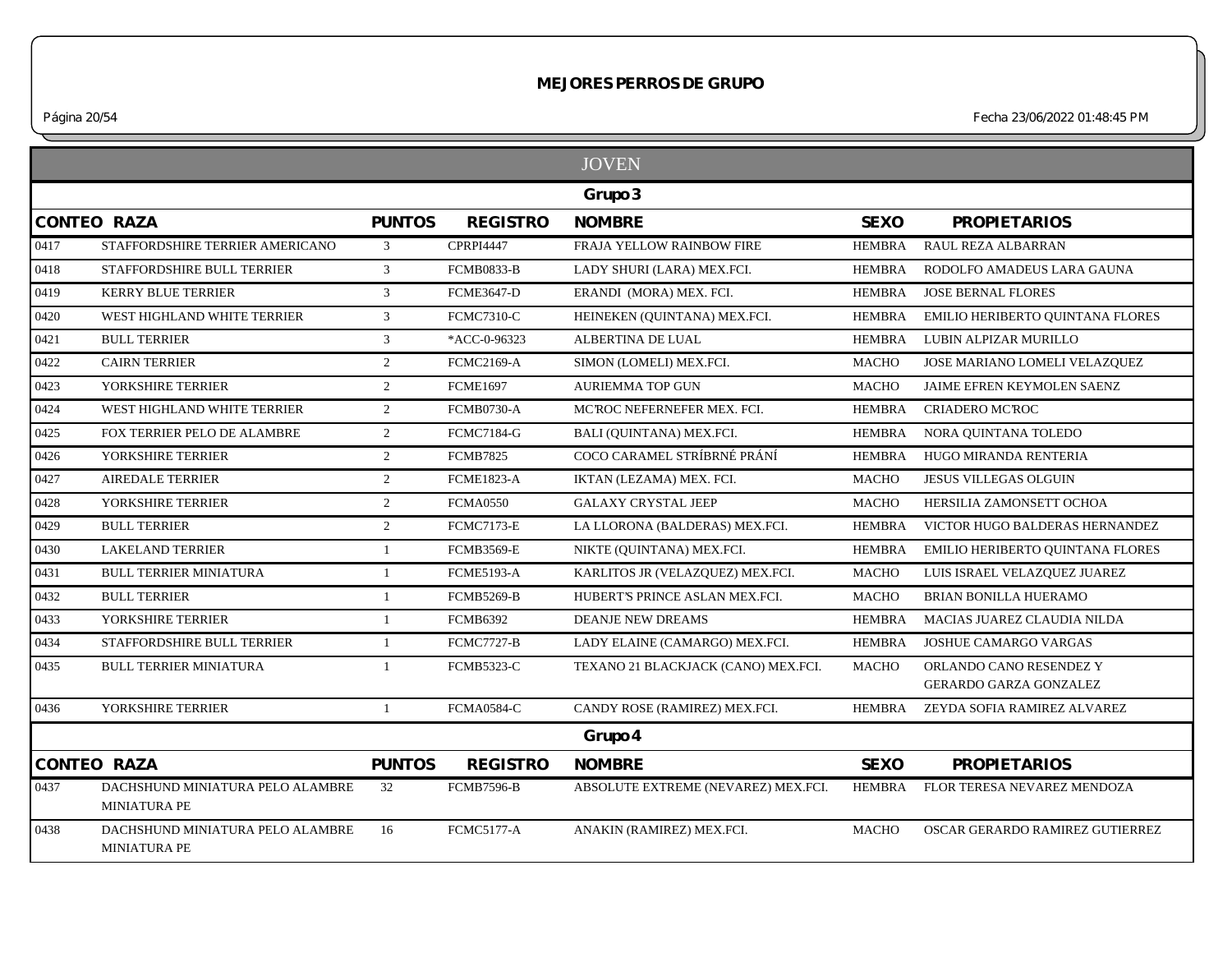# MEJORES PERROS DE GRUPO

## JOVEN

### Grupo 3

| CONTEO | RAZA | PUNTOS | REGISTRO | NOMBRE | SEXO | PROPIETARIOS |
|---|---|---|---|---|---|---|
| 0417 | STAFFORDSHIRE TERRIER AMERICANO | 3 | CPRPI4447 | FRAJA YELLOW RAINBOW FIRE | HEMBRA | RAUL REZA ALBARRAN |
| 0418 | STAFFORDSHIRE BULL TERRIER | 3 | FCMB0833-B | LADY SHURI (LARA) MEX.FCI. | HEMBRA | RODOLFO AMADEUS LARA GAUNA |
| 0419 | KERRY BLUE TERRIER | 3 | FCME3647-D | ERANDI (MORA) MEX. FCI. | HEMBRA | JOSE BERNAL FLORES |
| 0420 | WEST HIGHLAND WHITE TERRIER | 3 | FCMC7310-C | HEINEKEN (QUINTANA) MEX.FCI. | HEMBRA | EMILIO HERIBERTO QUINTANA FLORES |
| 0421 | BULL TERRIER | 3 | *ACC-0-96323 | ALBERTINA DE LUAL | HEMBRA | LUBIN ALPIZAR MURILLO |
| 0422 | CAIRN TERRIER | 2 | FCMC2169-A | SIMON (LOMELI) MEX.FCI. | MACHO | JOSE MARIANO LOMELI VELAZQUEZ |
| 0423 | YORKSHIRE TERRIER | 2 | FCME1697 | AURIEMMA TOP GUN | MACHO | JAIME EFREN KEYMOLEN SAENZ |
| 0424 | WEST HIGHLAND WHITE TERRIER | 2 | FCMB0730-A | MC'ROC NEFERNEFER MEX. FCI. | HEMBRA | CRIADERO MC'ROC |
| 0425 | FOX TERRIER PELO DE ALAMBRE | 2 | FCMC7184-G | BALI (QUINTANA) MEX.FCI. | HEMBRA | NORA QUINTANA TOLEDO |
| 0426 | YORKSHIRE TERRIER | 2 | FCMB7825 | COCO CARAMEL STRÍBRNÉ PRÁNÍ | HEMBRA | HUGO MIRANDA RENTERIA |
| 0427 | AIREDALE TERRIER | 2 | FCME1823-A | IKTAN (LEZAMA) MEX. FCI. | MACHO | JESUS VILLEGAS OLGUIN |
| 0428 | YORKSHIRE TERRIER | 2 | FCMA0550 | GALAXY CRYSTAL JEEP | MACHO | HERSILIA ZAMONSETT OCHOA |
| 0429 | BULL TERRIER | 2 | FCMC7173-E | LA LLORONA (BALDERAS) MEX.FCI. | HEMBRA | VICTOR HUGO BALDERAS HERNANDEZ |
| 0430 | LAKELAND TERRIER | 1 | FCMB3569-E | NIKTE (QUINTANA) MEX.FCI. | HEMBRA | EMILIO HERIBERTO QUINTANA FLORES |
| 0431 | BULL TERRIER MINIATURA | 1 | FCME5193-A | KARLITOS JR (VELAZQUEZ) MEX.FCI. | MACHO | LUIS ISRAEL VELAZQUEZ JUAREZ |
| 0432 | BULL TERRIER | 1 | FCMB5269-B | HUBERT'S PRINCE ASLAN MEX.FCI. | MACHO | BRIAN BONILLA HUERAMO |
| 0433 | YORKSHIRE TERRIER | 1 | FCMB6392 | DEANJE NEW DREAMS | HEMBRA | MACIAS JUAREZ CLAUDIA NILDA |
| 0434 | STAFFORDSHIRE BULL TERRIER | 1 | FCMC7727-B | LADY ELAINE (CAMARGO) MEX.FCI. | HEMBRA | JOSHUE CAMARGO VARGAS |
| 0435 | BULL TERRIER MINIATURA | 1 | FCMB5323-C | TEXANO 21 BLACKJACK (CANO) MEX.FCI. | MACHO | ORLANDO CANO RESENDEZ Y GERARDO GARZA GONZALEZ |
| 0436 | YORKSHIRE TERRIER | 1 | FCMA0584-C | CANDY ROSE (RAMIREZ) MEX.FCI. | HEMBRA | ZEYDA SOFIA RAMIREZ ALVAREZ |

### Grupo 4

| CONTEO | RAZA | PUNTOS | REGISTRO | NOMBRE | SEXO | PROPIETARIOS |
|---|---|---|---|---|---|---|
| 0437 | DACHSHUND MINIATURA PELO ALAMBRE MINIATURA PE | 32 | FCMB7596-B | ABSOLUTE EXTREME (NEVAREZ) MEX.FCI. | HEMBRA | FLOR TERESA NEVAREZ MENDOZA |
| 0438 | DACHSHUND MINIATURA PELO ALAMBRE MINIATURA PE | 16 | FCMC5177-A | ANAKIN (RAMIREZ) MEX.FCI. | MACHO | OSCAR GERARDO RAMIREZ GUTIERREZ |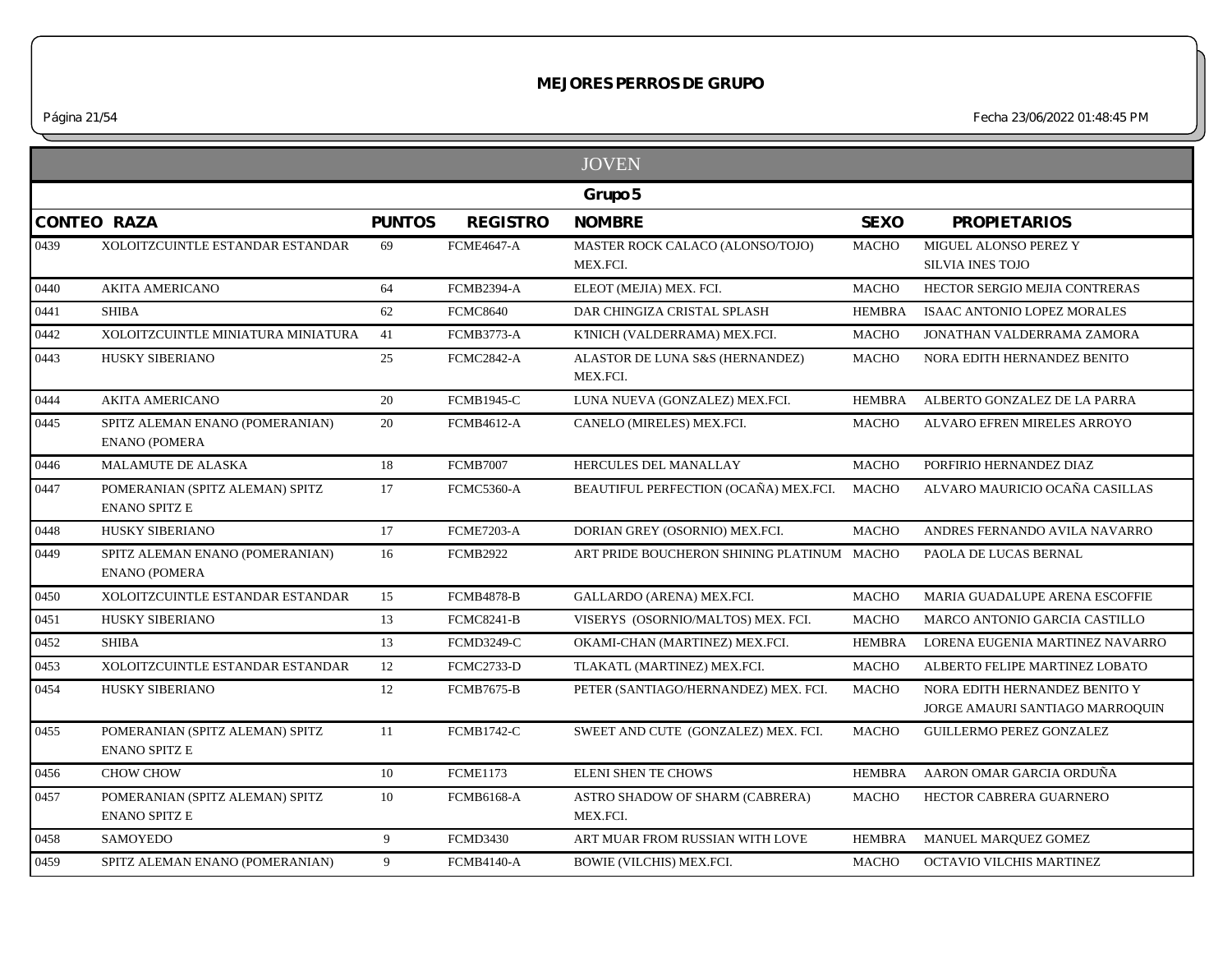# MEJORES PERROS DE GRUPO

## JOVEN

### Grupo 5

| CONTEO | RAZA | PUNTOS | REGISTRO | NOMBRE | SEXO | PROPIETARIOS |
|---|---|---|---|---|---|---|
| 0439 | XOLOITZCUINTLE ESTANDAR ESTANDAR | 69 | FCME4647-A | MASTER ROCK CALACO (ALONSO/TOJO) MEX.FCI. | MACHO | MIGUEL ALONSO PEREZ Y SILVIA INES TOJO |
| 0440 | AKITA AMERICANO | 64 | FCMB2394-A | ELEOT (MEJIA) MEX. FCI. | MACHO | HECTOR SERGIO MEJIA CONTRERAS |
| 0441 | SHIBA | 62 | FCMC8640 | DAR CHINGIZA CRISTAL SPLASH | HEMBRA | ISAAC ANTONIO LOPEZ MORALES |
| 0442 | XOLOITZCUINTLE MINIATURA MINIATURA | 41 | FCMB3773-A | K'INICH (VALDERRAMA) MEX.FCI. | MACHO | JONATHAN VALDERRAMA ZAMORA |
| 0443 | HUSKY SIBERIANO | 25 | FCMC2842-A | ALASTOR DE LUNA S&S (HERNANDEZ) MEX.FCI. | MACHO | NORA EDITH HERNANDEZ BENITO |
| 0444 | AKITA AMERICANO | 20 | FCMB1945-C | LUNA NUEVA (GONZALEZ) MEX.FCI. | HEMBRA | ALBERTO GONZALEZ DE LA PARRA |
| 0445 | SPITZ ALEMAN ENANO (POMERANIAN) ENANO (POMERA | 20 | FCMB4612-A | CANELO (MIRELES) MEX.FCI. | MACHO | ALVARO EFREN MIRELES ARROYO |
| 0446 | MALAMUTE DE ALASKA | 18 | FCMB7007 | HERCULES DEL MANALLAY | MACHO | PORFIRIO HERNANDEZ DIAZ |
| 0447 | POMERANIAN (SPITZ ALEMAN) SPITZ ENANO SPITZ E | 17 | FCMC5360-A | BEAUTIFUL PERFECTION (OCAÑA) MEX.FCI. | MACHO | ALVARO MAURICIO OCAÑA CASILLAS |
| 0448 | HUSKY SIBERIANO | 17 | FCME7203-A | DORIAN GREY (OSORNIO) MEX.FCI. | MACHO | ANDRES FERNANDO AVILA NAVARRO |
| 0449 | SPITZ ALEMAN ENANO (POMERANIAN) ENANO (POMERA | 16 | FCMB2922 | ART PRIDE BOUCHERON SHINING PLATINUM | MACHO | PAOLA DE LUCAS BERNAL |
| 0450 | XOLOITZCUINTLE ESTANDAR ESTANDAR | 15 | FCMB4878-B | GALLARDO (ARENA) MEX.FCI. | MACHO | MARIA GUADALUPE ARENA ESCOFFIE |
| 0451 | HUSKY SIBERIANO | 13 | FCMC8241-B | VISERYS (OSORNIO/MALTOS) MEX. FCI. | MACHO | MARCO ANTONIO GARCIA CASTILLO |
| 0452 | SHIBA | 13 | FCMD3249-C | OKAMI-CHAN (MARTINEZ) MEX.FCI. | HEMBRA | LORENA EUGENIA MARTINEZ NAVARRO |
| 0453 | XOLOITZCUINTLE ESTANDAR ESTANDAR | 12 | FCMC2733-D | TLAKATL (MARTINEZ) MEX.FCI. | MACHO | ALBERTO FELIPE MARTINEZ LOBATO |
| 0454 | HUSKY SIBERIANO | 12 | FCMB7675-B | PETER (SANTIAGO/HERNANDEZ) MEX. FCI. | MACHO | NORA EDITH HERNANDEZ BENITO Y JORGE AMAURI SANTIAGO MARROQUIN |
| 0455 | POMERANIAN (SPITZ ALEMAN) SPITZ ENANO SPITZ E | 11 | FCMB1742-C | SWEET AND CUTE (GONZALEZ) MEX. FCI. | MACHO | GUILLERMO PEREZ GONZALEZ |
| 0456 | CHOW CHOW | 10 | FCME1173 | ELENI SHEN TE CHOWS | HEMBRA | AARON OMAR GARCIA ORDUÑA |
| 0457 | POMERANIAN (SPITZ ALEMAN) SPITZ ENANO SPITZ E | 10 | FCMB6168-A | ASTRO SHADOW OF SHARM (CABRERA) MEX.FCI. | MACHO | HECTOR CABRERA GUARNERO |
| 0458 | SAMOYEDO | 9 | FCMD3430 | ART MUAR FROM RUSSIAN WITH LOVE | HEMBRA | MANUEL MARQUEZ GOMEZ |
| 0459 | SPITZ ALEMAN ENANO (POMERANIAN) | 9 | FCMB4140-A | BOWIE (VILCHIS) MEX.FCI. | MACHO | OCTAVIO VILCHIS MARTINEZ |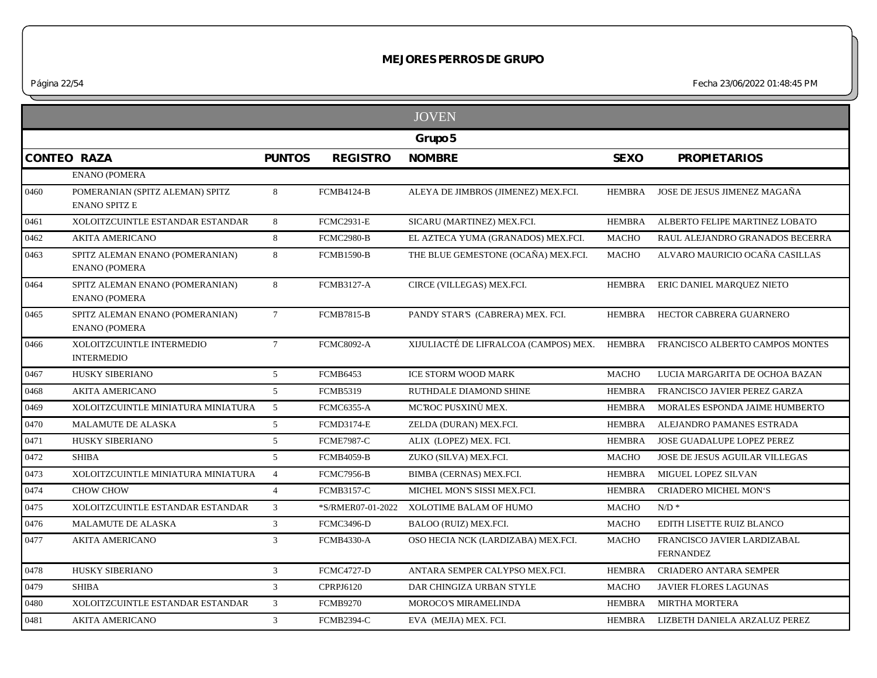# MEJORES PERROS DE GRUPO

## JOVEN

### Grupo 5

| CONTEO | RAZA | PUNTOS | REGISTRO | NOMBRE | SEXO | PROPIETARIOS |
|---|---|---|---|---|---|---|
| | ENANO (POMERA | | | | | |
| 0460 | POMERANIAN (SPITZ ALEMAN) SPITZ ENANO SPITZ E | 8 | FCMB4124-B | ALEYA DE JIMBROS (JIMENEZ) MEX.FCI. | HEMBRA | JOSE DE JESUS JIMENEZ MAGAÑA |
| 0461 | XOLOITZCUINTLE ESTANDAR ESTANDAR | 8 | FCMC2931-E | SICARU (MARTINEZ) MEX.FCI. | HEMBRA | ALBERTO FELIPE MARTINEZ LOBATO |
| 0462 | AKITA AMERICANO | 8 | FCMC2980-B | EL AZTECA YUMA (GRANADOS) MEX.FCI. | MACHO | RAUL ALEJANDRO GRANADOS BECERRA |
| 0463 | SPITZ ALEMAN ENANO (POMERANIAN) ENANO (POMERA | 8 | FCMB1590-B | THE BLUE GEMESTONE (OCAÑA) MEX.FCI. | MACHO | ALVARO MAURICIO OCAÑA CASILLAS |
| 0464 | SPITZ ALEMAN ENANO (POMERANIAN) ENANO (POMERA | 8 | FCMB3127-A | CIRCE (VILLEGAS) MEX.FCI. | HEMBRA | ERIC DANIEL MARQUEZ NIETO |
| 0465 | SPITZ ALEMAN ENANO (POMERANIAN) ENANO (POMERA | 7 | FCMB7815-B | PANDY STAR'S (CABRERA) MEX. FCI. | HEMBRA | HECTOR CABRERA GUARNERO |
| 0466 | XOLOITZCUINTLE INTERMEDIO INTERMEDIO | 7 | FCMC8092-A | XIJULIACTÉ DE LIFRALCOA (CAMPOS) MEX. | HEMBRA | FRANCISCO ALBERTO CAMPOS MONTES |
| 0467 | HUSKY SIBERIANO | 5 | FCMB6453 | ICE STORM WOOD MARK | MACHO | LUCIA MARGARITA DE OCHOA BAZAN |
| 0468 | AKITA AMERICANO | 5 | FCMB5319 | RUTHDALE DIAMOND SHINE | HEMBRA | FRANCISCO JAVIER PEREZ GARZA |
| 0469 | XOLOITZCUINTLE MINIATURA MINIATURA | 5 | FCMC6355-A | MC'ROC PUSXINÙ MEX. | HEMBRA | MORALES ESPONDA JAIME HUMBERTO |
| 0470 | MALAMUTE DE ALASKA | 5 | FCMD3174-E | ZELDA (DURAN) MEX.FCI. | HEMBRA | ALEJANDRO PAMANES ESTRADA |
| 0471 | HUSKY SIBERIANO | 5 | FCME7987-C | ALIX (LOPEZ) MEX. FCI. | HEMBRA | JOSE GUADALUPE LOPEZ PEREZ |
| 0472 | SHIBA | 5 | FCMB4059-B | ZUKO (SILVA) MEX.FCI. | MACHO | JOSE DE JESUS AGUILAR VILLEGAS |
| 0473 | XOLOITZCUINTLE MINIATURA MINIATURA | 4 | FCMC7956-B | BIMBA (CERNAS) MEX.FCI. | HEMBRA | MIGUEL LOPEZ SILVAN |
| 0474 | CHOW CHOW | 4 | FCMB3157-C | MICHEL MON'S SISSI MEX.FCI. | HEMBRA | CRIADERO MICHEL MON'S |
| 0475 | XOLOITZCUINTLE ESTANDAR ESTANDAR | 3 | *S/RMER07-01-2022 | XOLOTIME BALAM OF HUMO | MACHO | N/D * |
| 0476 | MALAMUTE DE ALASKA | 3 | FCMC3496-D | BALOO (RUIZ) MEX.FCI. | MACHO | EDITH LISETTE RUIZ BLANCO |
| 0477 | AKITA AMERICANO | 3 | FCMB4330-A | OSO HECIA NCK (LARDIZABA) MEX.FCI. | MACHO | FRANCISCO JAVIER LARDIZABAL FERNANDEZ |
| 0478 | HUSKY SIBERIANO | 3 | FCMC4727-D | ANTARA SEMPER CALYPSO MEX.FCI. | HEMBRA | CRIADERO ANTARA SEMPER |
| 0479 | SHIBA | 3 | CPRPJ6120 | DAR CHINGIZA URBAN STYLE | MACHO | JAVIER FLORES LAGUNAS |
| 0480 | XOLOITZCUINTLE ESTANDAR ESTANDAR | 3 | FCMB9270 | MOROCO'S MIRAMELINDA | HEMBRA | MIRTHA MORTERA |
| 0481 | AKITA AMERICANO | 3 | FCMB2394-C | EVA (MEJIA) MEX. FCI. | HEMBRA | LIZBETH DANIELA ARZALUZ PEREZ |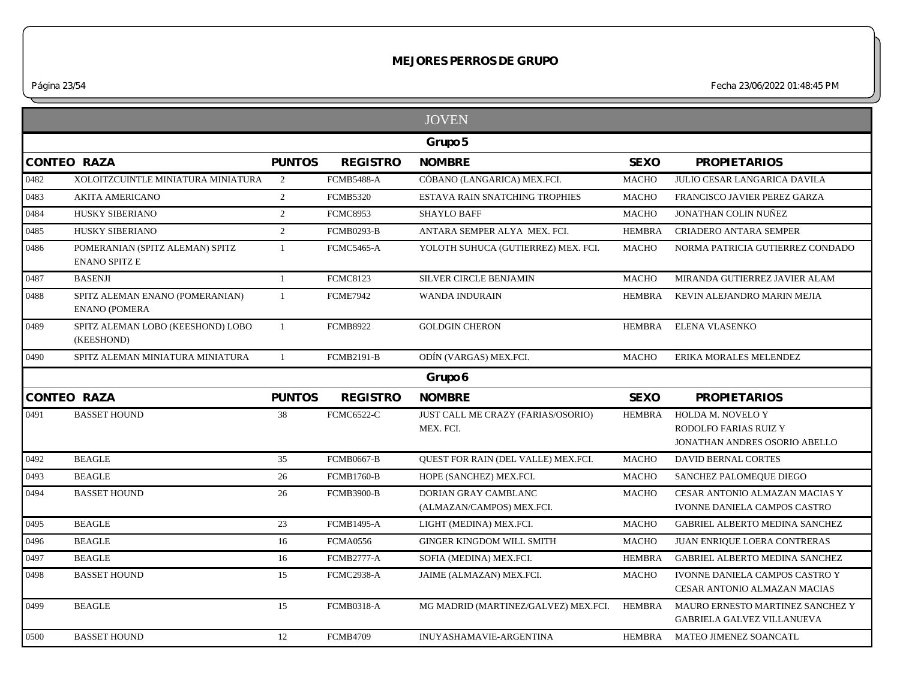## MEJORES PERROS DE GRUPO

Fecha 23/06/2022 01:48:45 PM

### JOVEN

#### Grupo 5

| CONTEO | RAZA | PUNTOS | REGISTRO | NOMBRE | SEXO | PROPIETARIOS |
|---|---|---|---|---|---|---|
| 0482 | XOLOITZCUINTLE MINIATURA MINIATURA | 2 | FCMB5488-A | CÓBANO (LANGARICA) MEX.FCI. | MACHO | JULIO CESAR LANGARICA DAVILA |
| 0483 | AKITA AMERICANO | 2 | FCMB5320 | ESTAVA RAIN SNATCHING TROPHIES | MACHO | FRANCISCO JAVIER PEREZ GARZA |
| 0484 | HUSKY SIBERIANO | 2 | FCMC8953 | SHAYLO BAFF | MACHO | JONATHAN COLIN NUÑEZ |
| 0485 | HUSKY SIBERIANO | 2 | FCMB0293-B | ANTARA SEMPER ALYA MEX. FCI. | HEMBRA | CRIADERO ANTARA SEMPER |
| 0486 | POMERANIAN (SPITZ ALEMAN) SPITZ ENANO SPITZ E | 1 | FCMC5465-A | YOLOTH SUHUCA (GUTIERREZ) MEX. FCI. | MACHO | NORMA PATRICIA GUTIERREZ CONDADO |
| 0487 | BASENJI | 1 | FCMC8123 | SILVER CIRCLE BENJAMIN | MACHO | MIRANDA GUTIERREZ JAVIER ALAM |
| 0488 | SPITZ ALEMAN ENANO (POMERANIAN) ENANO (POMERA | 1 | FCME7942 | WANDA INDURAIN | HEMBRA | KEVIN ALEJANDRO MARIN MEJIA |
| 0489 | SPITZ ALEMAN LOBO (KEESHOND) LOBO (KEESHOND) | 1 | FCMB8922 | GOLDGIN CHERON | HEMBRA | ELENA VLASENKO |
| 0490 | SPITZ ALEMAN MINIATURA MINIATURA | 1 | FCMB2191-B | ODÍN (VARGAS) MEX.FCI. | MACHO | ERIKA MORALES MELENDEZ |

#### Grupo 6

| CONTEO | RAZA | PUNTOS | REGISTRO | NOMBRE | SEXO | PROPIETARIOS |
|---|---|---|---|---|---|---|
| 0491 | BASSET HOUND | 38 | FCMC6522-C | JUST CALL ME CRAZY (FARIAS/OSORIO) MEX. FCI. | HEMBRA | HOLDA M. NOVELO Y RODOLFO FARIAS RUIZ Y JONATHAN ANDRES OSORIO ABELLO |
| 0492 | BEAGLE | 35 | FCMB0667-B | QUEST FOR RAIN (DEL VALLE) MEX.FCI. | MACHO | DAVID BERNAL CORTES |
| 0493 | BEAGLE | 26 | FCMB1760-B | HOPE (SANCHEZ) MEX.FCI. | MACHO | SANCHEZ PALOMEQUE DIEGO |
| 0494 | BASSET HOUND | 26 | FCMB3900-B | DORIAN GRAY CAMBLANC (ALMAZAN/CAMPOS) MEX.FCI. | MACHO | CESAR ANTONIO ALMAZAN MACIAS Y IVONNE DANIELA CAMPOS CASTRO |
| 0495 | BEAGLE | 23 | FCMB1495-A | LIGHT (MEDINA) MEX.FCI. | MACHO | GABRIEL ALBERTO MEDINA SANCHEZ |
| 0496 | BEAGLE | 16 | FCMA0556 | GINGER KINGDOM WILL SMITH | MACHO | JUAN ENRIQUE LOERA CONTRERAS |
| 0497 | BEAGLE | 16 | FCMB2777-A | SOFIA (MEDINA) MEX.FCI. | HEMBRA | GABRIEL ALBERTO MEDINA SANCHEZ |
| 0498 | BASSET HOUND | 15 | FCMC2938-A | JAIME (ALMAZAN) MEX.FCI. | MACHO | IVONNE DANIELA CAMPOS CASTRO Y CESAR ANTONIO ALMAZAN MACIAS |
| 0499 | BEAGLE | 15 | FCMB0318-A | MG MADRID (MARTINEZ/GALVEZ) MEX.FCI. | HEMBRA | MAURO ERNESTO MARTINEZ SANCHEZ Y GABRIELA GALVEZ VILLANUEVA |
| 0500 | BASSET HOUND | 12 | FCMB4709 | INUYASHAMAVIE-ARGENTINA | HEMBRA | MATEO JIMENEZ SOANCATL |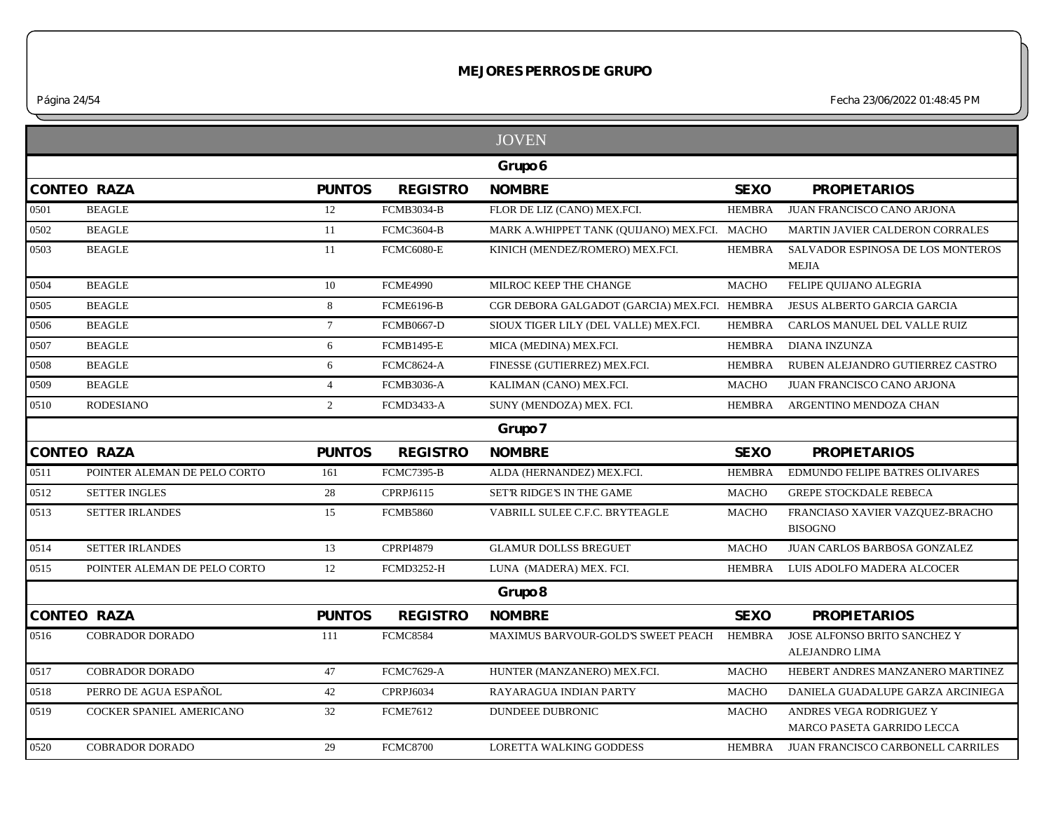## MEJORES PERROS DE GRUPO

Fecha 23/06/2022 01:48:45 PM

### JOVEN

#### Grupo 6

| CONTEO | RAZA | PUNTOS | REGISTRO | NOMBRE | SEXO | PROPIETARIOS |
|---|---|---|---|---|---|---|
| 0501 | BEAGLE | 12 | FCMB3034-B | FLOR DE LIZ (CANO) MEX.FCI. | HEMBRA | JUAN FRANCISCO CANO ARJONA |
| 0502 | BEAGLE | 11 | FCMC3604-B | MARK A.WHIPPET TANK (QUIJANO) MEX.FCI. | MACHO | MARTIN JAVIER CALDERON CORRALES |
| 0503 | BEAGLE | 11 | FCMC6080-E | KINICH (MENDEZ/ROMERO) MEX.FCI. | HEMBRA | SALVADOR ESPINOSA DE LOS MONTEROS MEJIA |
| 0504 | BEAGLE | 10 | FCME4990 | MILROC KEEP THE CHANGE | MACHO | FELIPE QUIJANO ALEGRIA |
| 0505 | BEAGLE | 8 | FCME6196-B | CGR DEBORA GALGADOT (GARCIA) MEX.FCI. | HEMBRA | JESUS ALBERTO GARCIA GARCIA |
| 0506 | BEAGLE | 7 | FCMB0667-D | SIOUX TIGER LILY (DEL VALLE) MEX.FCI. | HEMBRA | CARLOS MANUEL DEL VALLE RUIZ |
| 0507 | BEAGLE | 6 | FCMB1495-E | MICA (MEDINA) MEX.FCI. | HEMBRA | DIANA INZUNZA |
| 0508 | BEAGLE | 6 | FCMC8624-A | FINESSE (GUTIERREZ) MEX.FCI. | HEMBRA | RUBEN ALEJANDRO GUTIERREZ CASTRO |
| 0509 | BEAGLE | 4 | FCMB3036-A | KALIMAN (CANO) MEX.FCI. | MACHO | JUAN FRANCISCO CANO ARJONA |
| 0510 | RODESIANO | 2 | FCMD3433-A | SUNY (MENDOZA) MEX. FCI. | HEMBRA | ARGENTINO MENDOZA CHAN |

#### Grupo 7

| CONTEO | RAZA | PUNTOS | REGISTRO | NOMBRE | SEXO | PROPIETARIOS |
|---|---|---|---|---|---|---|
| 0511 | POINTER ALEMAN DE PELO CORTO | 161 | FCMC7395-B | ALDA (HERNANDEZ) MEX.FCI. | HEMBRA | EDMUNDO FELIPE BATRES OLIVARES |
| 0512 | SETTER INGLES | 28 | CPRPJ6115 | SET'R RIDGE'S IN THE GAME | MACHO | GREPE STOCKDALE REBECA |
| 0513 | SETTER IRLANDES | 15 | FCMB5860 | VABRILL SULEE C.F.C. BRYTEAGLE | MACHO | FRANCIASO XAVIER VAZQUEZ-BRACHO BISOGNO |
| 0514 | SETTER IRLANDES | 13 | CPRPI4879 | GLAMUR DOLLSS BREGUET | MACHO | JUAN CARLOS BARBOSA GONZALEZ |
| 0515 | POINTER ALEMAN DE PELO CORTO | 12 | FCMD3252-H | LUNA (MADERA) MEX. FCI. | HEMBRA | LUIS ADOLFO MADERA ALCOCER |

#### Grupo 8

| CONTEO | RAZA | PUNTOS | REGISTRO | NOMBRE | SEXO | PROPIETARIOS |
|---|---|---|---|---|---|---|
| 0516 | COBRADOR DORADO | 111 | FCMC8584 | MAXIMUS BARVOUR-GOLD'S SWEET PEACH | HEMBRA | JOSE ALFONSO BRITO SANCHEZ Y ALEJANDRO LIMA |
| 0517 | COBRADOR DORADO | 47 | FCMC7629-A | HUNTER (MANZANERO) MEX.FCI. | MACHO | HEBERT ANDRES MANZANERO MARTINEZ |
| 0518 | PERRO DE AGUA ESPAÑOL | 42 | CPRPJ6034 | RAYARAGUA INDIAN PARTY | MACHO | DANIELA GUADALUPE GARZA ARCINIEGA |
| 0519 | COCKER SPANIEL AMERICANO | 32 | FCME7612 | DUNDEEE DUBRONIC | MACHO | ANDRES VEGA RODRIGUEZ Y MARCO PASETA GARRIDO LECCA |
| 0520 | COBRADOR DORADO | 29 | FCMC8700 | LORETTA WALKING GODDESS | HEMBRA | JUAN FRANCISCO CARBONELL CARRILES |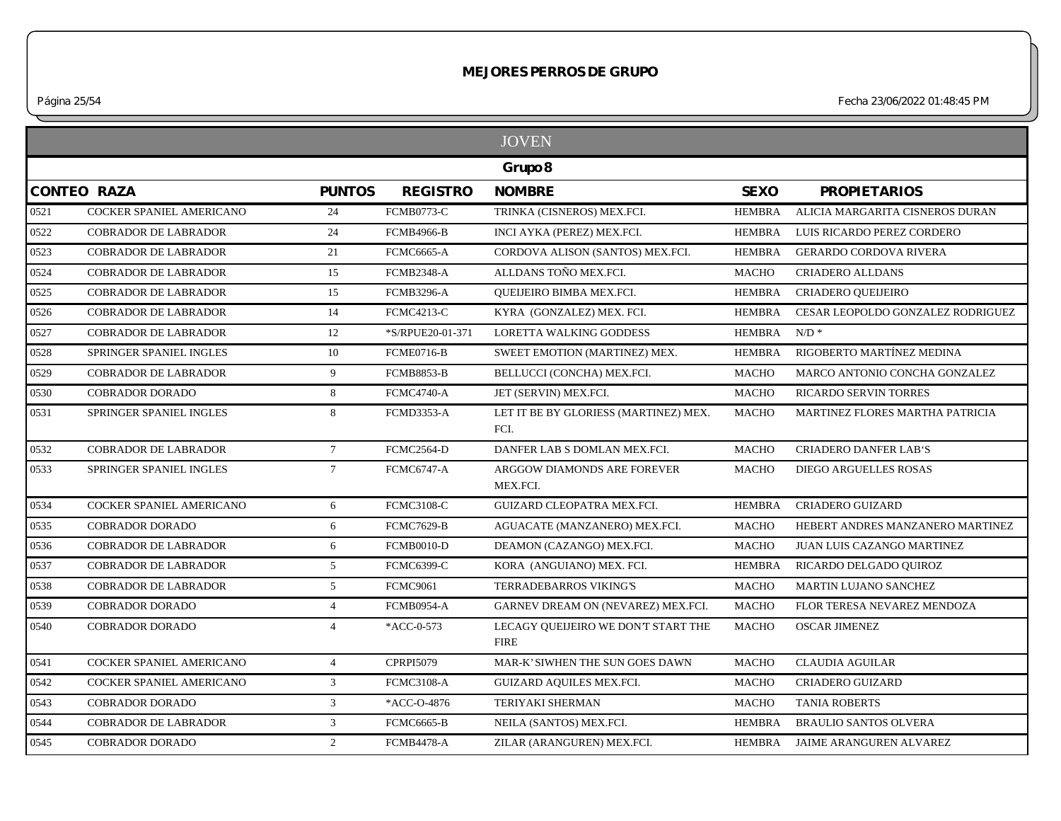# MEJORES PERROS DE GRUPO

Página 25/54 Fecha 23/06/2022 01:48:45 PM

## JOVEN

### Grupo 8

| CONTEO | RAZA | PUNTOS | REGISTRO | NOMBRE | SEXO | PROPIETARIOS |
|---|---|---|---|---|---|---|
| 0521 | COCKER SPANIEL AMERICANO | 24 | FCMB0773-C | TRINKA (CISNEROS) MEX.FCI. | HEMBRA | ALICIA MARGARITA CISNEROS DURAN |
| 0522 | COBRADOR DE LABRADOR | 24 | FCMB4966-B | INCI AYKA (PEREZ) MEX.FCI. | HEMBRA | LUIS RICARDO PEREZ CORDERO |
| 0523 | COBRADOR DE LABRADOR | 21 | FCMC6665-A | CORDOVA ALISON (SANTOS) MEX.FCI. | HEMBRA | GERARDO CORDOVA RIVERA |
| 0524 | COBRADOR DE LABRADOR | 15 | FCMB2348-A | ALLDANS TOÑO MEX.FCI. | MACHO | CRIADERO ALLDANS |
| 0525 | COBRADOR DE LABRADOR | 15 | FCMB3296-A | QUEIJEIRO BIMBA MEX.FCI. | HEMBRA | CRIADERO QUEIJEIRO |
| 0526 | COBRADOR DE LABRADOR | 14 | FCMC4213-C | KYRA (GONZALEZ) MEX. FCI. | HEMBRA | CESAR LEOPOLDO GONZALEZ RODRIGUEZ |
| 0527 | COBRADOR DE LABRADOR | 12 | *S/RPUE20-01-371 | LORETTA WALKING GODDESS | HEMBRA | N/D * |
| 0528 | SPRINGER SPANIEL INGLES | 10 | FCME0716-B | SWEET EMOTION (MARTINEZ) MEX. | HEMBRA | RIGOBERTO MARTÍNEZ MEDINA |
| 0529 | COBRADOR DE LABRADOR | 9 | FCMB8853-B | BELLUCCI (CONCHA) MEX.FCI. | MACHO | MARCO ANTONIO CONCHA GONZALEZ |
| 0530 | COBRADOR DORADO | 8 | FCMC4740-A | JET (SERVIN) MEX.FCI. | MACHO | RICARDO SERVIN TORRES |
| 0531 | SPRINGER SPANIEL INGLES | 8 | FCMD3353-A | LET IT BE BY GLORIESS (MARTINEZ) MEX. FCI. | MACHO | MARTINEZ FLORES MARTHA PATRICIA |
| 0532 | COBRADOR DE LABRADOR | 7 | FCMC2564-D | DANFER LAB S DOMLAN MEX.FCI. | MACHO | CRIADERO DANFER LAB'S |
| 0533 | SPRINGER SPANIEL INGLES | 7 | FCMC6747-A | ARGGOW DIAMONDS ARE FOREVER MEX.FCI. | MACHO | DIEGO ARGUELLES ROSAS |
| 0534 | COCKER SPANIEL AMERICANO | 6 | FCMC3108-C | GUIZARD CLEOPATRA MEX.FCI. | HEMBRA | CRIADERO GUIZARD |
| 0535 | COBRADOR DORADO | 6 | FCMC7629-B | AGUACATE (MANZANERO) MEX.FCI. | MACHO | HEBERT ANDRES MANZANERO MARTINEZ |
| 0536 | COBRADOR DE LABRADOR | 6 | FCMB0010-D | DEAMON (CAZANGO) MEX.FCI. | MACHO | JUAN LUIS CAZANGO MARTINEZ |
| 0537 | COBRADOR DE LABRADOR | 5 | FCMC6399-C | KORA (ANGUIANO) MEX. FCI. | HEMBRA | RICARDO DELGADO QUIROZ |
| 0538 | COBRADOR DE LABRADOR | 5 | FCMC9061 | TERRADEBARROS VIKING'S | MACHO | MARTIN LUJANO SANCHEZ |
| 0539 | COBRADOR DORADO | 4 | FCMB0954-A | GARNEV DREAM ON (NEVAREZ) MEX.FCI. | MACHO | FLOR TERESA NEVAREZ MENDOZA |
| 0540 | COBRADOR DORADO | 4 | *ACC-0-573 | LECAGY QUEIJEIRO WE DON'T START THE FIRE | MACHO | OSCAR JIMENEZ |
| 0541 | COCKER SPANIEL AMERICANO | 4 | CPRPI5079 | MAR-K' SIWHEN THE SUN GOES DAWN | MACHO | CLAUDIA AGUILAR |
| 0542 | COCKER SPANIEL AMERICANO | 3 | FCMC3108-A | GUIZARD AQUILES MEX.FCI. | MACHO | CRIADERO GUIZARD |
| 0543 | COBRADOR DORADO | 3 | *ACC-O-4876 | TERIYAKI SHERMAN | MACHO | TANIA ROBERTS |
| 0544 | COBRADOR DE LABRADOR | 3 | FCMC6665-B | NEILA (SANTOS) MEX.FCI. | HEMBRA | BRAULIO SANTOS OLVERA |
| 0545 | COBRADOR DORADO | 2 | FCMB4478-A | ZILAR (ARANGUREN) MEX.FCI. | HEMBRA | JAIME ARANGUREN ALVAREZ |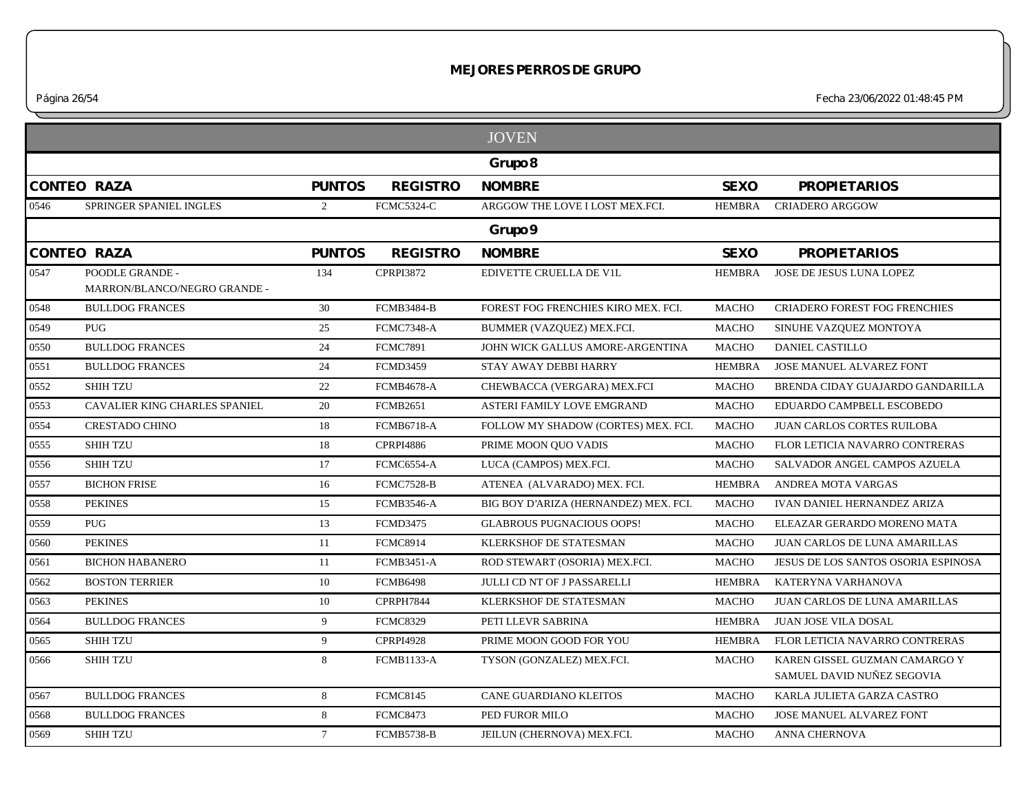# MEJORES PERROS DE GRUPO

## JOVEN

### Grupo 8

| CONTEO | RAZA | PUNTOS | REGISTRO | NOMBRE | SEXO | PROPIETARIOS |
|---|---|---|---|---|---|---|
| 0546 | SPRINGER SPANIEL INGLES | 2 | FCMC5324-C | ARGGOW THE LOVE I LOST MEX.FCI. | HEMBRA | CRIADERO ARGGOW |

### Grupo 9

| CONTEO | RAZA | PUNTOS | REGISTRO | NOMBRE | SEXO | PROPIETARIOS |
|---|---|---|---|---|---|---|
| 0547 | POODLE GRANDE - MARRON/BLANCO/NEGRO GRANDE - | 134 | CPRPI3872 | EDIVETTE CRUELLA DE V1L | HEMBRA | JOSE DE JESUS LUNA LOPEZ |
| 0548 | BULLDOG FRANCES | 30 | FCMB3484-B | FOREST FOG FRENCHIES KIRO MEX. FCI. | MACHO | CRIADERO FOREST FOG FRENCHIES |
| 0549 | PUG | 25 | FCMC7348-A | BUMMER (VAZQUEZ) MEX.FCI. | MACHO | SINUHE VAZQUEZ MONTOYA |
| 0550 | BULLDOG FRANCES | 24 | FCMC7891 | JOHN WICK GALLUS AMORE-ARGENTINA | MACHO | DANIEL CASTILLO |
| 0551 | BULLDOG FRANCES | 24 | FCMD3459 | STAY AWAY DEBBI HARRY | HEMBRA | JOSE MANUEL ALVAREZ FONT |
| 0552 | SHIH TZU | 22 | FCMB4678-A | CHEWBACCA (VERGARA) MEX.FCI | MACHO | BRENDA CIDAY GUAJARDO GANDARILLA |
| 0553 | CAVALIER KING CHARLES SPANIEL | 20 | FCMB2651 | ASTERI FAMILY LOVE EMGRAND | MACHO | EDUARDO CAMPBELL ESCOBEDO |
| 0554 | CRESTADO CHINO | 18 | FCMB6718-A | FOLLOW MY SHADOW (CORTES) MEX. FCI. | MACHO | JUAN CARLOS CORTES RUILOBA |
| 0555 | SHIH TZU | 18 | CPRPI4886 | PRIME MOON QUO VADIS | MACHO | FLOR LETICIA NAVARRO CONTRERAS |
| 0556 | SHIH TZU | 17 | FCMC6554-A | LUCA (CAMPOS) MEX.FCI. | MACHO | SALVADOR ANGEL CAMPOS AZUELA |
| 0557 | BICHON FRISE | 16 | FCMC7528-B | ATENEA (ALVARADO) MEX. FCI. | HEMBRA | ANDREA MOTA VARGAS |
| 0558 | PEKINES | 15 | FCMB3546-A | BIG BOY D'ARIZA (HERNANDEZ) MEX. FCI. | MACHO | IVAN DANIEL HERNANDEZ ARIZA |
| 0559 | PUG | 13 | FCMD3475 | GLABROUS PUGNACIOUS OOPS! | MACHO | ELEAZAR GERARDO MORENO MATA |
| 0560 | PEKINES | 11 | FCMC8914 | KLERKSHOF DE STATESMAN | MACHO | JUAN CARLOS DE LUNA AMARILLAS |
| 0561 | BICHON HABANERO | 11 | FCMB3451-A | ROD STEWART (OSORIA) MEX.FCI. | MACHO | JESUS DE LOS SANTOS OSORIA ESPINOSA |
| 0562 | BOSTON TERRIER | 10 | FCMB6498 | JULLI CD NT OF J PASSARELLI | HEMBRA | KATERYNA VARHANOVA |
| 0563 | PEKINES | 10 | CPRPH7844 | KLERKSHOF DE STATESMAN | MACHO | JUAN CARLOS DE LUNA AMARILLAS |
| 0564 | BULLDOG FRANCES | 9 | FCMC8329 | PETI LLEVR SABRINA | HEMBRA | JUAN JOSE VILA DOSAL |
| 0565 | SHIH TZU | 9 | CPRPI4928 | PRIME MOON GOOD FOR YOU | HEMBRA | FLOR LETICIA NAVARRO CONTRERAS |
| 0566 | SHIH TZU | 8 | FCMB1133-A | TYSON (GONZALEZ) MEX.FCI. | MACHO | KAREN GISSEL GUZMAN CAMARGO Y SAMUEL DAVID NUÑEZ SEGOVIA |
| 0567 | BULLDOG FRANCES | 8 | FCMC8145 | CANE GUARDIANO KLEITOS | MACHO | KARLA JULIETA GARZA CASTRO |
| 0568 | BULLDOG FRANCES | 8 | FCMC8473 | PED FUROR MILO | MACHO | JOSE MANUEL ALVAREZ FONT |
| 0569 | SHIH TZU | 7 | FCMB5738-B | JEILUN (CHERNOVA) MEX.FCI. | MACHO | ANNA CHERNOVA |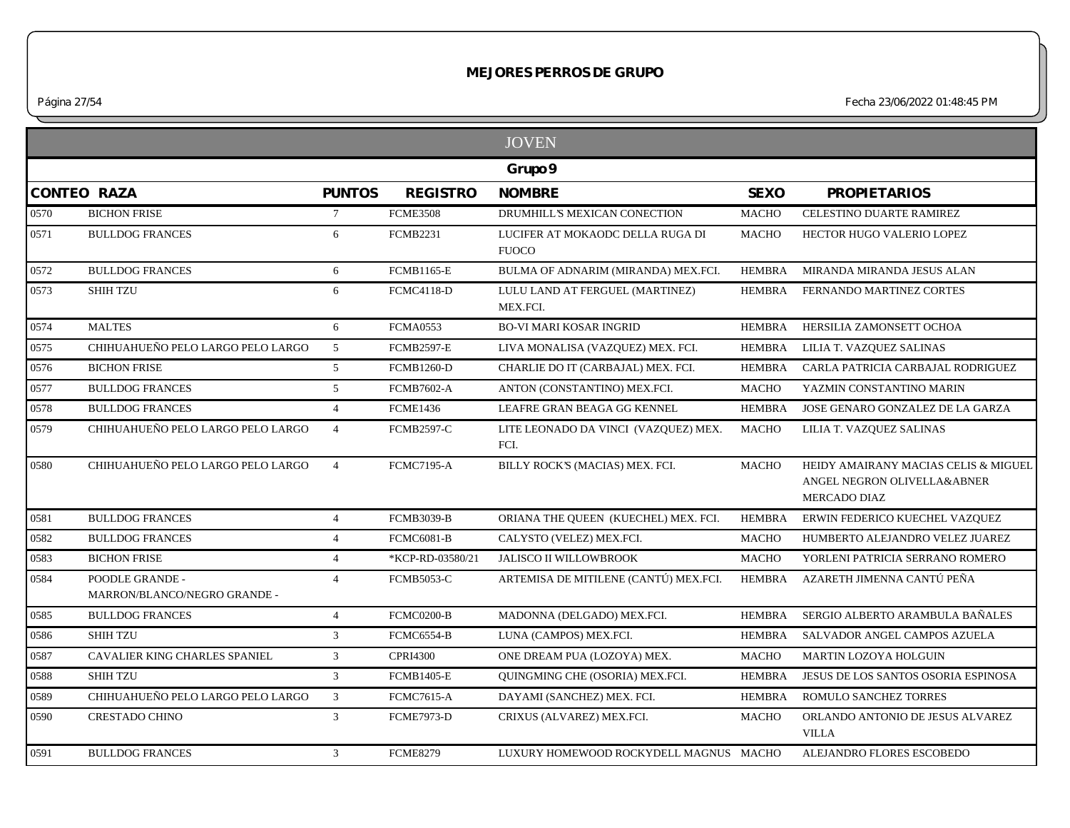# MEJORES PERROS DE GRUPO

## JOVEN

### Grupo 9

| CONTEO | RAZA | PUNTOS | REGISTRO | NOMBRE | SEXO | PROPIETARIOS |
|---|---|---|---|---|---|---|
| 0570 | BICHON FRISE | 7 | FCME3508 | DRUMHILL'S MEXICAN CONECTION | MACHO | CELESTINO DUARTE RAMIREZ |
| 0571 | BULLDOG FRANCES | 6 | FCMB2231 | LUCIFER AT MOKAODC DELLA RUGA DI FUOCO | MACHO | HECTOR HUGO VALERIO LOPEZ |
| 0572 | BULLDOG FRANCES | 6 | FCMB1165-E | BULMA OF ADNARIM (MIRANDA) MEX.FCI. | HEMBRA | MIRANDA MIRANDA JESUS ALAN |
| 0573 | SHIH TZU | 6 | FCMC4118-D | LULU LAND AT FERGUEL (MARTINEZ) MEX.FCI. | HEMBRA | FERNANDO MARTINEZ CORTES |
| 0574 | MALTES | 6 | FCMA0553 | BO-VI MARI KOSAR INGRID | HEMBRA | HERSILIA ZAMONSETT OCHOA |
| 0575 | CHIHUAHUEÑO PELO LARGO PELO LARGO | 5 | FCMB2597-E | LIVA MONALISA (VAZQUEZ) MEX. FCI. | HEMBRA | LILIA T. VAZQUEZ SALINAS |
| 0576 | BICHON FRISE | 5 | FCMB1260-D | CHARLIE DO IT (CARBAJAL) MEX. FCI. | HEMBRA | CARLA PATRICIA CARBAJAL RODRIGUEZ |
| 0577 | BULLDOG FRANCES | 5 | FCMB7602-A | ANTON (CONSTANTINO) MEX.FCI. | MACHO | YAZMIN CONSTANTINO MARIN |
| 0578 | BULLDOG FRANCES | 4 | FCME1436 | LEAFRE GRAN BEAGA GG KENNEL | HEMBRA | JOSE GENARO GONZALEZ DE LA GARZA |
| 0579 | CHIHUAHUEÑO PELO LARGO PELO LARGO | 4 | FCMB2597-C | LITE LEONADO DA VINCI (VAZQUEZ) MEX. FCI. | MACHO | LILIA T. VAZQUEZ SALINAS |
| 0580 | CHIHUAHUEÑO PELO LARGO PELO LARGO | 4 | FCMC7195-A | BILLY ROCK'S (MACIAS) MEX. FCI. | MACHO | HEIDY AMAIRANY MACIAS CELIS & MIGUEL ANGEL NEGRON OLIVELLA&ABNER MERCADO DIAZ |
| 0581 | BULLDOG FRANCES | 4 | FCMB3039-B | ORIANA THE QUEEN (KUECHEL) MEX. FCI. | HEMBRA | ERWIN FEDERICO KUECHEL VAZQUEZ |
| 0582 | BULLDOG FRANCES | 4 | FCMC6081-B | CALYSTO (VELEZ) MEX.FCI. | MACHO | HUMBERTO ALEJANDRO VELEZ JUAREZ |
| 0583 | BICHON FRISE | 4 | *KCP-RD-03580/21 | JALISCO II WILLOWBROOK | MACHO | YORLENI PATRICIA SERRANO ROMERO |
| 0584 | POODLE GRANDE - MARRON/BLANCO/NEGRO GRANDE - | 4 | FCMB5053-C | ARTEMISA DE MITILENE (CANTÚ) MEX.FCI. | HEMBRA | AZARETH JIMENNA CANTÚ PEÑA |
| 0585 | BULLDOG FRANCES | 4 | FCMC0200-B | MADONNA (DELGADO) MEX.FCI. | HEMBRA | SERGIO ALBERTO ARAMBULA BAÑALES |
| 0586 | SHIH TZU | 3 | FCMC6554-B | LUNA (CAMPOS) MEX.FCI. | HEMBRA | SALVADOR ANGEL CAMPOS AZUELA |
| 0587 | CAVALIER KING CHARLES SPANIEL | 3 | CPRI4300 | ONE DREAM PUA (LOZOYA) MEX. | MACHO | MARTIN LOZOYA HOLGUIN |
| 0588 | SHIH TZU | 3 | FCMB1405-E | QUINGMING CHE (OSORIA) MEX.FCI. | HEMBRA | JESUS DE LOS SANTOS OSORIA ESPINOSA |
| 0589 | CHIHUAHUEÑO PELO LARGO PELO LARGO | 3 | FCMC7615-A | DAYAMI (SANCHEZ) MEX. FCI. | HEMBRA | ROMULO SANCHEZ TORRES |
| 0590 | CRESTADO CHINO | 3 | FCME7973-D | CRIXUS (ALVAREZ) MEX.FCI. | MACHO | ORLANDO ANTONIO DE JESUS ALVAREZ VILLA |
| 0591 | BULLDOG FRANCES | 3 | FCME8279 | LUXURY HOMEWOOD ROCKYDELL MAGNUS | MACHO | ALEJANDRO FLORES ESCOBEDO |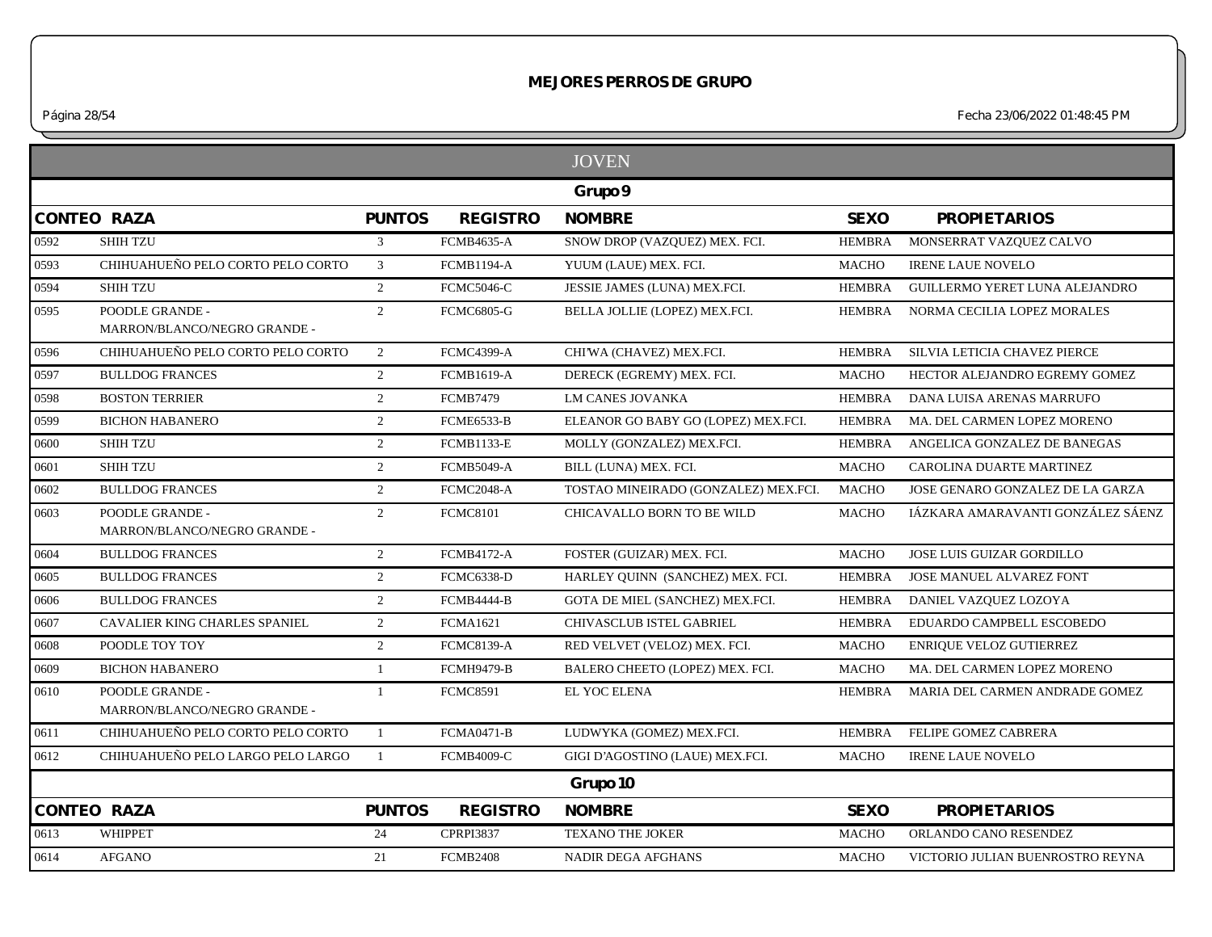# MEJORES PERROS DE GRUPO

## JOVEN

### Grupo 9

| CONTEO | RAZA | PUNTOS | REGISTRO | NOMBRE | SEXO | PROPIETARIOS |
|---|---|---|---|---|---|---|
| 0592 | SHIH TZU | 3 | FCMB4635-A | SNOW DROP (VAZQUEZ) MEX. FCI. | HEMBRA | MONSERRAT VAZQUEZ CALVO |
| 0593 | CHIHUAHUEÑO PELO CORTO PELO CORTO | 3 | FCMB1194-A | YUUM (LAUE) MEX. FCI. | MACHO | IRENE LAUE NOVELO |
| 0594 | SHIH TZU | 2 | FCMC5046-C | JESSIE JAMES (LUNA) MEX.FCI. | HEMBRA | GUILLERMO YERET LUNA ALEJANDRO |
| 0595 | POODLE GRANDE - MARRON/BLANCO/NEGRO GRANDE - | 2 | FCMC6805-G | BELLA JOLLIE (LOPEZ) MEX.FCI. | HEMBRA | NORMA CECILIA LOPEZ MORALES |
| 0596 | CHIHUAHUEÑO PELO CORTO PELO CORTO | 2 | FCMC4399-A | CHI'WA (CHAVEZ) MEX.FCI. | HEMBRA | SILVIA LETICIA CHAVEZ PIERCE |
| 0597 | BULLDOG FRANCES | 2 | FCMB1619-A | DERECK (EGREMY) MEX. FCI. | MACHO | HECTOR ALEJANDRO EGREMY GOMEZ |
| 0598 | BOSTON TERRIER | 2 | FCMB7479 | LM CANES JOVANKA | HEMBRA | DANA LUISA ARENAS MARRUFO |
| 0599 | BICHON HABANERO | 2 | FCME6533-B | ELEANOR GO BABY GO (LOPEZ) MEX.FCI. | HEMBRA | MA. DEL CARMEN LOPEZ MORENO |
| 0600 | SHIH TZU | 2 | FCMB1133-E | MOLLY (GONZALEZ) MEX.FCI. | HEMBRA | ANGELICA GONZALEZ DE BANEGAS |
| 0601 | SHIH TZU | 2 | FCMB5049-A | BILL (LUNA) MEX. FCI. | MACHO | CAROLINA DUARTE MARTINEZ |
| 0602 | BULLDOG FRANCES | 2 | FCMC2048-A | TOSTAO MINEIRADO (GONZALEZ) MEX.FCI. | MACHO | JOSE GENARO GONZALEZ DE LA GARZA |
| 0603 | POODLE GRANDE - MARRON/BLANCO/NEGRO GRANDE - | 2 | FCMC8101 | CHICAVALLO BORN TO BE WILD | MACHO | IÁZKARA AMARAVANTI GONZÁLEZ SÁENZ |
| 0604 | BULLDOG FRANCES | 2 | FCMB4172-A | FOSTER (GUIZAR) MEX. FCI. | MACHO | JOSE LUIS GUIZAR GORDILLO |
| 0605 | BULLDOG FRANCES | 2 | FCMC6338-D | HARLEY QUINN (SANCHEZ) MEX. FCI. | HEMBRA | JOSE MANUEL ALVAREZ FONT |
| 0606 | BULLDOG FRANCES | 2 | FCMB4444-B | GOTA DE MIEL (SANCHEZ) MEX.FCI. | HEMBRA | DANIEL VAZQUEZ LOZOYA |
| 0607 | CAVALIER KING CHARLES SPANIEL | 2 | FCMA1621 | CHIVASCLUB ISTEL GABRIEL | HEMBRA | EDUARDO CAMPBELL ESCOBEDO |
| 0608 | POODLE TOY TOY | 2 | FCMC8139-A | RED VELVET (VELOZ) MEX. FCI. | MACHO | ENRIQUE VELOZ GUTIERREZ |
| 0609 | BICHON HABANERO | 1 | FCMH9479-B | BALERO CHEETO (LOPEZ) MEX. FCI. | MACHO | MA. DEL CARMEN LOPEZ MORENO |
| 0610 | POODLE GRANDE - MARRON/BLANCO/NEGRO GRANDE - | 1 | FCMC8591 | EL YOC ELENA | HEMBRA | MARIA DEL CARMEN ANDRADE GOMEZ |
| 0611 | CHIHUAHUEÑO PELO CORTO PELO CORTO | 1 | FCMA0471-B | LUDWYKA (GOMEZ) MEX.FCI. | HEMBRA | FELIPE GOMEZ CABRERA |
| 0612 | CHIHUAHUEÑO PELO LARGO PELO LARGO | 1 | FCMB4009-C | GIGI D'AGOSTINO (LAUE) MEX.FCI. | MACHO | IRENE LAUE NOVELO |

### Grupo 10

| CONTEO | RAZA | PUNTOS | REGISTRO | NOMBRE | SEXO | PROPIETARIOS |
|---|---|---|---|---|---|---|
| 0613 | WHIPPET | 24 | CPRPI3837 | TEXANO THE JOKER | MACHO | ORLANDO CANO RESENDEZ |
| 0614 | AFGANO | 21 | FCMB2408 | NADIR DEGA AFGHANS | MACHO | VICTORIO JULIAN BUENROSTRO REYNA |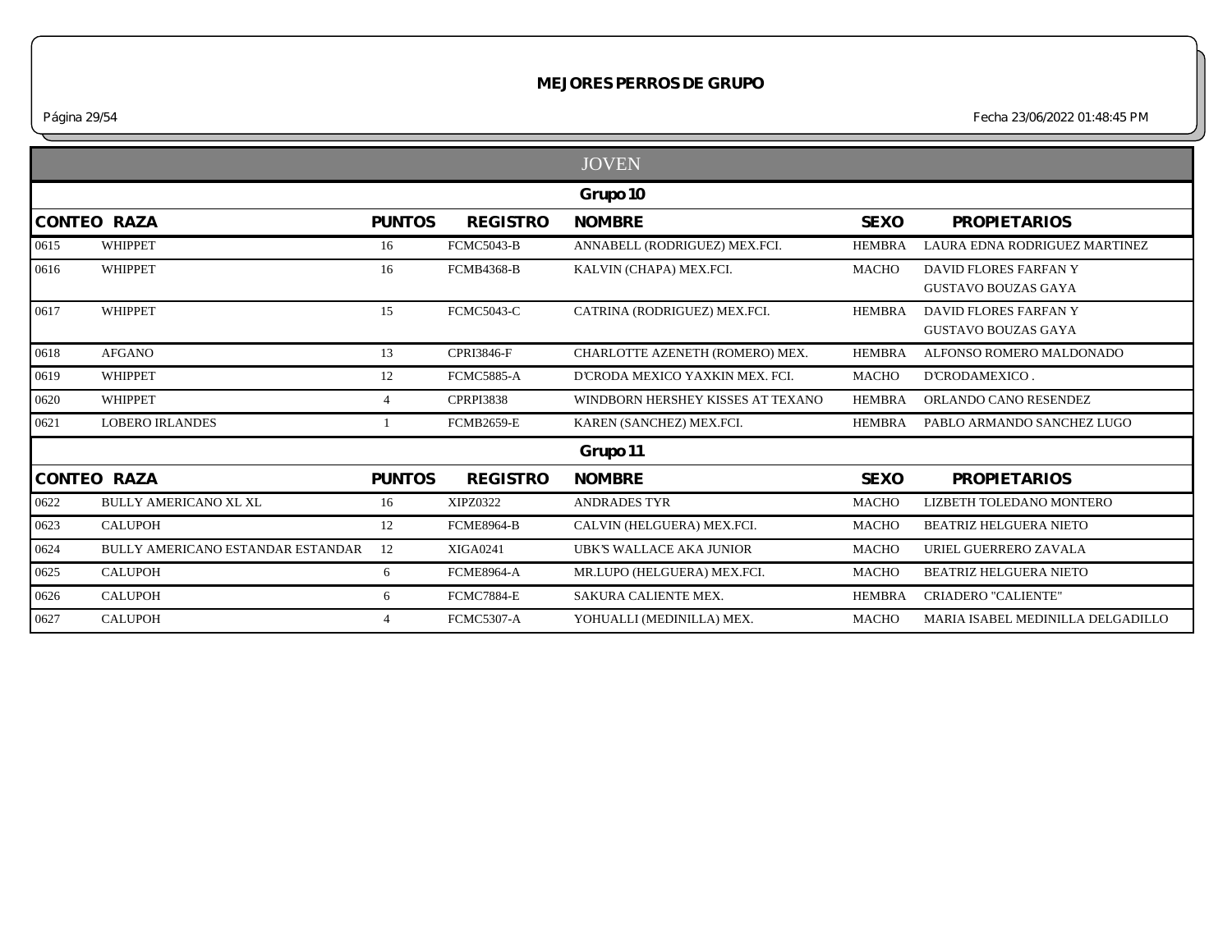# MEJORES PERROS DE GRUPO

## JOVEN

### Grupo 10

| CONTEO | RAZA | PUNTOS | REGISTRO | NOMBRE | SEXO | PROPIETARIOS |
|---|---|---|---|---|---|---|
| 0615 | WHIPPET | 16 | FCMC5043-B | ANNABELL (RODRIGUEZ) MEX.FCI. | HEMBRA | LAURA EDNA RODRIGUEZ MARTINEZ |
| 0616 | WHIPPET | 16 | FCMB4368-B | KALVIN (CHAPA) MEX.FCI. | MACHO | DAVID FLORES FARFAN Y GUSTAVO BOUZAS GAYA |
| 0617 | WHIPPET | 15 | FCMC5043-C | CATRINA (RODRIGUEZ) MEX.FCI. | HEMBRA | DAVID FLORES FARFAN Y GUSTAVO BOUZAS GAYA |
| 0618 | AFGANO | 13 | CPRI3846-F | CHARLOTTE AZENETH (ROMERO) MEX. | HEMBRA | ALFONSO ROMERO MALDONADO |
| 0619 | WHIPPET | 12 | FCMC5885-A | D'CRODA MEXICO YAXKIN MEX. FCI. | MACHO | D'CRODAMEXICO . |
| 0620 | WHIPPET | 4 | CPRPI3838 | WINDBORN HERSHEY KISSES AT TEXANO | HEMBRA | ORLANDO CANO RESENDEZ |
| 0621 | LOBERO IRLANDES | 1 | FCMB2659-E | KAREN (SANCHEZ) MEX.FCI. | HEMBRA | PABLO ARMANDO SANCHEZ LUGO |

### Grupo 11

| CONTEO | RAZA | PUNTOS | REGISTRO | NOMBRE | SEXO | PROPIETARIOS |
|---|---|---|---|---|---|---|
| 0622 | BULLY AMERICANO XL XL | 16 | XIPZ0322 | ANDRADES TYR | MACHO | LIZBETH TOLEDANO MONTERO |
| 0623 | CALUPOH | 12 | FCME8964-B | CALVIN (HELGUERA) MEX.FCI. | MACHO | BEATRIZ HELGUERA NIETO |
| 0624 | BULLY AMERICANO ESTANDAR ESTANDAR | 12 | XIGA0241 | UBK'S WALLACE AKA JUNIOR | MACHO | URIEL GUERRERO ZAVALA |
| 0625 | CALUPOH | 6 | FCME8964-A | MR.LUPO (HELGUERA) MEX.FCI. | MACHO | BEATRIZ HELGUERA NIETO |
| 0626 | CALUPOH | 6 | FCMC7884-E | SAKURA CALIENTE MEX. | HEMBRA | CRIADERO "CALIENTE" |
| 0627 | CALUPOH | 4 | FCMC5307-A | YOHUALLI (MEDINILLA) MEX. | MACHO | MARIA ISABEL MEDINILLA DELGADILLO |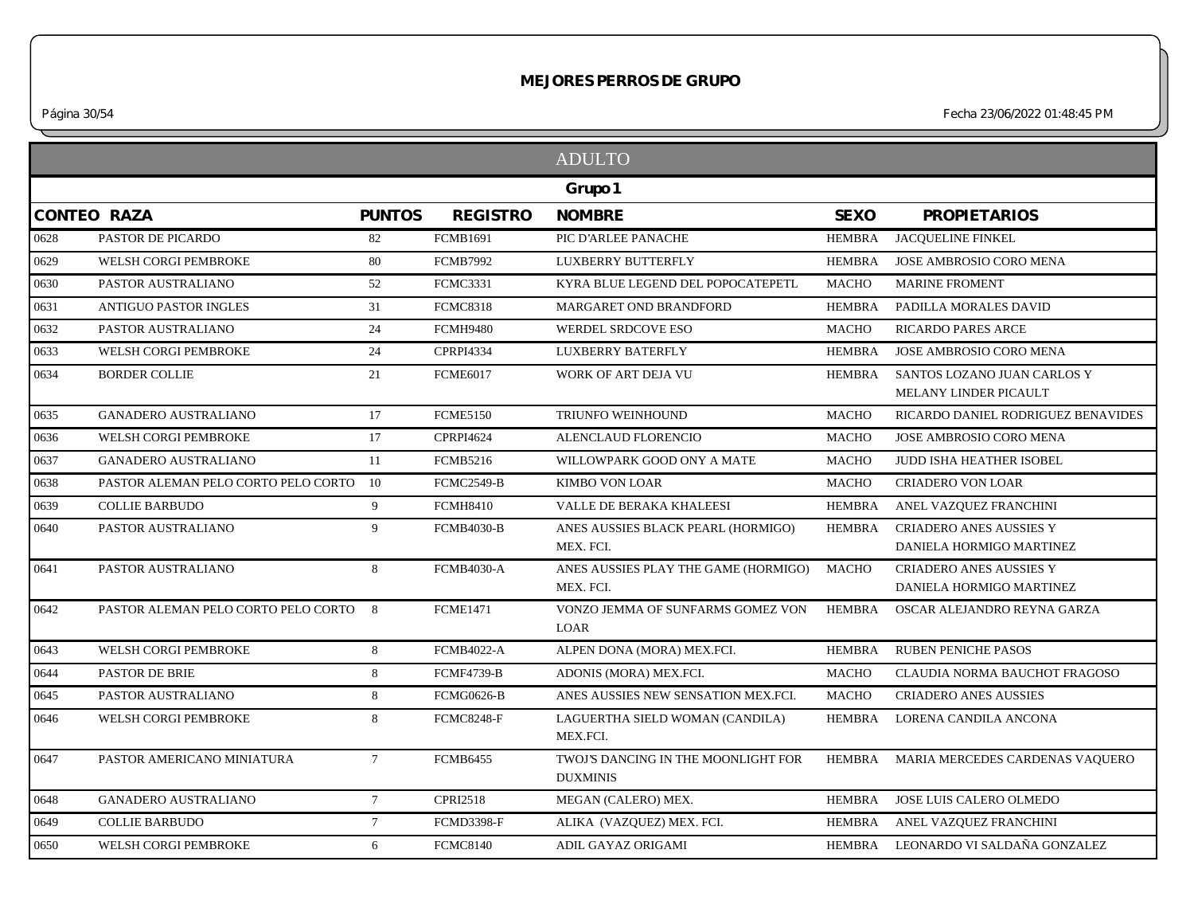## MEJORES PERROS DE GRUPO

Fecha 23/06/2022 01:48:45 PM

### ADULTO

#### Grupo 1

| CONTEO | RAZA | PUNTOS | REGISTRO | NOMBRE | SEXO | PROPIETARIOS |
|---|---|---|---|---|---|---|
| 0628 | PASTOR DE PICARDO | 82 | FCMB1691 | PIC D'ARLEE PANACHE | HEMBRA | JACQUELINE FINKEL |
| 0629 | WELSH CORGI PEMBROKE | 80 | FCMB7992 | LUXBERRY BUTTERFLY | HEMBRA | JOSE AMBROSIO CORO MENA |
| 0630 | PASTOR AUSTRALIANO | 52 | FCMC3331 | KYRA BLUE LEGEND DEL POPOCATEPETL | MACHO | MARINE FROMENT |
| 0631 | ANTIGUO PASTOR INGLES | 31 | FCMC8318 | MARGARET OND BRANDFORD | HEMBRA | PADILLA MORALES DAVID |
| 0632 | PASTOR AUSTRALIANO | 24 | FCMH9480 | WERDEL SRDCOVE ESO | MACHO | RICARDO PARES ARCE |
| 0633 | WELSH CORGI PEMBROKE | 24 | CPRPI4334 | LUXBERRY BATERFLY | HEMBRA | JOSE AMBROSIO CORO MENA |
| 0634 | BORDER COLLIE | 21 | FCME6017 | WORK OF ART DEJA VU | HEMBRA | SANTOS LOZANO JUAN CARLOS Y MELANY LINDER PICAULT |
| 0635 | GANADERO AUSTRALIANO | 17 | FCME5150 | TRIUNFO WEINHOUND | MACHO | RICARDO DANIEL RODRIGUEZ BENAVIDES |
| 0636 | WELSH CORGI PEMBROKE | 17 | CPRPI4624 | ALENCLAUD FLORENCIO | MACHO | JOSE AMBROSIO CORO MENA |
| 0637 | GANADERO AUSTRALIANO | 11 | FCMB5216 | WILLOWPARK GOOD ONY A MATE | MACHO | JUDD ISHA HEATHER ISOBEL |
| 0638 | PASTOR ALEMAN PELO CORTO PELO CORTO | 10 | FCMC2549-B | KIMBO VON LOAR | MACHO | CRIADERO VON LOAR |
| 0639 | COLLIE BARBUDO | 9 | FCMH8410 | VALLE DE BERAKA KHALEESI | HEMBRA | ANEL VAZQUEZ FRANCHINI |
| 0640 | PASTOR AUSTRALIANO | 9 | FCMB4030-B | ANES AUSSIES BLACK PEARL (HORMIGO) MEX. FCI. | HEMBRA | CRIADERO ANES AUSSIES Y DANIELA HORMIGO MARTINEZ |
| 0641 | PASTOR AUSTRALIANO | 8 | FCMB4030-A | ANES AUSSIES PLAY THE GAME (HORMIGO) MEX. FCI. | MACHO | CRIADERO ANES AUSSIES Y DANIELA HORMIGO MARTINEZ |
| 0642 | PASTOR ALEMAN PELO CORTO PELO CORTO | 8 | FCME1471 | VONZO JEMMA OF SUNFARMS GOMEZ VON LOAR | HEMBRA | OSCAR ALEJANDRO REYNA GARZA |
| 0643 | WELSH CORGI PEMBROKE | 8 | FCMB4022-A | ALPEN DONA (MORA) MEX.FCI. | HEMBRA | RUBEN PENICHE PASOS |
| 0644 | PASTOR DE BRIE | 8 | FCMF4739-B | ADONIS (MORA) MEX.FCI. | MACHO | CLAUDIA NORMA BAUCHOT FRAGOSO |
| 0645 | PASTOR AUSTRALIANO | 8 | FCMG0626-B | ANES AUSSIES NEW SENSATION MEX.FCI. | MACHO | CRIADERO ANES AUSSIES |
| 0646 | WELSH CORGI PEMBROKE | 8 | FCMC8248-F | LAGUERTHA SIELD WOMAN (CANDILA) MEX.FCI. | HEMBRA | LORENA CANDILA ANCONA |
| 0647 | PASTOR AMERICANO MINIATURA | 7 | FCMB6455 | TWOJ'S DANCING IN THE MOONLIGHT FOR DUXMINIS | HEMBRA | MARIA MERCEDES CARDENAS VAQUERO |
| 0648 | GANADERO AUSTRALIANO | 7 | CPRI2518 | MEGAN (CALERO) MEX. | HEMBRA | JOSE LUIS CALERO OLMEDO |
| 0649 | COLLIE BARBUDO | 7 | FCMD3398-F | ALIKA (VAZQUEZ) MEX. FCI. | HEMBRA | ANEL VAZQUEZ FRANCHINI |
| 0650 | WELSH CORGI PEMBROKE | 6 | FCMC8140 | ADIL GAYAZ ORIGAMI | HEMBRA | LEONARDO VI SALDAÑA GONZALEZ |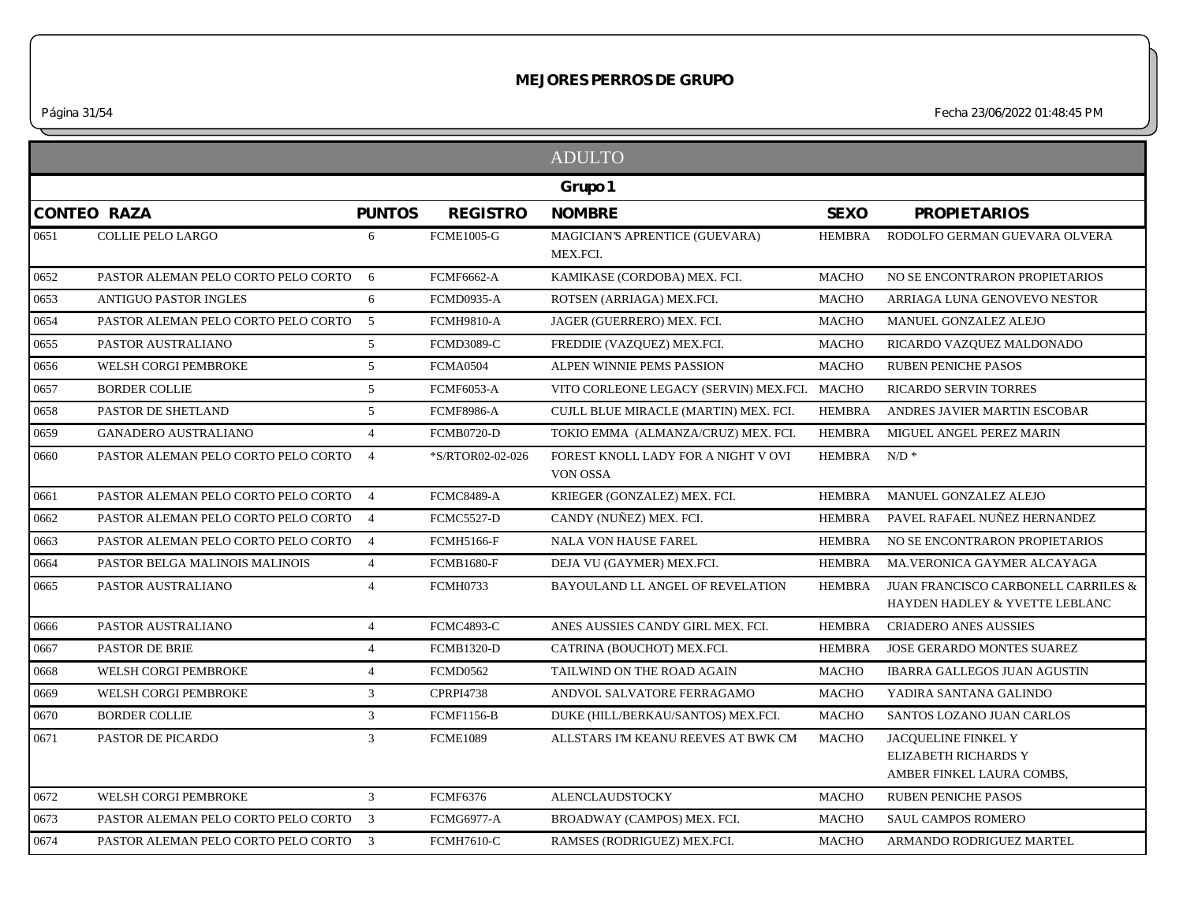# MEJORES PERROS DE GRUPO

## ADULTO

### Grupo 1

| CONTEO | RAZA | PUNTOS | REGISTRO | NOMBRE | SEXO | PROPIETARIOS |
|---|---|---|---|---|---|---|
| 0651 | COLLIE PELO LARGO | 6 | FCME1005-G | MAGICIAN'S APRENTICE (GUEVARA) MEX.FCI. | HEMBRA | RODOLFO GERMAN GUEVARA OLVERA |
| 0652 | PASTOR ALEMAN PELO CORTO PELO CORTO | 6 | FCMF6662-A | KAMIKASE (CORDOBA) MEX. FCI. | MACHO | NO SE ENCONTRARON PROPIETARIOS |
| 0653 | ANTIGUO PASTOR INGLES | 6 | FCMD0935-A | ROTSEN (ARRIAGA) MEX.FCI. | MACHO | ARRIAGA LUNA GENOVEVO NESTOR |
| 0654 | PASTOR ALEMAN PELO CORTO PELO CORTO | 5 | FCMH9810-A | JAGER (GUERRERO) MEX. FCI. | MACHO | MANUEL GONZALEZ ALEJO |
| 0655 | PASTOR AUSTRALIANO | 5 | FCMD3089-C | FREDDIE (VAZQUEZ) MEX.FCI. | MACHO | RICARDO VAZQUEZ MALDONADO |
| 0656 | WELSH CORGI PEMBROKE | 5 | FCMA0504 | ALPEN WINNIE PEMS PASSION | MACHO | RUBEN PENICHE PASOS |
| 0657 | BORDER COLLIE | 5 | FCMF6053-A | VITO CORLEONE LEGACY (SERVIN) MEX.FCI. | MACHO | RICARDO SERVIN TORRES |
| 0658 | PASTOR DE SHETLAND | 5 | FCMF8986-A | CUJLL BLUE MIRACLE (MARTIN) MEX. FCI. | HEMBRA | ANDRES JAVIER MARTIN ESCOBAR |
| 0659 | GANADERO AUSTRALIANO | 4 | FCMB0720-D | TOKIO EMMA (ALMANZA/CRUZ) MEX. FCI. | HEMBRA | MIGUEL ANGEL PEREZ MARIN |
| 0660 | PASTOR ALEMAN PELO CORTO PELO CORTO | 4 | *S/RTOR02-02-026 | FOREST KNOLL LADY FOR A NIGHT V OVI VON OSSA | HEMBRA | N/D * |
| 0661 | PASTOR ALEMAN PELO CORTO PELO CORTO | 4 | FCMC8489-A | KRIEGER (GONZALEZ) MEX. FCI. | HEMBRA | MANUEL GONZALEZ ALEJO |
| 0662 | PASTOR ALEMAN PELO CORTO PELO CORTO | 4 | FCMC5527-D | CANDY (NUÑEZ) MEX. FCI. | HEMBRA | PAVEL RAFAEL NUÑEZ HERNANDEZ |
| 0663 | PASTOR ALEMAN PELO CORTO PELO CORTO | 4 | FCMH5166-F | NALA VON HAUSE FAREL | HEMBRA | NO SE ENCONTRARON PROPIETARIOS |
| 0664 | PASTOR BELGA MALINOIS MALINOIS | 4 | FCMB1680-F | DEJA VU (GAYMER) MEX.FCI. | HEMBRA | MA.VERONICA GAYMER ALCAYAGA |
| 0665 | PASTOR AUSTRALIANO | 4 | FCMH0733 | BAYOULAND LL ANGEL OF REVELATION | HEMBRA | JUAN FRANCISCO CARBONELL CARRILES & HAYDEN HADLEY & YVETTE LEBLANC |
| 0666 | PASTOR AUSTRALIANO | 4 | FCMC4893-C | ANES AUSSIES CANDY GIRL MEX. FCI. | HEMBRA | CRIADERO ANES AUSSIES |
| 0667 | PASTOR DE BRIE | 4 | FCMB1320-D | CATRINA (BOUCHOT) MEX.FCI. | HEMBRA | JOSE GERARDO MONTES SUAREZ |
| 0668 | WELSH CORGI PEMBROKE | 4 | FCMD0562 | TAILWIND ON THE ROAD AGAIN | MACHO | IBARRA GALLEGOS JUAN AGUSTIN |
| 0669 | WELSH CORGI PEMBROKE | 3 | CPRPI4738 | ANDVOL SALVATORE FERRAGAMO | MACHO | YADIRA SANTANA GALINDO |
| 0670 | BORDER COLLIE | 3 | FCMF1156-B | DUKE (HILL/BERKAU/SANTOS) MEX.FCI. | MACHO | SANTOS LOZANO JUAN CARLOS |
| 0671 | PASTOR DE PICARDO | 3 | FCME1089 | ALLSTARS I'M KEANU REEVES AT BWK CM | MACHO | JACQUELINE FINKEL Y ELIZABETH RICHARDS Y AMBER FINKEL LAURA COMBS, |
| 0672 | WELSH CORGI PEMBROKE | 3 | FCMF6376 | ALENCLAUDSTOCKY | MACHO | RUBEN PENICHE PASOS |
| 0673 | PASTOR ALEMAN PELO CORTO PELO CORTO | 3 | FCMG6977-A | BROADWAY (CAMPOS) MEX. FCI. | MACHO | SAUL CAMPOS ROMERO |
| 0674 | PASTOR ALEMAN PELO CORTO PELO CORTO | 3 | FCMH7610-C | RAMSES (RODRIGUEZ) MEX.FCI. | MACHO | ARMANDO RODRIGUEZ MARTEL |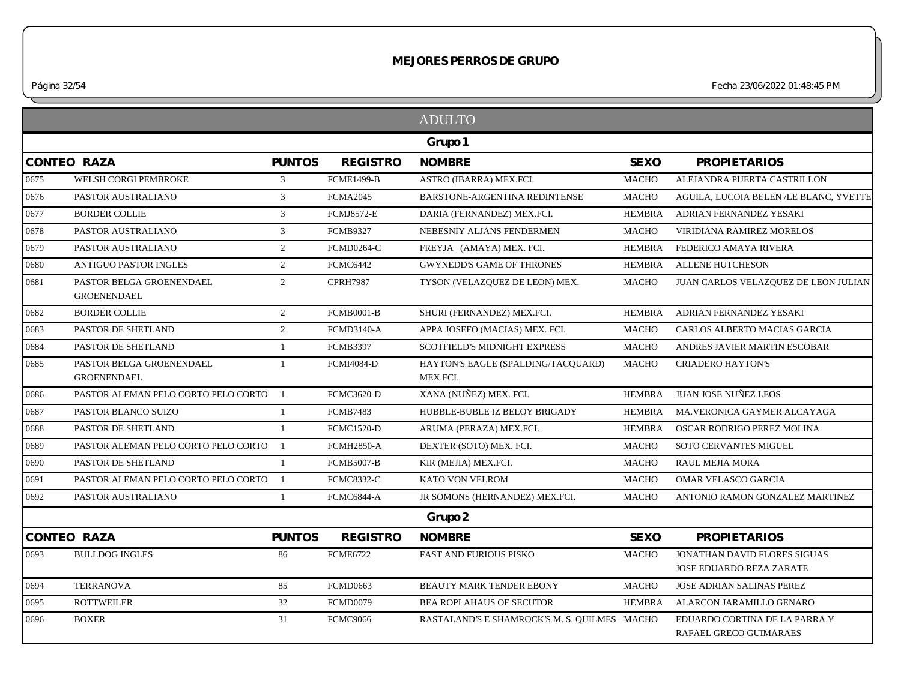# MEJORES PERROS DE GRUPO

## ADULTO

### Grupo 1

| CONTEO | RAZA | PUNTOS | REGISTRO | NOMBRE | SEXO | PROPIETARIOS |
|---|---|---|---|---|---|---|
| 0675 | WELSH CORGI PEMBROKE | 3 | FCME1499-B | ASTRO (IBARRA) MEX.FCI. | MACHO | ALEJANDRA PUERTA CASTRILLON |
| 0676 | PASTOR AUSTRALIANO | 3 | FCMA2045 | BARSTONE-ARGENTINA REDINTENSE | MACHO | AGUILA, LUCOIA BELEN /LE BLANC, YVETTE |
| 0677 | BORDER COLLIE | 3 | FCMJ8572-E | DARIA (FERNANDEZ) MEX.FCI. | HEMBRA | ADRIAN FERNANDEZ YESAKI |
| 0678 | PASTOR AUSTRALIANO | 3 | FCMB9327 | NEBESNIY ALJANS FENDERMEN | MACHO | VIRIDIANA RAMIREZ MORELOS |
| 0679 | PASTOR AUSTRALIANO | 2 | FCMD0264-C | FREYJA (AMAYA) MEX. FCI. | HEMBRA | FEDERICO AMAYA RIVERA |
| 0680 | ANTIGUO PASTOR INGLES | 2 | FCMC6442 | GWYNEDD'S GAME OF THRONES | HEMBRA | ALLENE HUTCHESON |
| 0681 | PASTOR BELGA GROENENDAEL GROENENDAEL | 2 | CPRH7987 | TYSON (VELAZQUEZ DE LEON) MEX. | MACHO | JUAN CARLOS VELAZQUEZ DE LEON JULIAN |
| 0682 | BORDER COLLIE | 2 | FCMB0001-B | SHURI (FERNANDEZ) MEX.FCI. | HEMBRA | ADRIAN FERNANDEZ YESAKI |
| 0683 | PASTOR DE SHETLAND | 2 | FCMD3140-A | APPA JOSEFO (MACIAS) MEX. FCI. | MACHO | CARLOS ALBERTO MACIAS GARCIA |
| 0684 | PASTOR DE SHETLAND | 1 | FCMB3397 | SCOTFIELD'S MIDNIGHT EXPRESS | MACHO | ANDRES JAVIER MARTIN ESCOBAR |
| 0685 | PASTOR BELGA GROENENDAEL GROENENDAEL | 1 | FCMI4084-D | HAYTON'S EAGLE (SPALDING/TACQUARD) MEX.FCI. | MACHO | CRIADERO HAYTON'S |
| 0686 | PASTOR ALEMAN PELO CORTO PELO CORTO | 1 | FCMC3620-D | XANA (NUÑEZ) MEX. FCI. | HEMBRA | JUAN JOSE NUÑEZ LEOS |
| 0687 | PASTOR BLANCO SUIZO | 1 | FCMB7483 | HUBBLE-BUBLE IZ BELOY BRIGADY | HEMBRA | MA.VERONICA GAYMER ALCAYAGA |
| 0688 | PASTOR DE SHETLAND | 1 | FCMC1520-D | ARUMA (PERAZA) MEX.FCI. | HEMBRA | OSCAR RODRIGO PEREZ MOLINA |
| 0689 | PASTOR ALEMAN PELO CORTO PELO CORTO | 1 | FCMH2850-A | DEXTER (SOTO) MEX. FCI. | MACHO | SOTO CERVANTES MIGUEL |
| 0690 | PASTOR DE SHETLAND | 1 | FCMB5007-B | KIR (MEJIA) MEX.FCI. | MACHO | RAUL MEJIA MORA |
| 0691 | PASTOR ALEMAN PELO CORTO PELO CORTO | 1 | FCMC8332-C | KATO VON VELROM | MACHO | OMAR VELASCO GARCIA |
| 0692 | PASTOR AUSTRALIANO | 1 | FCMC6844-A | JR SOMONS (HERNANDEZ) MEX.FCI. | MACHO | ANTONIO RAMON GONZALEZ MARTINEZ |

### Grupo 2

| CONTEO | RAZA | PUNTOS | REGISTRO | NOMBRE | SEXO | PROPIETARIOS |
|---|---|---|---|---|---|---|
| 0693 | BULLDOG INGLES | 86 | FCME6722 | FAST AND FURIOUS PISKO | MACHO | JONATHAN DAVID FLORES SIGUAS JOSE EDUARDO REZA ZARATE |
| 0694 | TERRANOVA | 85 | FCMD0663 | BEAUTY MARK TENDER EBONY | MACHO | JOSE ADRIAN SALINAS PEREZ |
| 0695 | ROTTWEILER | 32 | FCMD0079 | BEA ROPLAHAUS OF SECUTOR | HEMBRA | ALARCON JARAMILLO GENARO |
| 0696 | BOXER | 31 | FCMC9066 | RASTALAND'S E SHAMROCK'S M. S. QUILMES | MACHO | EDUARDO CORTINA DE LA PARRA Y RAFAEL GRECO GUIMARAES |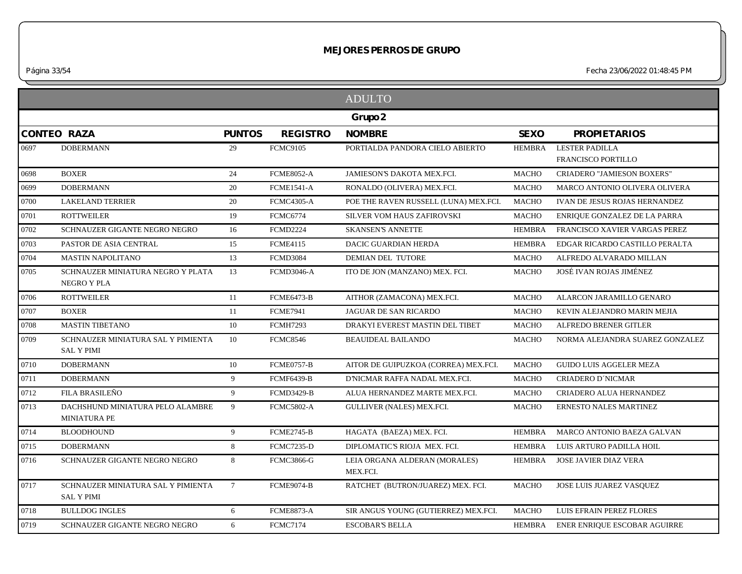# MEJORES PERROS DE GRUPO

## ADULTO

### Grupo 2

| CONTEO | RAZA | PUNTOS | REGISTRO | NOMBRE | SEXO | PROPIETARIOS |
|---|---|---|---|---|---|---|
| 0697 | DOBERMANN | 29 | FCMC9105 | PORTIALDA PANDORA CIELO ABIERTO | HEMBRA | LESTER PADILLA FRANCISCO PORTILLO |
| 0698 | BOXER | 24 | FCME8052-A | JAMIESON'S DAKOTA MEX.FCI. | MACHO | CRIADERO "JAMIESON BOXERS" |
| 0699 | DOBERMANN | 20 | FCME1541-A | RONALDO (OLIVERA) MEX.FCI. | MACHO | MARCO ANTONIO OLIVERA OLIVERA |
| 0700 | LAKELAND TERRIER | 20 | FCMC4305-A | POE THE RAVEN RUSSELL (LUNA) MEX.FCI. | MACHO | IVAN DE JESUS ROJAS HERNANDEZ |
| 0701 | ROTTWEILER | 19 | FCMC6774 | SILVER VOM HAUS ZAFIROVSKI | MACHO | ENRIQUE GONZALEZ DE LA PARRA |
| 0702 | SCHNAUZER GIGANTE NEGRO NEGRO | 16 | FCMD2224 | SKANSEN'S ANNETTE | HEMBRA | FRANCISCO XAVIER VARGAS PEREZ |
| 0703 | PASTOR DE ASIA CENTRAL | 15 | FCME4115 | DACIC GUARDIAN HERDA | HEMBRA | EDGAR RICARDO CASTILLO PERALTA |
| 0704 | MASTIN NAPOLITANO | 13 | FCMD3084 | DEMIAN DEL TUTORE | MACHO | ALFREDO ALVARADO MILLAN |
| 0705 | SCHNAUZER MINIATURA NEGRO Y PLATA NEGRO Y PLA | 13 | FCMD3046-A | ITO DE JON (MANZANO) MEX. FCI. | MACHO | JOSÉ IVAN ROJAS JIMÉNEZ |
| 0706 | ROTTWEILER | 11 | FCME6473-B | AITHOR (ZAMACONA) MEX.FCI. | MACHO | ALARCON JARAMILLO GENARO |
| 0707 | BOXER | 11 | FCME7941 | JAGUAR DE SAN RICARDO | MACHO | KEVIN ALEJANDRO MARIN MEJIA |
| 0708 | MASTIN TIBETANO | 10 | FCMH7293 | DRAKYI EVEREST MASTIN DEL TIBET | MACHO | ALFREDO BRENER GITLER |
| 0709 | SCHNAUZER MINIATURA SAL Y PIMIENTA SAL Y PIMI | 10 | FCMC8546 | BEAUIDEAL BAILANDO | MACHO | NORMA ALEJANDRA SUAREZ GONZALEZ |
| 0710 | DOBERMANN | 10 | FCME0757-B | AITOR DE GUIPUZKOA (CORREA) MEX.FCI. | MACHO | GUIDO LUIS AGGELER MEZA |
| 0711 | DOBERMANN | 9 | FCMF6439-B | D'NICMAR RAFFA NADAL MEX.FCI. | MACHO | CRIADERO D´NICMAR |
| 0712 | FILA BRASILEÑO | 9 | FCMD3429-B | ALUA HERNANDEZ MARTE MEX.FCI. | MACHO | CRIADERO ALUA HERNANDEZ |
| 0713 | DACHSHUND MINIATURA PELO ALAMBRE MINIATURA PE | 9 | FCMC5802-A | GULLIVER (NALES) MEX.FCI. | MACHO | ERNESTO NALES MARTINEZ |
| 0714 | BLOODHOUND | 9 | FCME2745-B | HAGATA (BAEZA) MEX. FCI. | HEMBRA | MARCO ANTONIO BAEZA GALVAN |
| 0715 | DOBERMANN | 8 | FCMC7235-D | DIPLOMATIC'S RIOJA MEX. FCI. | HEMBRA | LUIS ARTURO PADILLA HOIL |
| 0716 | SCHNAUZER GIGANTE NEGRO NEGRO | 8 | FCMC3866-G | LEIA ORGANA ALDERAN (MORALES) MEX.FCI. | HEMBRA | JOSE JAVIER DIAZ VERA |
| 0717 | SCHNAUZER MINIATURA SAL Y PIMIENTA SAL Y PIMI | 7 | FCME9074-B | RATCHET (BUTRON/JUAREZ) MEX. FCI. | MACHO | JOSE LUIS JUAREZ VASQUEZ |
| 0718 | BULLDOG INGLES | 6 | FCME8873-A | SIR ANGUS YOUNG (GUTIERREZ) MEX.FCI. | MACHO | LUIS EFRAIN PEREZ FLORES |
| 0719 | SCHNAUZER GIGANTE NEGRO NEGRO | 6 | FCMC7174 | ESCOBAR'S BELLA | HEMBRA | ENER ENRIQUE ESCOBAR AGUIRRE |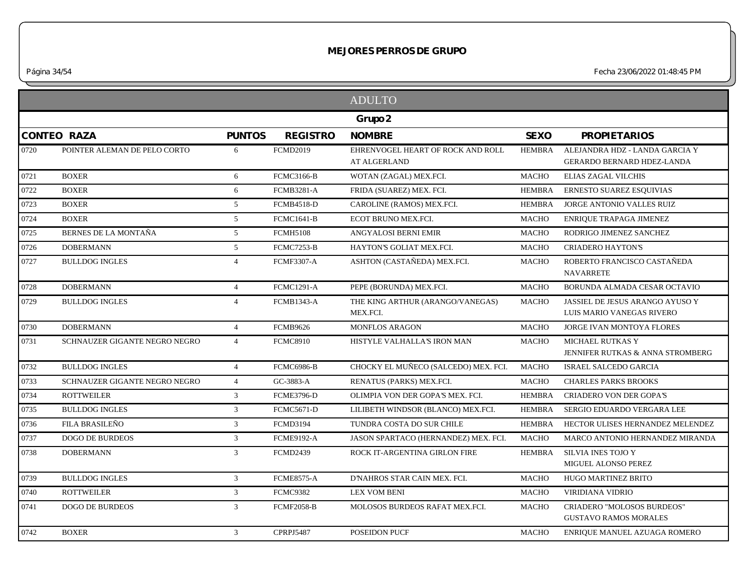# MEJORES PERROS DE GRUPO

## ADULTO

### Grupo 2

| CONTEO | RAZA | PUNTOS | REGISTRO | NOMBRE | SEXO | PROPIETARIOS |
|---|---|---|---|---|---|---|
| 0720 | POINTER ALEMAN DE PELO CORTO | 6 | FCMD2019 | EHRENVOGEL HEART OF ROCK AND ROLL AT ALGERLAND | HEMBRA | ALEJANDRA HDZ - LANDA GARCIA Y GERARDO BERNARD HDEZ-LANDA |
| 0721 | BOXER | 6 | FCMC3166-B | WOTAN (ZAGAL) MEX.FCI. | MACHO | ELIAS ZAGAL VILCHIS |
| 0722 | BOXER | 6 | FCMB3281-A | FRIDA (SUAREZ) MEX. FCI. | HEMBRA | ERNESTO SUAREZ ESQUIVIAS |
| 0723 | BOXER | 5 | FCMB4518-D | CAROLINE (RAMOS) MEX.FCI. | HEMBRA | JORGE ANTONIO VALLES RUIZ |
| 0724 | BOXER | 5 | FCMC1641-B | ECOT BRUNO MEX.FCI. | MACHO | ENRIQUE TRAPAGA JIMENEZ |
| 0725 | BERNES DE LA MONTAÑA | 5 | FCMH5108 | ANGYALOSI BERNI EMIR | MACHO | RODRIGO JIMENEZ SANCHEZ |
| 0726 | DOBERMANN | 5 | FCMC7253-B | HAYTON'S GOLIAT MEX.FCI. | MACHO | CRIADERO HAYTON'S |
| 0727 | BULLDOG INGLES | 4 | FCMF3307-A | ASHTON (CASTAÑEDA) MEX.FCI. | MACHO | ROBERTO FRANCISCO CASTAÑEDA NAVARRETE |
| 0728 | DOBERMANN | 4 | FCMC1291-A | PEPE (BORUNDA) MEX.FCI. | MACHO | BORUNDA ALMADA CESAR OCTAVIO |
| 0729 | BULLDOG INGLES | 4 | FCMB1343-A | THE KING ARTHUR (ARANGO/VANEGAS) MEX.FCI. | MACHO | JASSIEL DE JESUS ARANGO AYUSO Y LUIS MARIO VANEGAS RIVERO |
| 0730 | DOBERMANN | 4 | FCMB9626 | MONFLOS ARAGON | MACHO | JORGE IVAN MONTOYA FLORES |
| 0731 | SCHNAUZER GIGANTE NEGRO NEGRO | 4 | FCMC8910 | HISTYLE VALHALLA'S IRON MAN | MACHO | MICHAEL RUTKAS Y JENNIFER RUTKAS & ANNA STROMBERG |
| 0732 | BULLDOG INGLES | 4 | FCMC6986-B | CHOCKY EL MUÑECO (SALCEDO) MEX. FCI. | MACHO | ISRAEL SALCEDO GARCIA |
| 0733 | SCHNAUZER GIGANTE NEGRO NEGRO | 4 | GC-3883-A | RENATUS (PARKS) MEX.FCI. | MACHO | CHARLES PARKS BROOKS |
| 0734 | ROTTWEILER | 3 | FCME3796-D | OLIMPIA VON DER GOPA'S MEX. FCI. | HEMBRA | CRIADERO VON DER GOPA'S |
| 0735 | BULLDOG INGLES | 3 | FCMC5671-D | LILIBETH WINDSOR (BLANCO) MEX.FCI. | HEMBRA | SERGIO EDUARDO VERGARA LEE |
| 0736 | FILA BRASILEÑO | 3 | FCMD3194 | TUNDRA COSTA DO SUR CHILE | HEMBRA | HECTOR ULISES HERNANDEZ MELENDEZ |
| 0737 | DOGO DE BURDEOS | 3 | FCME9192-A | JASON SPARTACO (HERNANDEZ) MEX. FCI. | MACHO | MARCO ANTONIO HERNANDEZ MIRANDA |
| 0738 | DOBERMANN | 3 | FCMD2439 | ROCK IT-ARGENTINA GIRLON FIRE | HEMBRA | SILVIA INES TOJO Y MIGUEL ALONSO PEREZ |
| 0739 | BULLDOG INGLES | 3 | FCME8575-A | D'NAHROS STAR CAIN MEX. FCI. | MACHO | HUGO MARTINEZ BRITO |
| 0740 | ROTTWEILER | 3 | FCMC9382 | LEX VOM BENI | MACHO | VIRIDIANA VIDRIO |
| 0741 | DOGO DE BURDEOS | 3 | FCMF2058-B | MOLOSOS BURDEOS RAFAT MEX.FCI. | MACHO | CRIADERO "MOLOSOS BURDEOS" GUSTAVO RAMOS MORALES |
| 0742 | BOXER | 3 | CPRPJ5487 | POSEIDON PUCF | MACHO | ENRIQUE MANUEL AZUAGA ROMERO |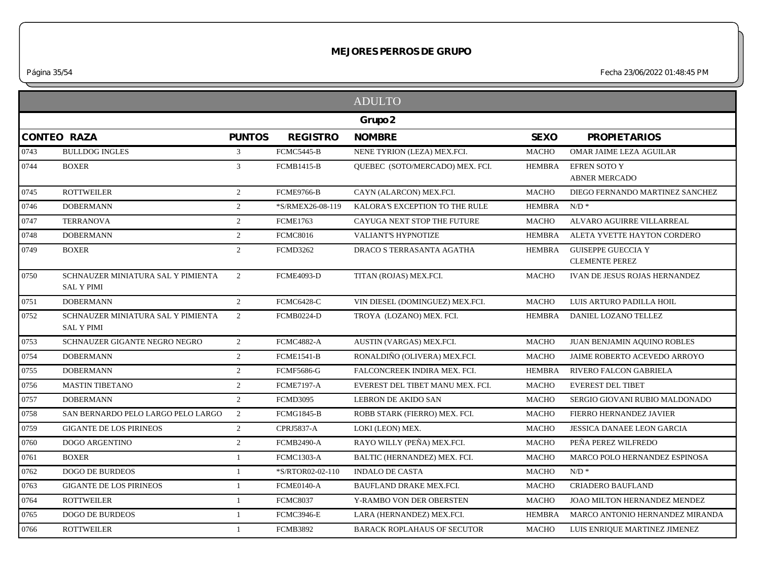# MEJORES PERROS DE GRUPO

## ADULTO

### Grupo 2

| CONTEO | RAZA | PUNTOS | REGISTRO | NOMBRE | SEXO | PROPIETARIOS |
|---|---|---|---|---|---|---|
| 0743 | BULLDOG INGLES | 3 | FCMC5445-B | NENE TYRION (LEZA) MEX.FCI. | MACHO | OMAR JAIME LEZA AGUILAR |
| 0744 | BOXER | 3 | FCMB1415-B | QUEBEC (SOTO/MERCADO) MEX. FCI. | HEMBRA | EFREN SOTO Y ABNER MERCADO |
| 0745 | ROTTWEILER | 2 | FCME9766-B | CAYN (ALARCON) MEX.FCI. | MACHO | DIEGO FERNANDO MARTINEZ SANCHEZ |
| 0746 | DOBERMANN | 2 | *S/RMEX26-08-119 | KALORA'S EXCEPTION TO THE RULE | HEMBRA | N/D * |
| 0747 | TERRANOVA | 2 | FCME1763 | CAYUGA NEXT STOP THE FUTURE | MACHO | ALVARO AGUIRRE VILLARREAL |
| 0748 | DOBERMANN | 2 | FCMC8016 | VALIANT'S HYPNOTIZE | HEMBRA | ALETA YVETTE HAYTON CORDERO |
| 0749 | BOXER | 2 | FCMD3262 | DRACO S TERRASANTA AGATHA | HEMBRA | GUISEPPE GUECCIA Y CLEMENTE PEREZ |
| 0750 | SCHNAUZER MINIATURA SAL Y PIMIENTA SAL Y PIMI | 2 | FCME4093-D | TITAN (ROJAS) MEX.FCI. | MACHO | IVAN DE JESUS ROJAS HERNANDEZ |
| 0751 | DOBERMANN | 2 | FCMC6428-C | VIN DIESEL (DOMINGUEZ) MEX.FCI. | MACHO | LUIS ARTURO PADILLA HOIL |
| 0752 | SCHNAUZER MINIATURA SAL Y PIMIENTA SAL Y PIMI | 2 | FCMB0224-D | TROYA (LOZANO) MEX. FCI. | HEMBRA | DANIEL LOZANO TELLEZ |
| 0753 | SCHNAUZER GIGANTE NEGRO NEGRO | 2 | FCMC4882-A | AUSTIN (VARGAS) MEX.FCI. | MACHO | JUAN BENJAMIN AQUINO ROBLES |
| 0754 | DOBERMANN | 2 | FCME1541-B | RONALDIÑO (OLIVERA) MEX.FCI. | MACHO | JAIME ROBERTO ACEVEDO ARROYO |
| 0755 | DOBERMANN | 2 | FCMF5686-G | FALCONCREEK INDIRA MEX. FCI. | HEMBRA | RIVERO FALCON GABRIELA |
| 0756 | MASTIN TIBETANO | 2 | FCME7197-A | EVEREST DEL TIBET MANU MEX. FCI. | MACHO | EVEREST DEL TIBET |
| 0757 | DOBERMANN | 2 | FCMD3095 | LEBRON DE AKIDO SAN | MACHO | SERGIO GIOVANI RUBIO MALDONADO |
| 0758 | SAN BERNARDO PELO LARGO PELO LARGO | 2 | FCMG1845-B | ROBB STARK (FIERRO) MEX. FCI. | MACHO | FIERRO HERNANDEZ JAVIER |
| 0759 | GIGANTE DE LOS PIRINEOS | 2 | CPRJ5837-A | LOKI (LEON) MEX. | MACHO | JESSICA DANAEE LEON GARCIA |
| 0760 | DOGO ARGENTINO | 2 | FCMB2490-A | RAYO WILLY (PEÑA) MEX.FCI. | MACHO | PEÑA PEREZ WILFREDO |
| 0761 | BOXER | 1 | FCMC1303-A | BALTIC (HERNANDEZ) MEX. FCI. | MACHO | MARCO POLO HERNANDEZ ESPINOSA |
| 0762 | DOGO DE BURDEOS | 1 | *S/RTOR02-02-110 | INDALO DE CASTA | MACHO | N/D * |
| 0763 | GIGANTE DE LOS PIRINEOS | 1 | FCME0140-A | BAUFLAND DRAKE MEX.FCI. | MACHO | CRIADERO BAUFLAND |
| 0764 | ROTTWEILER | 1 | FCMC8037 | Y-RAMBO VON DER OBERSTEN | MACHO | JOAO MILTON HERNANDEZ MENDEZ |
| 0765 | DOGO DE BURDEOS | 1 | FCMC3946-E | LARA (HERNANDEZ) MEX.FCI. | HEMBRA | MARCO ANTONIO HERNANDEZ MIRANDA |
| 0766 | ROTTWEILER | 1 | FCMB3892 | BARACK ROPLAHAUS OF SECUTOR | MACHO | LUIS ENRIQUE MARTINEZ JIMENEZ |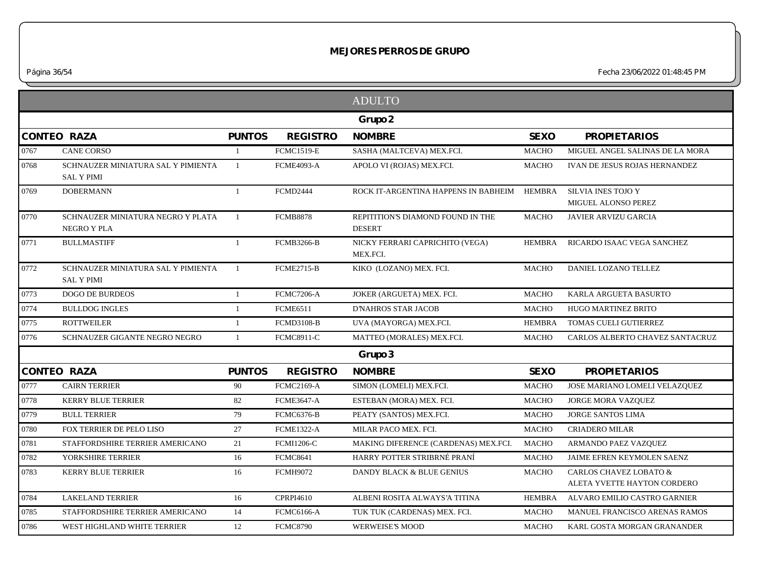# MEJORES PERROS DE GRUPO

## ADULTO

### Grupo 2

| CONTEO | RAZA | PUNTOS | REGISTRO | NOMBRE | SEXO | PROPIETARIOS |
|---|---|---|---|---|---|---|
| 0767 | CANE CORSO | 1 | FCMC1519-E | SASHA (MALTCEVA) MEX.FCI. | MACHO | MIGUEL ANGEL SALINAS DE LA MORA |
| 0768 | SCHNAUZER MINIATURA SAL Y PIMIENTA SAL Y PIMI | 1 | FCME4093-A | APOLO VI (ROJAS) MEX.FCI. | MACHO | IVAN DE JESUS ROJAS HERNANDEZ |
| 0769 | DOBERMANN | 1 | FCMD2444 | ROCK IT-ARGENTINA HAPPENS IN BABHEIM | HEMBRA | SILVIA INES TOJO Y MIGUEL ALONSO PEREZ |
| 0770 | SCHNAUZER MINIATURA NEGRO Y PLATA NEGRO Y PLA | 1 | FCMB8878 | REPITITION'S DIAMOND FOUND IN THE DESERT | MACHO | JAVIER ARVIZU GARCIA |
| 0771 | BULLMASTIFF | 1 | FCMB3266-B | NICKY FERRARI CAPRICHITO (VEGA) MEX.FCI. | HEMBRA | RICARDO ISAAC VEGA SANCHEZ |
| 0772 | SCHNAUZER MINIATURA SAL Y PIMIENTA SAL Y PIMI | 1 | FCME2715-B | KIKO (LOZANO) MEX. FCI. | MACHO | DANIEL LOZANO TELLEZ |
| 0773 | DOGO DE BURDEOS | 1 | FCMC7206-A | JOKER (ARGUETA) MEX. FCI. | MACHO | KARLA ARGUETA BASURTO |
| 0774 | BULLDOG INGLES | 1 | FCME6511 | D'NAHROS STAR JACOB | MACHO | HUGO MARTINEZ BRITO |
| 0775 | ROTTWEILER | 1 | FCMD3108-B | UVA (MAYORGA) MEX.FCI. | HEMBRA | TOMAS CUELI GUTIERREZ |
| 0776 | SCHNAUZER GIGANTE NEGRO NEGRO | 1 | FCMC8911-C | MATTEO (MORALES) MEX.FCI. | MACHO | CARLOS ALBERTO CHAVEZ SANTACRUZ |

### Grupo 3

| CONTEO | RAZA | PUNTOS | REGISTRO | NOMBRE | SEXO | PROPIETARIOS |
|---|---|---|---|---|---|---|
| 0777 | CAIRN TERRIER | 90 | FCMC2169-A | SIMON (LOMELI) MEX.FCI. | MACHO | JOSE MARIANO LOMELI VELAZQUEZ |
| 0778 | KERRY BLUE TERRIER | 82 | FCME3647-A | ESTEBAN (MORA) MEX. FCI. | MACHO | JORGE MORA VAZQUEZ |
| 0779 | BULL TERRIER | 79 | FCMC6376-B | PEATY (SANTOS) MEX.FCI. | MACHO | JORGE SANTOS LIMA |
| 0780 | FOX TERRIER DE PELO LISO | 27 | FCME1322-A | MILAR PACO MEX. FCI. | MACHO | CRIADERO MILAR |
| 0781 | STAFFORDSHIRE TERRIER AMERICANO | 21 | FCMI1206-C | MAKING DIFERENCE (CARDENAS) MEX.FCI. | MACHO | ARMANDO PAEZ VAZQUEZ |
| 0782 | YORKSHIRE TERRIER | 16 | FCMC8641 | HARRY POTTER STRIBRNÉ PRANÍ | MACHO | JAIME EFREN KEYMOLEN SAENZ |
| 0783 | KERRY BLUE TERRIER | 16 | FCMH9072 | DANDY BLACK & BLUE GENIUS | MACHO | CARLOS CHAVEZ LOBATO & ALETA YVETTE HAYTON CORDERO |
| 0784 | LAKELAND TERRIER | 16 | CPRPI4610 | ALBENI ROSITA ALWAYS'A TITINA | HEMBRA | ALVARO EMILIO CASTRO GARNIER |
| 0785 | STAFFORDSHIRE TERRIER AMERICANO | 14 | FCMC6166-A | TUK TUK (CARDENAS) MEX. FCI. | MACHO | MANUEL FRANCISCO ARENAS RAMOS |
| 0786 | WEST HIGHLAND WHITE TERRIER | 12 | FCMC8790 | WERWEISE'S MOOD | MACHO | KARL GOSTA MORGAN GRANANDER |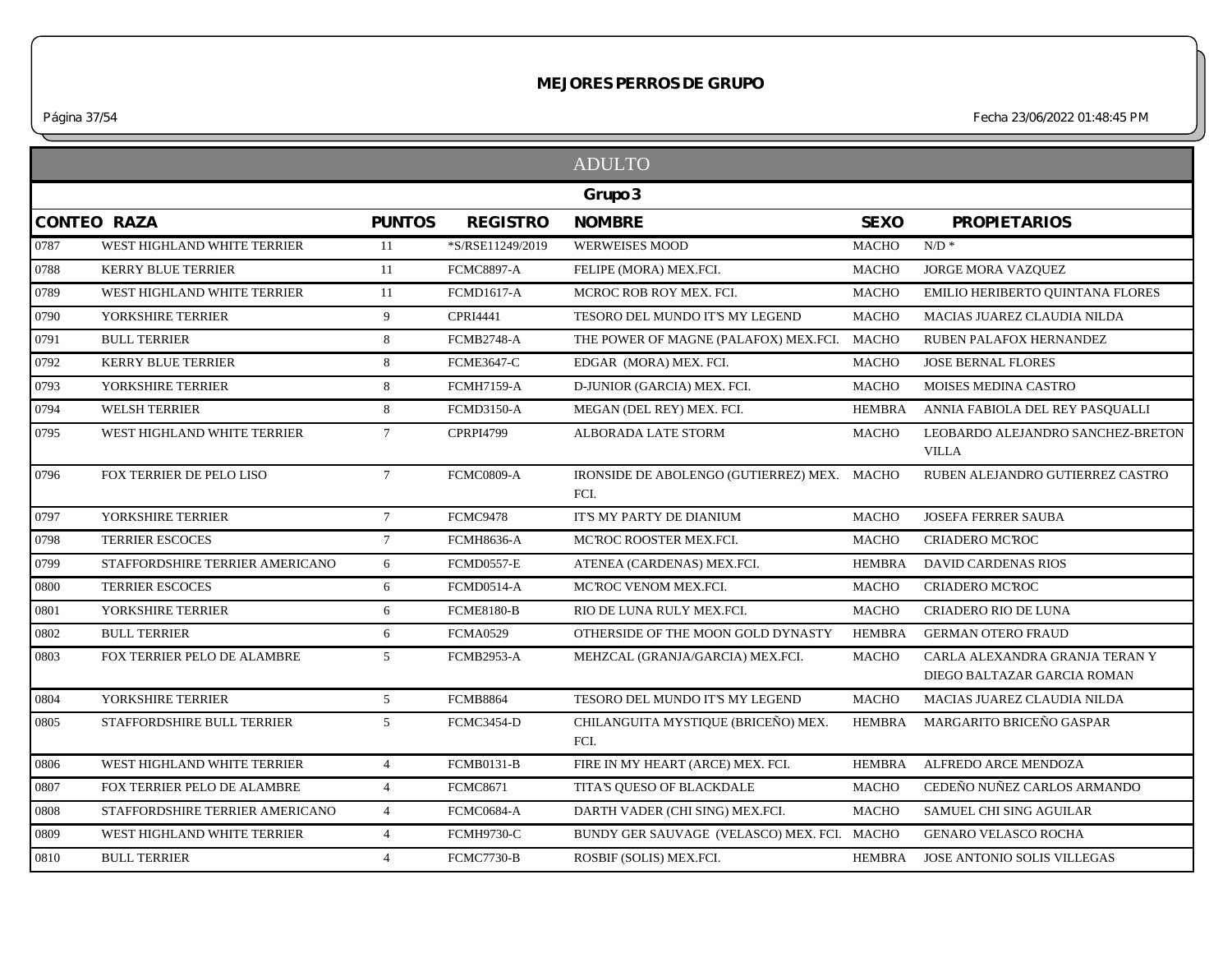## MEJORES PERROS DE GRUPO

Fecha 23/06/2022 01:48:45 PM

### ADULTO

#### Grupo 3

| CONTEO | RAZA | PUNTOS | REGISTRO | NOMBRE | SEXO | PROPIETARIOS |
|---|---|---|---|---|---|---|
| 0787 | WEST HIGHLAND WHITE TERRIER | 11 | *S/RSE11249/2019 | WERWEISES MOOD | MACHO | N/D * |
| 0788 | KERRY BLUE TERRIER | 11 | FCMC8897-A | FELIPE (MORA) MEX.FCI. | MACHO | JORGE MORA VAZQUEZ |
| 0789 | WEST HIGHLAND WHITE TERRIER | 11 | FCMD1617-A | MCROC ROB ROY MEX. FCI. | MACHO | EMILIO HERIBERTO QUINTANA FLORES |
| 0790 | YORKSHIRE TERRIER | 9 | CPRI4441 | TESORO DEL MUNDO IT'S MY LEGEND | MACHO | MACIAS JUAREZ CLAUDIA NILDA |
| 0791 | BULL TERRIER | 8 | FCMB2748-A | THE POWER OF MAGNE (PALAFOX) MEX.FCI. | MACHO | RUBEN PALAFOX HERNANDEZ |
| 0792 | KERRY BLUE TERRIER | 8 | FCME3647-C | EDGAR (MORA) MEX. FCI. | MACHO | JOSE BERNAL FLORES |
| 0793 | YORKSHIRE TERRIER | 8 | FCMH7159-A | D-JUNIOR (GARCIA) MEX. FCI. | MACHO | MOISES MEDINA CASTRO |
| 0794 | WELSH TERRIER | 8 | FCMD3150-A | MEGAN (DEL REY) MEX. FCI. | HEMBRA | ANNIA FABIOLA DEL REY PASQUALLI |
| 0795 | WEST HIGHLAND WHITE TERRIER | 7 | CPRPI4799 | ALBORADA LATE STORM | MACHO | LEOBARDO ALEJANDRO SANCHEZ-BRETON VILLA |
| 0796 | FOX TERRIER DE PELO LISO | 7 | FCMC0809-A | IRONSIDE DE ABOLENGO (GUTIERREZ) MEX. FCI. | MACHO | RUBEN ALEJANDRO GUTIERREZ CASTRO |
| 0797 | YORKSHIRE TERRIER | 7 | FCMC9478 | IT'S MY PARTY DE DIANIUM | MACHO | JOSEFA FERRER SAUBA |
| 0798 | TERRIER ESCOCES | 7 | FCMH8636-A | MC'ROC ROOSTER MEX.FCI. | MACHO | CRIADERO MC'ROC |
| 0799 | STAFFORDSHIRE TERRIER AMERICANO | 6 | FCMD0557-E | ATENEA (CARDENAS) MEX.FCI. | HEMBRA | DAVID CARDENAS RIOS |
| 0800 | TERRIER ESCOCES | 6 | FCMD0514-A | MC'ROC VENOM MEX.FCI. | MACHO | CRIADERO MC'ROC |
| 0801 | YORKSHIRE TERRIER | 6 | FCME8180-B | RIO DE LUNA RULY MEX.FCI. | MACHO | CRIADERO RIO DE LUNA |
| 0802 | BULL TERRIER | 6 | FCMA0529 | OTHERSIDE OF THE MOON GOLD DYNASTY | HEMBRA | GERMAN OTERO FRAUD |
| 0803 | FOX TERRIER PELO DE ALAMBRE | 5 | FCMB2953-A | MEHZCAL (GRANJA/GARCIA) MEX.FCI. | MACHO | CARLA ALEXANDRA GRANJA TERAN Y DIEGO BALTAZAR GARCIA ROMAN |
| 0804 | YORKSHIRE TERRIER | 5 | FCMB8864 | TESORO DEL MUNDO IT'S MY LEGEND | MACHO | MACIAS JUAREZ CLAUDIA NILDA |
| 0805 | STAFFORDSHIRE BULL TERRIER | 5 | FCMC3454-D | CHILANGUITA MYSTIQUE (BRICEÑO) MEX. FCI. | HEMBRA | MARGARITO BRICEÑO GASPAR |
| 0806 | WEST HIGHLAND WHITE TERRIER | 4 | FCMB0131-B | FIRE IN MY HEART (ARCE) MEX. FCI. | HEMBRA | ALFREDO ARCE MENDOZA |
| 0807 | FOX TERRIER PELO DE ALAMBRE | 4 | FCMC8671 | TITA'S QUESO OF BLACKDALE | MACHO | CEDEÑO NUÑEZ CARLOS ARMANDO |
| 0808 | STAFFORDSHIRE TERRIER AMERICANO | 4 | FCMC0684-A | DARTH VADER (CHI SING) MEX.FCI. | MACHO | SAMUEL CHI SING AGUILAR |
| 0809 | WEST HIGHLAND WHITE TERRIER | 4 | FCMH9730-C | BUNDY GER SAUVAGE (VELASCO) MEX. FCI. | MACHO | GENARO VELASCO ROCHA |
| 0810 | BULL TERRIER | 4 | FCMC7730-B | ROSBIF (SOLIS) MEX.FCI. | HEMBRA | JOSE ANTONIO SOLIS VILLEGAS |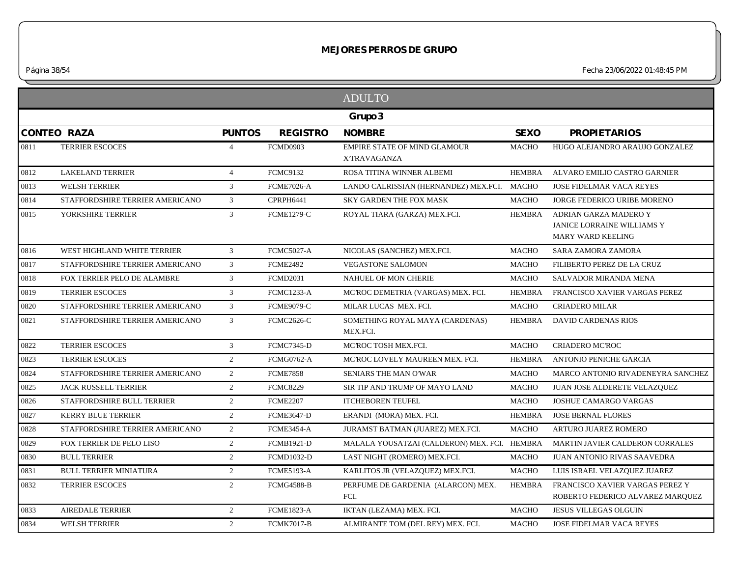# MEJORES PERROS DE GRUPO

Fecha 23/06/2022 01:48:45 PM

## ADULTO

### Grupo 3

| CONTEO | RAZA | PUNTOS | REGISTRO | NOMBRE | SEXO | PROPIETARIOS |
|---|---|---|---|---|---|---|
| 0811 | TERRIER ESCOCES | 4 | FCMD0903 | EMPIRE STATE OF MIND GLAMOUR X'TRAVAGANZA | MACHO | HUGO ALEJANDRO ARAUJO GONZALEZ |
| 0812 | LAKELAND TERRIER | 4 | FCMC9132 | ROSA TITINA WINNER ALBEMI | HEMBRA | ALVARO EMILIO CASTRO GARNIER |
| 0813 | WELSH TERRIER | 3 | FCME7026-A | LANDO CALRISSIAN (HERNANDEZ) MEX.FCI. | MACHO | JOSE FIDELMAR VACA REYES |
| 0814 | STAFFORDSHIRE TERRIER AMERICANO | 3 | CPRPH6441 | SKY GARDEN THE FOX MASK | MACHO | JORGE FEDERICO URIBE MORENO |
| 0815 | YORKSHIRE TERRIER | 3 | FCME1279-C | ROYAL TIARA (GARZA) MEX.FCI. | HEMBRA | ADRIAN GARZA MADERO Y JANICE LORRAINE WILLIAMS Y MARY WARD KEELING |
| 0816 | WEST HIGHLAND WHITE TERRIER | 3 | FCMC5027-A | NICOLAS (SANCHEZ) MEX.FCI. | MACHO | SARA ZAMORA ZAMORA |
| 0817 | STAFFORDSHIRE TERRIER AMERICANO | 3 | FCME2492 | VEGASTONE SALOMON | MACHO | FILIBERTO PEREZ DE LA CRUZ |
| 0818 | FOX TERRIER PELO DE ALAMBRE | 3 | FCMD2031 | NAHUEL OF MON CHERIE | MACHO | SALVADOR MIRANDA MENA |
| 0819 | TERRIER ESCOCES | 3 | FCMC1233-A | MC'ROC DEMETRIA (VARGAS) MEX. FCI. | HEMBRA | FRANCISCO XAVIER VARGAS PEREZ |
| 0820 | STAFFORDSHIRE TERRIER AMERICANO | 3 | FCME9079-C | MILAR LUCAS MEX. FCI. | MACHO | CRIADERO MILAR |
| 0821 | STAFFORDSHIRE TERRIER AMERICANO | 3 | FCMC2626-C | SOMETHING ROYAL MAYA (CARDENAS) MEX.FCI. | HEMBRA | DAVID CARDENAS RIOS |
| 0822 | TERRIER ESCOCES | 3 | FCMC7345-D | MC'ROC TOSH MEX.FCI. | MACHO | CRIADERO MC'ROC |
| 0823 | TERRIER ESCOCES | 2 | FCMG0762-A | MC'ROC LOVELY MAUREEN MEX. FCI. | HEMBRA | ANTONIO PENICHE GARCIA |
| 0824 | STAFFORDSHIRE TERRIER AMERICANO | 2 | FCME7858 | SENIARS THE MAN O'WAR | MACHO | MARCO ANTONIO RIVADENEYRA SANCHEZ |
| 0825 | JACK RUSSELL TERRIER | 2 | FCMC8229 | SIR TIP AND TRUMP OF MAYO LAND | MACHO | JUAN JOSE ALDERETE VELAZQUEZ |
| 0826 | STAFFORDSHIRE BULL TERRIER | 2 | FCME2207 | ITCHEBOREN TEUFEL | MACHO | JOSHUE CAMARGO VARGAS |
| 0827 | KERRY BLUE TERRIER | 2 | FCME3647-D | ERANDI (MORA) MEX. FCI. | HEMBRA | JOSE BERNAL FLORES |
| 0828 | STAFFORDSHIRE TERRIER AMERICANO | 2 | FCME3454-A | JURAMST BATMAN (JUAREZ) MEX.FCI. | MACHO | ARTURO JUAREZ ROMERO |
| 0829 | FOX TERRIER DE PELO LISO | 2 | FCMB1921-D | MALALA YOUSATZAI (CALDERON) MEX. FCI. | HEMBRA | MARTIN JAVIER CALDERON CORRALES |
| 0830 | BULL TERRIER | 2 | FCMD1032-D | LAST NIGHT (ROMERO) MEX.FCI. | MACHO | JUAN ANTONIO RIVAS SAAVEDRA |
| 0831 | BULL TERRIER MINIATURA | 2 | FCME5193-A | KARLITOS JR (VELAZQUEZ) MEX.FCI. | MACHO | LUIS ISRAEL VELAZQUEZ JUAREZ |
| 0832 | TERRIER ESCOCES | 2 | FCMG4588-B | PERFUME DE GARDENIA (ALARCON) MEX. FCI. | HEMBRA | FRANCISCO XAVIER VARGAS PEREZ Y ROBERTO FEDERICO ALVAREZ MARQUEZ |
| 0833 | AIREDALE TERRIER | 2 | FCME1823-A | IKTAN (LEZAMA) MEX. FCI. | MACHO | JESUS VILLEGAS OLGUIN |
| 0834 | WELSH TERRIER | 2 | FCMK7017-B | ALMIRANTE TOM (DEL REY) MEX. FCI. | MACHO | JOSE FIDELMAR VACA REYES |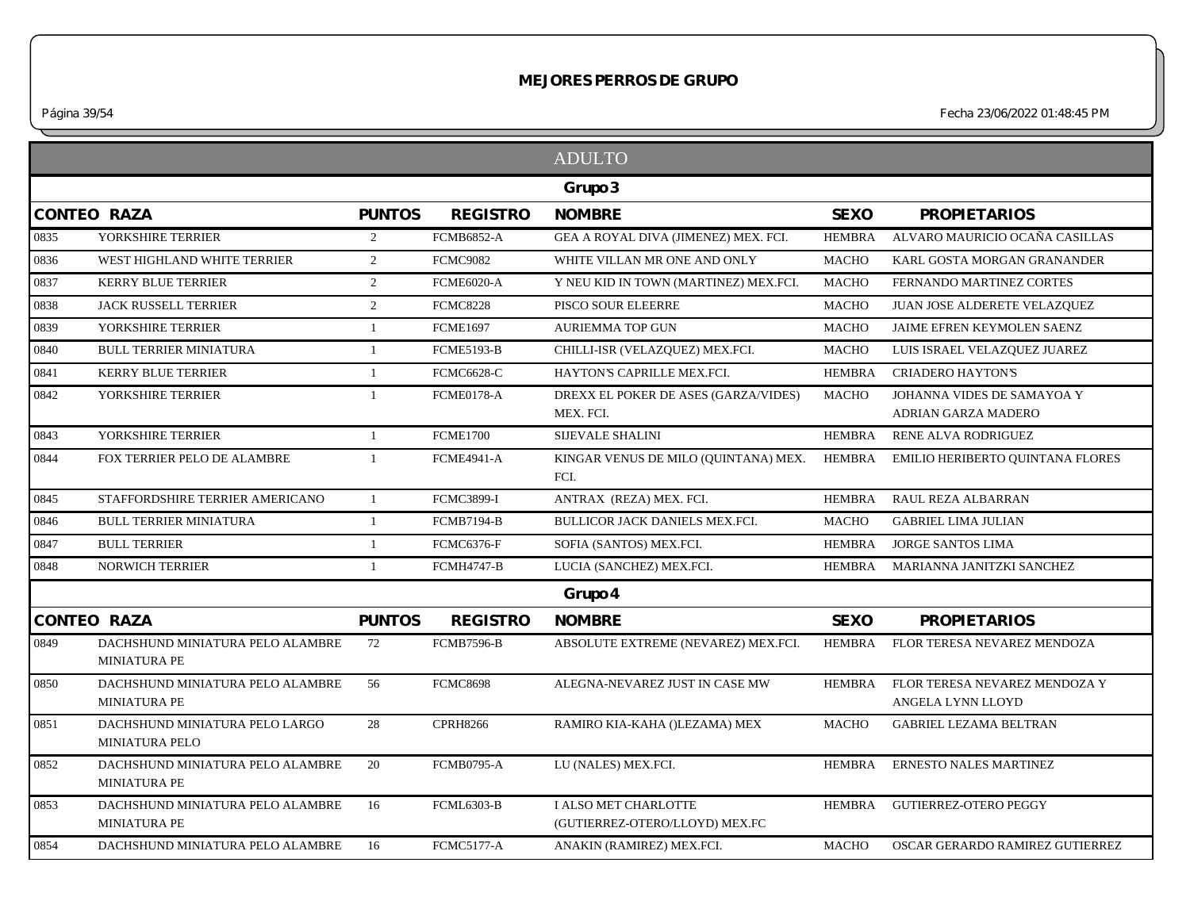# MEJORES PERROS DE GRUPO

## ADULTO

### Grupo 3

| CONTEO | RAZA | PUNTOS | REGISTRO | NOMBRE | SEXO | PROPIETARIOS |
|---|---|---|---|---|---|---|
| 0835 | YORKSHIRE TERRIER | 2 | FCMB6852-A | GEA A ROYAL DIVA (JIMENEZ) MEX. FCI. | HEMBRA | ALVARO MAURICIO OCAÑA CASILLAS |
| 0836 | WEST HIGHLAND WHITE TERRIER | 2 | FCMC9082 | WHITE VILLAN MR ONE AND ONLY | MACHO | KARL GOSTA MORGAN GRANANDER |
| 0837 | KERRY BLUE TERRIER | 2 | FCME6020-A | Y NEU KID IN TOWN (MARTINEZ) MEX.FCI. | MACHO | FERNANDO MARTINEZ CORTES |
| 0838 | JACK RUSSELL TERRIER | 2 | FCMC8228 | PISCO SOUR ELEERRE | MACHO | JUAN JOSE ALDERETE VELAZQUEZ |
| 0839 | YORKSHIRE TERRIER | 1 | FCME1697 | AURIEMMA TOP GUN | MACHO | JAIME EFREN KEYMOLEN SAENZ |
| 0840 | BULL TERRIER MINIATURA | 1 | FCME5193-B | CHILLI-ISR (VELAZQUEZ) MEX.FCI. | MACHO | LUIS ISRAEL VELAZQUEZ JUAREZ |
| 0841 | KERRY BLUE TERRIER | 1 | FCMC6628-C | HAYTON'S CAPRILLE MEX.FCI. | HEMBRA | CRIADERO HAYTON'S |
| 0842 | YORKSHIRE TERRIER | 1 | FCME0178-A | DREXX EL POKER DE ASES (GARZA/VIDES) MEX. FCI. | MACHO | JOHANNA VIDES DE SAMAYOA Y ADRIAN GARZA MADERO |
| 0843 | YORKSHIRE TERRIER | 1 | FCME1700 | SIJEVALE SHALINI | HEMBRA | RENE ALVA RODRIGUEZ |
| 0844 | FOX TERRIER PELO DE ALAMBRE | 1 | FCME4941-A | KINGAR VENUS DE MILO (QUINTANA) MEX. FCI. | HEMBRA | EMILIO HERIBERTO QUINTANA FLORES |
| 0845 | STAFFORDSHIRE TERRIER AMERICANO | 1 | FCMC3899-I | ANTRAX (REZA) MEX. FCI. | HEMBRA | RAUL REZA ALBARRAN |
| 0846 | BULL TERRIER MINIATURA | 1 | FCMB7194-B | BULLICOR JACK DANIELS MEX.FCI. | MACHO | GABRIEL LIMA JULIAN |
| 0847 | BULL TERRIER | 1 | FCMC6376-F | SOFIA (SANTOS) MEX.FCI. | HEMBRA | JORGE SANTOS LIMA |
| 0848 | NORWICH TERRIER | 1 | FCMH4747-B | LUCIA (SANCHEZ) MEX.FCI. | HEMBRA | MARIANNA JANITZKI SANCHEZ |

### Grupo 4

| CONTEO | RAZA | PUNTOS | REGISTRO | NOMBRE | SEXO | PROPIETARIOS |
|---|---|---|---|---|---|---|
| 0849 | DACHSHUND MINIATURA PELO ALAMBRE MINIATURA PE | 72 | FCMB7596-B | ABSOLUTE EXTREME (NEVAREZ) MEX.FCI. | HEMBRA | FLOR TERESA NEVAREZ MENDOZA |
| 0850 | DACHSHUND MINIATURA PELO ALAMBRE MINIATURA PE | 56 | FCMC8698 | ALEGNA-NEVAREZ JUST IN CASE MW | HEMBRA | FLOR TERESA NEVAREZ MENDOZA Y ANGELA LYNN LLOYD |
| 0851 | DACHSHUND MINIATURA PELO LARGO MINIATURA PELO | 28 | CPRH8266 | RAMIRO KIA-KAHA ()LEZAMA) MEX | MACHO | GABRIEL LEZAMA BELTRAN |
| 0852 | DACHSHUND MINIATURA PELO ALAMBRE MINIATURA PE | 20 | FCMB0795-A | LU (NALES) MEX.FCI. | HEMBRA | ERNESTO NALES MARTINEZ |
| 0853 | DACHSHUND MINIATURA PELO ALAMBRE MINIATURA PE | 16 | FCML6303-B | I ALSO MET CHARLOTTE (GUTIERREZ-OTERO/LLOYD) MEX.FC | HEMBRA | GUTIERREZ-OTERO PEGGY |
| 0854 | DACHSHUND MINIATURA PELO ALAMBRE | 16 | FCMC5177-A | ANAKIN (RAMIREZ) MEX.FCI. | MACHO | OSCAR GERARDO RAMIREZ GUTIERREZ |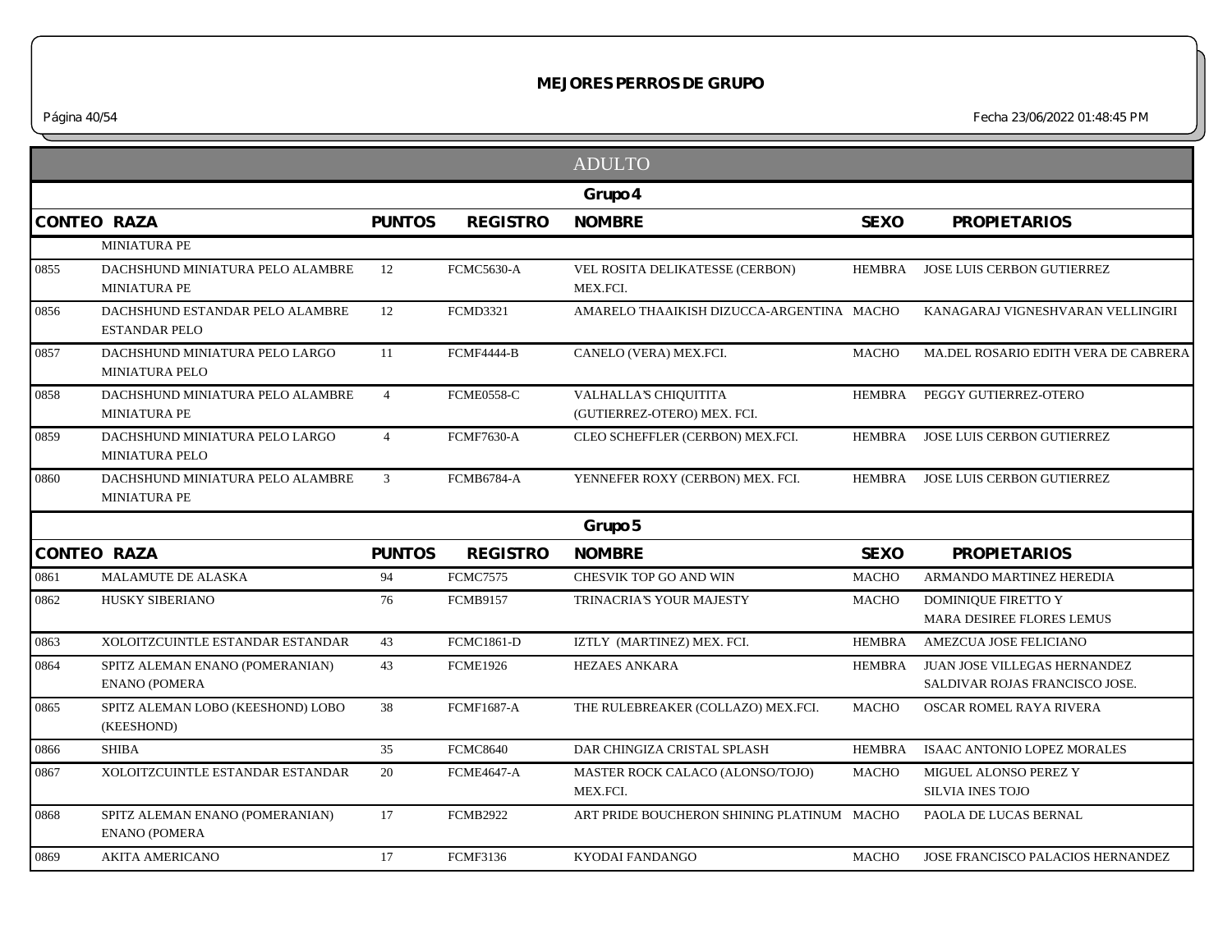# MEJORES PERROS DE GRUPO

## ADULTO

### Grupo 4

| CONTEO | RAZA | PUNTOS | REGISTRO | NOMBRE | SEXO | PROPIETARIOS |
|---|---|---|---|---|---|---|
| | MINIATURA PE | | | | | |
| 0855 | DACHSHUND MINIATURA PELO ALAMBRE MINIATURA PE | 12 | FCMC5630-A | VEL ROSITA DELIKATESSE (CERBON) MEX.FCI. | HEMBRA | JOSE LUIS CERBON GUTIERREZ |
| 0856 | DACHSHUND ESTANDAR PELO ALAMBRE ESTANDAR PELO | 12 | FCMD3321 | AMARELO THAAIKISH DIZUCCA-ARGENTINA | MACHO | KANAGARAJ VIGNESHVARAN VELLINGIRI |
| 0857 | DACHSHUND MINIATURA PELO LARGO MINIATURA PELO | 11 | FCMF4444-B | CANELO (VERA) MEX.FCI. | MACHO | MA.DEL ROSARIO EDITH VERA DE CABRERA |
| 0858 | DACHSHUND MINIATURA PELO ALAMBRE MINIATURA PE | 4 | FCME0558-C | VALHALLA'S CHIQUITITA (GUTIERREZ-OTERO) MEX. FCI. | HEMBRA | PEGGY GUTIERREZ-OTERO |
| 0859 | DACHSHUND MINIATURA PELO LARGO MINIATURA PELO | 4 | FCMF7630-A | CLEO SCHEFFLER (CERBON) MEX.FCI. | HEMBRA | JOSE LUIS CERBON GUTIERREZ |
| 0860 | DACHSHUND MINIATURA PELO ALAMBRE MINIATURA PE | 3 | FCMB6784-A | YENNEFER ROXY (CERBON) MEX. FCI. | HEMBRA | JOSE LUIS CERBON GUTIERREZ |

### Grupo 5

| CONTEO | RAZA | PUNTOS | REGISTRO | NOMBRE | SEXO | PROPIETARIOS |
|---|---|---|---|---|---|---|
| 0861 | MALAMUTE DE ALASKA | 94 | FCMC7575 | CHESVIK TOP GO AND WIN | MACHO | ARMANDO MARTINEZ HEREDIA |
| 0862 | HUSKY SIBERIANO | 76 | FCMB9157 | TRINACRIA'S YOUR MAJESTY | MACHO | DOMINIQUE FIRETTO Y MARA DESIREE FLORES LEMUS |
| 0863 | XOLOITZCUINTLE ESTANDAR ESTANDAR | 43 | FCMC1861-D | IZTLY (MARTINEZ) MEX. FCI. | HEMBRA | AMEZCUA JOSE FELICIANO |
| 0864 | SPITZ ALEMAN ENANO (POMERANIAN) ENANO (POMERA | 43 | FCME1926 | HEZAES ANKARA | HEMBRA | JUAN JOSE VILLEGAS HERNANDEZ SALDIVAR ROJAS FRANCISCO JOSE. |
| 0865 | SPITZ ALEMAN LOBO (KEESHOND) LOBO (KEESHOND) | 38 | FCMF1687-A | THE RULEBREAKER (COLLAZO) MEX.FCI. | MACHO | OSCAR ROMEL RAYA RIVERA |
| 0866 | SHIBA | 35 | FCMC8640 | DAR CHINGIZA CRISTAL SPLASH | HEMBRA | ISAAC ANTONIO LOPEZ MORALES |
| 0867 | XOLOITZCUINTLE ESTANDAR ESTANDAR | 20 | FCME4647-A | MASTER ROCK CALACO (ALONSO/TOJO) MEX.FCI. | MACHO | MIGUEL ALONSO PEREZ Y SILVIA INES TOJO |
| 0868 | SPITZ ALEMAN ENANO (POMERANIAN) ENANO (POMERA | 17 | FCMB2922 | ART PRIDE BOUCHERON SHINING PLATINUM | MACHO | PAOLA DE LUCAS BERNAL |
| 0869 | AKITA AMERICANO | 17 | FCMF3136 | KYODAI FANDANGO | MACHO | JOSE FRANCISCO PALACIOS HERNANDEZ |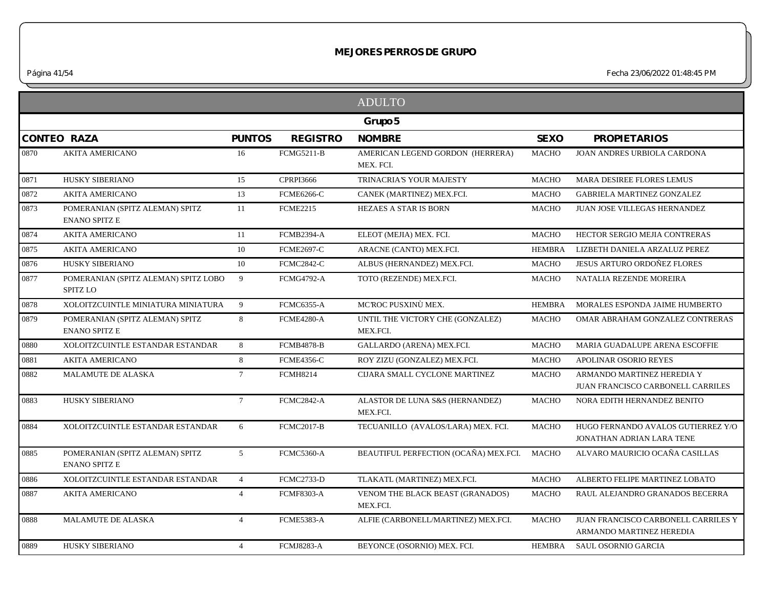# MEJORES PERROS DE GRUPO

## ADULTO

### Grupo 5

| CONTEO | RAZA | PUNTOS | REGISTRO | NOMBRE | SEXO | PROPIETARIOS |
|---|---|---|---|---|---|---|
| 0870 | AKITA AMERICANO | 16 | FCMG5211-B | AMERICAN LEGEND GORDON (HERRERA) MEX. FCI. | MACHO | JOAN ANDRES URBIOLA CARDONA |
| 0871 | HUSKY SIBERIANO | 15 | CPRPI3666 | TRINACRIA'S YOUR MAJESTY | MACHO | MARA DESIREE FLORES LEMUS |
| 0872 | AKITA AMERICANO | 13 | FCME6266-C | CANEK (MARTINEZ) MEX.FCI. | MACHO | GABRIELA MARTINEZ GONZALEZ |
| 0873 | POMERANIAN (SPITZ ALEMAN) SPITZ ENANO SPITZ E | 11 | FCME2215 | HEZAES A STAR IS BORN | MACHO | JUAN JOSE VILLEGAS HERNANDEZ |
| 0874 | AKITA AMERICANO | 11 | FCMB2394-A | ELEOT (MEJIA) MEX. FCI. | MACHO | HECTOR SERGIO MEJIA CONTRERAS |
| 0875 | AKITA AMERICANO | 10 | FCME2697-C | ARACNE (CANTO) MEX.FCI. | HEMBRA | LIZBETH DANIELA ARZALUZ PEREZ |
| 0876 | HUSKY SIBERIANO | 10 | FCMC2842-C | ALBUS (HERNANDEZ) MEX.FCI. | MACHO | JESUS ARTURO ORDOÑEZ FLORES |
| 0877 | POMERANIAN (SPITZ ALEMAN) SPITZ LOBO SPITZ LO | 9 | FCMG4792-A | TOTO (REZENDE) MEX.FCI. | MACHO | NATALIA REZENDE MOREIRA |
| 0878 | XOLOITZCUINTLE MINIATURA MINIATURA | 9 | FCMC6355-A | MC'ROC PUSXINÙ MEX. | HEMBRA | MORALES ESPONDA JAIME HUMBERTO |
| 0879 | POMERANIAN (SPITZ ALEMAN) SPITZ ENANO SPITZ E | 8 | FCME4280-A | UNTIL THE VICTORY CHE (GONZALEZ) MEX.FCI. | MACHO | OMAR ABRAHAM GONZALEZ CONTRERAS |
| 0880 | XOLOITZCUINTLE ESTANDAR ESTANDAR | 8 | FCMB4878-B | GALLARDO (ARENA) MEX.FCI. | MACHO | MARIA GUADALUPE ARENA ESCOFFIE |
| 0881 | AKITA AMERICANO | 8 | FCME4356-C | ROY ZIZU (GONZALEZ) MEX.FCI. | MACHO | APOLINAR OSORIO REYES |
| 0882 | MALAMUTE DE ALASKA | 7 | FCMH8214 | CIJARA SMALL CYCLONE MARTINEZ | MACHO | ARMANDO MARTINEZ HEREDIA Y JUAN FRANCISCO CARBONELL CARRILES |
| 0883 | HUSKY SIBERIANO | 7 | FCMC2842-A | ALASTOR DE LUNA S&S (HERNANDEZ) MEX.FCI. | MACHO | NORA EDITH HERNANDEZ BENITO |
| 0884 | XOLOITZCUINTLE ESTANDAR ESTANDAR | 6 | FCMC2017-B | TECUANILLO (AVALOS/LARA) MEX. FCI. | MACHO | HUGO FERNANDO AVALOS GUTIERREZ Y/O JONATHAN ADRIAN LARA TENE |
| 0885 | POMERANIAN (SPITZ ALEMAN) SPITZ ENANO SPITZ E | 5 | FCMC5360-A | BEAUTIFUL PERFECTION (OCAÑA) MEX.FCI. | MACHO | ALVARO MAURICIO OCAÑA CASILLAS |
| 0886 | XOLOITZCUINTLE ESTANDAR ESTANDAR | 4 | FCMC2733-D | TLAKATL (MARTINEZ) MEX.FCI. | MACHO | ALBERTO FELIPE MARTINEZ LOBATO |
| 0887 | AKITA AMERICANO | 4 | FCMF8303-A | VENOM THE BLACK BEAST (GRANADOS) MEX.FCI. | MACHO | RAUL ALEJANDRO GRANADOS BECERRA |
| 0888 | MALAMUTE DE ALASKA | 4 | FCME5383-A | ALFIE (CARBONELL/MARTINEZ) MEX.FCI. | MACHO | JUAN FRANCISCO CARBONELL CARRILES Y ARMANDO MARTINEZ HEREDIA |
| 0889 | HUSKY SIBERIANO | 4 | FCMJ8283-A | BEYONCE (OSORNIO) MEX. FCI. | HEMBRA | SAUL OSORNIO GARCIA |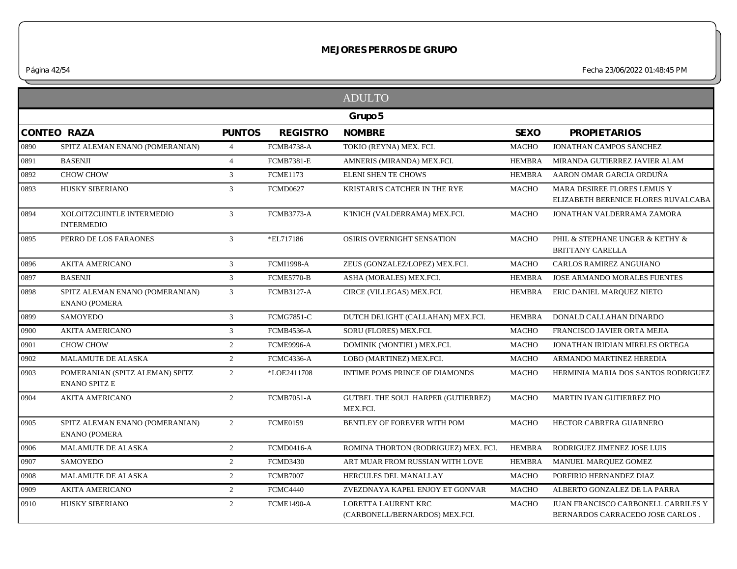## MEJORES PERROS DE GRUPO

### ADULTO

#### Grupo 5

| CONTEO | RAZA | PUNTOS | REGISTRO | NOMBRE | SEXO | PROPIETARIOS |
|---|---|---|---|---|---|---|
| 0890 | SPITZ ALEMAN ENANO (POMERANIAN) | 4 | FCMB4738-A | TOKIO (REYNA) MEX. FCI. | MACHO | JONATHAN CAMPOS SÁNCHEZ |
| 0891 | BASENJI | 4 | FCMB7381-E | AMNERIS (MIRANDA) MEX.FCI. | HEMBRA | MIRANDA GUTIERREZ JAVIER ALAM |
| 0892 | CHOW CHOW | 3 | FCME1173 | ELENI SHEN TE CHOWS | HEMBRA | AARON OMAR GARCIA ORDUÑA |
| 0893 | HUSKY SIBERIANO | 3 | FCMD0627 | KRISTARI'S CATCHER IN THE RYE | MACHO | MARA DESIREE FLORES LEMUS Y ELIZABETH BERENICE FLORES RUVALCABA |
| 0894 | XOLOITZCUINTLE INTERMEDIO INTERMEDIO | 3 | FCMB3773-A | K'INICH (VALDERRAMA) MEX.FCI. | MACHO | JONATHAN VALDERRAMA ZAMORA |
| 0895 | PERRO DE LOS FARAONES | 3 | *EL717186 | OSIRIS OVERNIGHT SENSATION | MACHO | PHIL & STEPHANE UNGER & KETHY & BRITTANY CARELLA |
| 0896 | AKITA AMERICANO | 3 | FCMI1998-A | ZEUS (GONZALEZ/LOPEZ) MEX.FCI. | MACHO | CARLOS RAMIREZ ANGUIANO |
| 0897 | BASENJI | 3 | FCME5770-B | ASHA (MORALES) MEX.FCI. | HEMBRA | JOSE ARMANDO MORALES FUENTES |
| 0898 | SPITZ ALEMAN ENANO (POMERANIAN) ENANO (POMERA | 3 | FCMB3127-A | CIRCE (VILLEGAS) MEX.FCI. | HEMBRA | ERIC DANIEL MARQUEZ NIETO |
| 0899 | SAMOYEDO | 3 | FCMG7851-C | DUTCH DELIGHT (CALLAHAN) MEX.FCI. | HEMBRA | DONALD CALLAHAN DINARDO |
| 0900 | AKITA AMERICANO | 3 | FCMB4536-A | SORU (FLORES) MEX.FCI. | MACHO | FRANCISCO JAVIER ORTA MEJIA |
| 0901 | CHOW CHOW | 2 | FCME9996-A | DOMINIK (MONTIEL) MEX.FCI. | MACHO | JONATHAN IRIDIAN MIRELES ORTEGA |
| 0902 | MALAMUTE DE ALASKA | 2 | FCMC4336-A | LOBO (MARTINEZ) MEX.FCI. | MACHO | ARMANDO MARTINEZ HEREDIA |
| 0903 | POMERANIAN (SPITZ ALEMAN) SPITZ ENANO SPITZ E | 2 | *LOE2411708 | INTIME POMS PRINCE OF DIAMONDS | MACHO | HERMINIA MARIA DOS SANTOS RODRIGUEZ |
| 0904 | AKITA AMERICANO | 2 | FCMB7051-A | GUTBEL THE SOUL HARPER (GUTIERREZ) MEX.FCI. | MACHO | MARTIN IVAN GUTIERREZ PIO |
| 0905 | SPITZ ALEMAN ENANO (POMERANIAN) ENANO (POMERA | 2 | FCME0159 | BENTLEY OF FOREVER WITH POM | MACHO | HECTOR CABRERA GUARNERO |
| 0906 | MALAMUTE DE ALASKA | 2 | FCMD0416-A | ROMINA THORTON (RODRIGUEZ) MEX. FCI. | HEMBRA | RODRIGUEZ JIMENEZ JOSE LUIS |
| 0907 | SAMOYEDO | 2 | FCMD3430 | ART MUAR FROM RUSSIAN WITH LOVE | HEMBRA | MANUEL MARQUEZ GOMEZ |
| 0908 | MALAMUTE DE ALASKA | 2 | FCMB7007 | HERCULES DEL MANALLAY | MACHO | PORFIRIO HERNANDEZ DIAZ |
| 0909 | AKITA AMERICANO | 2 | FCMC4440 | ZVEZDNAYA KAPEL ENJOY ET GONVAR | MACHO | ALBERTO GONZALEZ DE LA PARRA |
| 0910 | HUSKY SIBERIANO | 2 | FCME1490-A | LORETTA LAURENT KRC (CARBONELL/BERNARDOS) MEX.FCI. | MACHO | JUAN FRANCISCO CARBONELL CARRILES Y BERNARDOS CARRACEDO JOSE CARLOS . |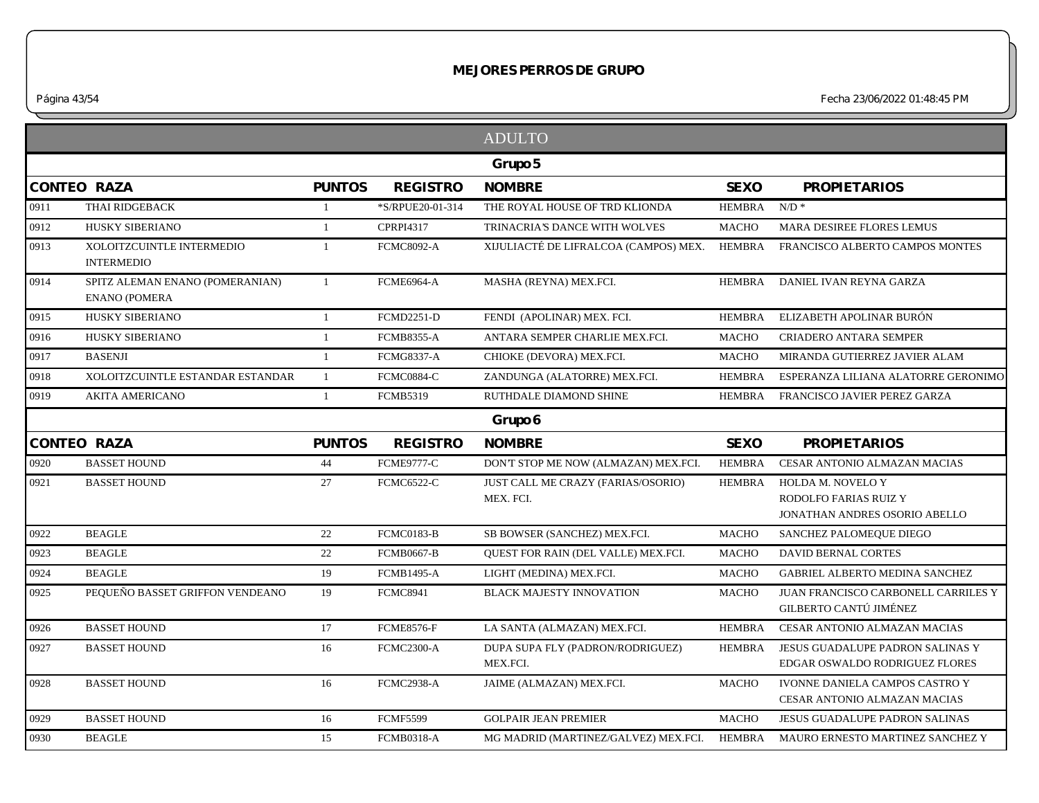# MEJORES PERROS DE GRUPO

## ADULTO

### Grupo 5

| CONTEO | RAZA | PUNTOS | REGISTRO | NOMBRE | SEXO | PROPIETARIOS |
|---|---|---|---|---|---|---|
| 0911 | THAI RIDGEBACK | 1 | *S/RPUE20-01-314 | THE ROYAL HOUSE OF TRD KLIONDA | HEMBRA | N/D * |
| 0912 | HUSKY SIBERIANO | 1 | CPRPI4317 | TRINACRIA'S DANCE WITH WOLVES | MACHO | MARA DESIREE FLORES LEMUS |
| 0913 | XOLOITZCUINTLE INTERMEDIO INTERMEDIO | 1 | FCMC8092-A | XIJULIACTÉ DE LIFRALCOA (CAMPOS) MEX. | HEMBRA | FRANCISCO ALBERTO CAMPOS MONTES |
| 0914 | SPITZ ALEMAN ENANO (POMERANIAN) ENANO (POMERA | 1 | FCME6964-A | MASHA (REYNA) MEX.FCI. | HEMBRA | DANIEL IVAN REYNA GARZA |
| 0915 | HUSKY SIBERIANO | 1 | FCMD2251-D | FENDI (APOLINAR) MEX. FCI. | HEMBRA | ELIZABETH APOLINAR BURÓN |
| 0916 | HUSKY SIBERIANO | 1 | FCMB8355-A | ANTARA SEMPER CHARLIE MEX.FCI. | MACHO | CRIADERO ANTARA SEMPER |
| 0917 | BASENJI | 1 | FCMG8337-A | CHIOKE (DEVORA) MEX.FCI. | MACHO | MIRANDA GUTIERREZ JAVIER ALAM |
| 0918 | XOLOITZCUINTLE ESTANDAR ESTANDAR | 1 | FCMC0884-C | ZANDUNGA (ALATORRE) MEX.FCI. | HEMBRA | ESPERANZA LILIANA ALATORRE GERONIMO |
| 0919 | AKITA AMERICANO | 1 | FCMB5319 | RUTHDALE DIAMOND SHINE | HEMBRA | FRANCISCO JAVIER PEREZ GARZA |

### Grupo 6

| CONTEO | RAZA | PUNTOS | REGISTRO | NOMBRE | SEXO | PROPIETARIOS |
|---|---|---|---|---|---|---|
| 0920 | BASSET HOUND | 44 | FCME9777-C | DON'T STOP ME NOW (ALMAZAN) MEX.FCI. | HEMBRA | CESAR ANTONIO ALMAZAN MACIAS |
| 0921 | BASSET HOUND | 27 | FCMC6522-C | JUST CALL ME CRAZY (FARIAS/OSORIO) MEX. FCI. | HEMBRA | HOLDA M. NOVELO Y RODOLFO FARIAS RUIZ Y JONATHAN ANDRES OSORIO ABELLO |
| 0922 | BEAGLE | 22 | FCMC0183-B | SB BOWSER (SANCHEZ) MEX.FCI. | MACHO | SANCHEZ PALOMEQUE DIEGO |
| 0923 | BEAGLE | 22 | FCMB0667-B | QUEST FOR RAIN (DEL VALLE) MEX.FCI. | MACHO | DAVID BERNAL CORTES |
| 0924 | BEAGLE | 19 | FCMB1495-A | LIGHT (MEDINA) MEX.FCI. | MACHO | GABRIEL ALBERTO MEDINA SANCHEZ |
| 0925 | PEQUEÑO BASSET GRIFFON VENDEANO | 19 | FCMC8941 | BLACK MAJESTY INNOVATION | MACHO | JUAN FRANCISCO CARBONELL CARRILES Y GILBERTO CANTÚ JIMÉNEZ |
| 0926 | BASSET HOUND | 17 | FCME8576-F | LA SANTA (ALMAZAN) MEX.FCI. | HEMBRA | CESAR ANTONIO ALMAZAN MACIAS |
| 0927 | BASSET HOUND | 16 | FCMC2300-A | DUPA SUPA FLY (PADRON/RODRIGUEZ) MEX.FCI. | HEMBRA | JESUS GUADALUPE PADRON SALINAS Y EDGAR OSWALDO RODRIGUEZ FLORES |
| 0928 | BASSET HOUND | 16 | FCMC2938-A | JAIME (ALMAZAN) MEX.FCI. | MACHO | IVONNE DANIELA CAMPOS CASTRO Y CESAR ANTONIO ALMAZAN MACIAS |
| 0929 | BASSET HOUND | 16 | FCMF5599 | GOLPAIR JEAN PREMIER | MACHO | JESUS GUADALUPE PADRON SALINAS |
| 0930 | BEAGLE | 15 | FCMB0318-A | MG MADRID (MARTINEZ/GALVEZ) MEX.FCI. | HEMBRA | MAURO ERNESTO MARTINEZ SANCHEZ Y |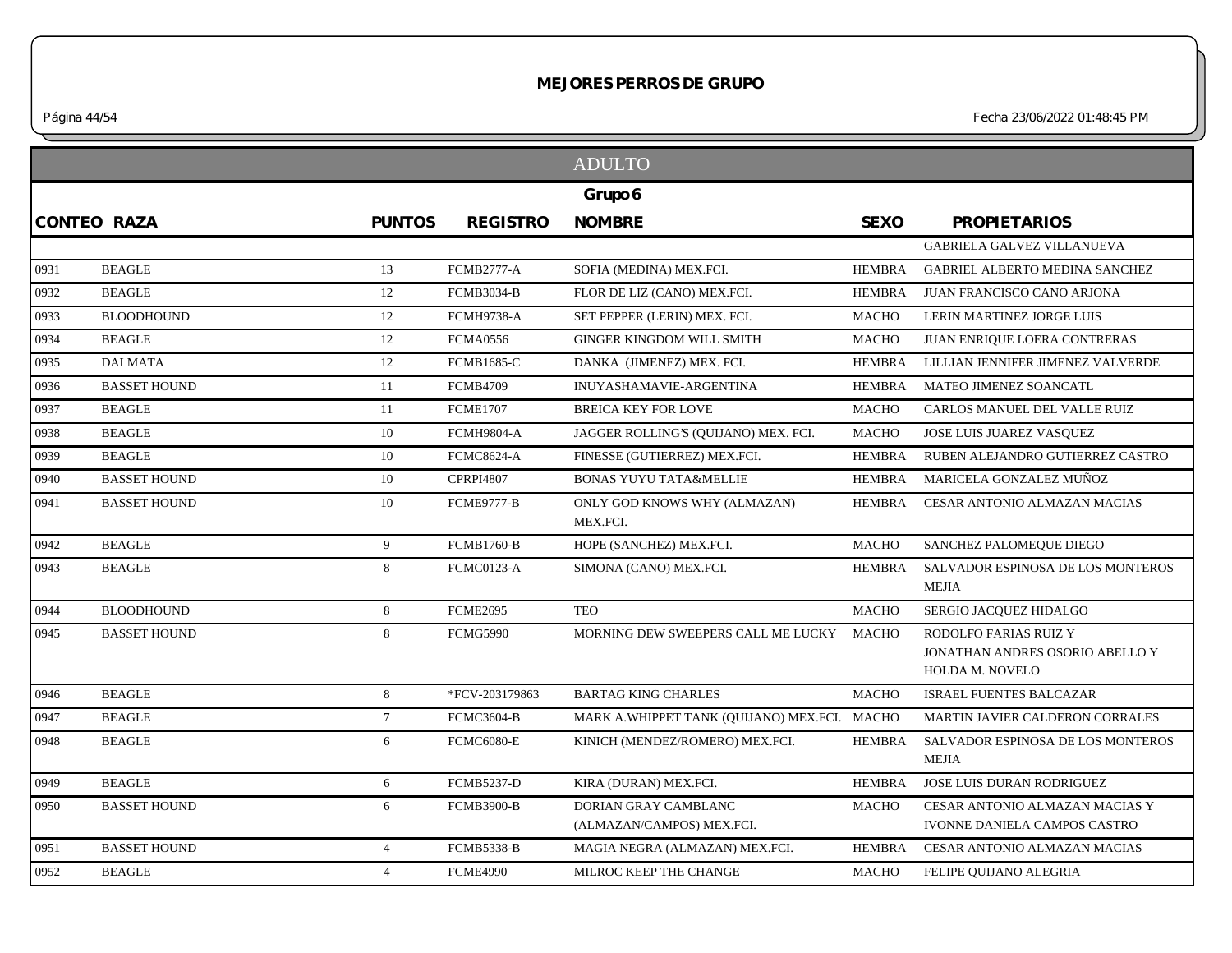# MEJORES PERROS DE GRUPO

## ADULTO

### Grupo 6

| CONTEO | RAZA | PUNTOS | REGISTRO | NOMBRE | SEXO | PROPIETARIOS |
|---|---|---|---|---|---|---|
| | | | | | | GABRIELA GALVEZ VILLANUEVA |
| 0931 | BEAGLE | 13 | FCMB2777-A | SOFIA (MEDINA) MEX.FCI. | HEMBRA | GABRIEL ALBERTO MEDINA SANCHEZ |
| 0932 | BEAGLE | 12 | FCMB3034-B | FLOR DE LIZ (CANO) MEX.FCI. | HEMBRA | JUAN FRANCISCO CANO ARJONA |
| 0933 | BLOODHOUND | 12 | FCMH9738-A | SET PEPPER (LERIN) MEX. FCI. | MACHO | LERIN MARTINEZ JORGE LUIS |
| 0934 | BEAGLE | 12 | FCMA0556 | GINGER KINGDOM WILL SMITH | MACHO | JUAN ENRIQUE LOERA CONTRERAS |
| 0935 | DALMATA | 12 | FCMB1685-C | DANKA (JIMENEZ) MEX. FCI. | HEMBRA | LILLIAN JENNIFER JIMENEZ VALVERDE |
| 0936 | BASSET HOUND | 11 | FCMB4709 | INUYASHAMAVIE-ARGENTINA | HEMBRA | MATEO JIMENEZ SOANCATL |
| 0937 | BEAGLE | 11 | FCME1707 | BREICA KEY FOR LOVE | MACHO | CARLOS MANUEL DEL VALLE RUIZ |
| 0938 | BEAGLE | 10 | FCMH9804-A | JAGGER ROLLING'S (QUIJANO) MEX. FCI. | MACHO | JOSE LUIS JUAREZ VASQUEZ |
| 0939 | BEAGLE | 10 | FCMC8624-A | FINESSE (GUTIERREZ) MEX.FCI. | HEMBRA | RUBEN ALEJANDRO GUTIERREZ CASTRO |
| 0940 | BASSET HOUND | 10 | CPRPI4807 | BONAS YUYU TATA&MELLIE | HEMBRA | MARICELA GONZALEZ MUÑOZ |
| 0941 | BASSET HOUND | 10 | FCME9777-B | ONLY GOD KNOWS WHY (ALMAZAN) MEX.FCI. | HEMBRA | CESAR ANTONIO ALMAZAN MACIAS |
| 0942 | BEAGLE | 9 | FCMB1760-B | HOPE (SANCHEZ) MEX.FCI. | MACHO | SANCHEZ PALOMEQUE DIEGO |
| 0943 | BEAGLE | 8 | FCMC0123-A | SIMONA (CANO) MEX.FCI. | HEMBRA | SALVADOR ESPINOSA DE LOS MONTEROS MEJIA |
| 0944 | BLOODHOUND | 8 | FCME2695 | TEO | MACHO | SERGIO JACQUEZ HIDALGO |
| 0945 | BASSET HOUND | 8 | FCMG5990 | MORNING DEW SWEEPERS CALL ME LUCKY | MACHO | RODOLFO FARIAS RUIZ Y JONATHAN ANDRES OSORIO ABELLO Y HOLDA M. NOVELO |
| 0946 | BEAGLE | 8 | *FCV-203179863 | BARTAG KING CHARLES | MACHO | ISRAEL FUENTES BALCAZAR |
| 0947 | BEAGLE | 7 | FCMC3604-B | MARK A.WHIPPET TANK (QUIJANO) MEX.FCI. | MACHO | MARTIN JAVIER CALDERON CORRALES |
| 0948 | BEAGLE | 6 | FCMC6080-E | KINICH (MENDEZ/ROMERO) MEX.FCI. | HEMBRA | SALVADOR ESPINOSA DE LOS MONTEROS MEJIA |
| 0949 | BEAGLE | 6 | FCMB5237-D | KIRA (DURAN) MEX.FCI. | HEMBRA | JOSE LUIS DURAN RODRIGUEZ |
| 0950 | BASSET HOUND | 6 | FCMB3900-B | DORIAN GRAY CAMBLANC (ALMAZAN/CAMPOS) MEX.FCI. | MACHO | CESAR ANTONIO ALMAZAN MACIAS Y IVONNE DANIELA CAMPOS CASTRO |
| 0951 | BASSET HOUND | 4 | FCMB5338-B | MAGIA NEGRA (ALMAZAN) MEX.FCI. | HEMBRA | CESAR ANTONIO ALMAZAN MACIAS |
| 0952 | BEAGLE | 4 | FCME4990 | MILROC KEEP THE CHANGE | MACHO | FELIPE QUIJANO ALEGRIA |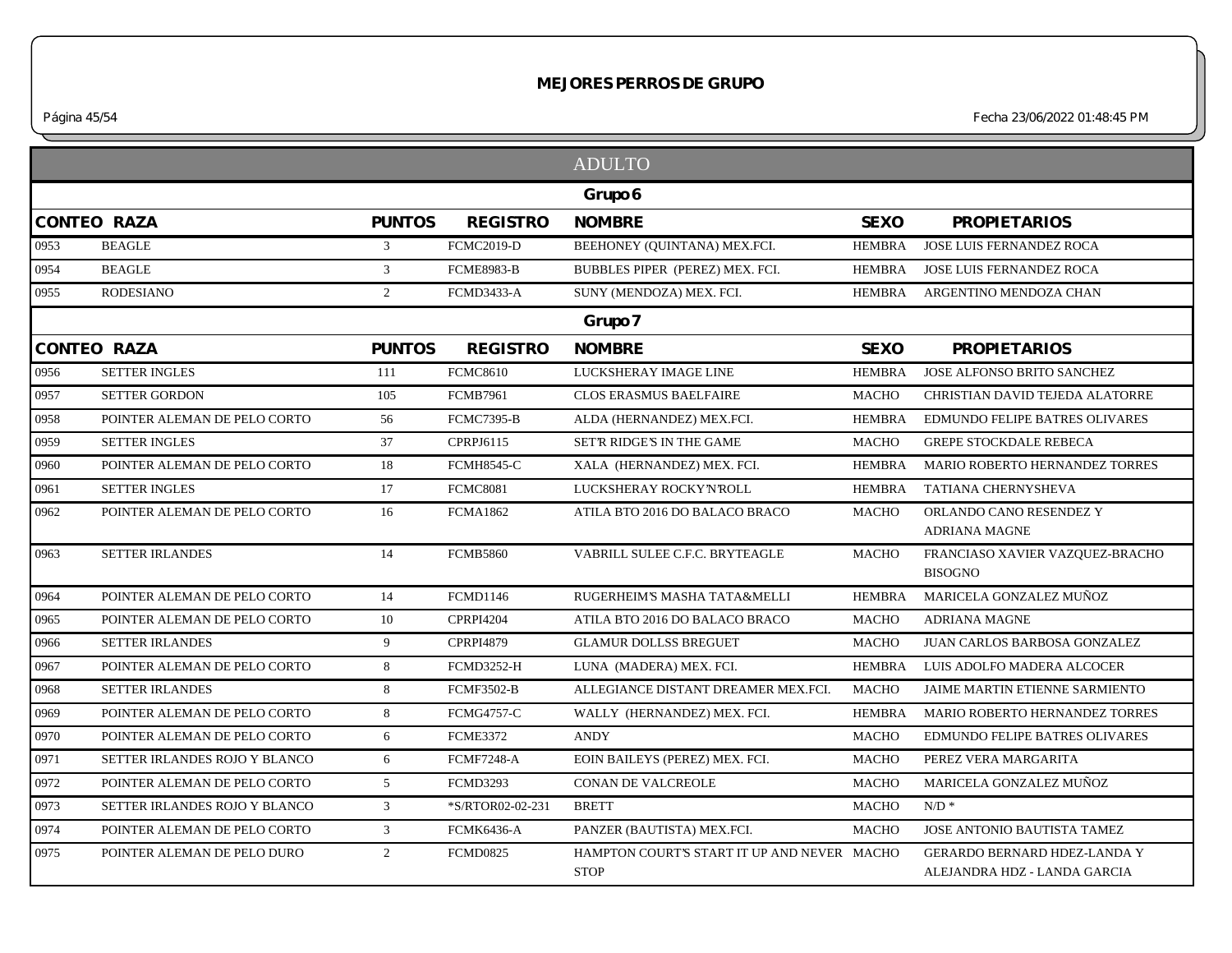# MEJORES PERROS DE GRUPO

## ADULTO

### Grupo 6

| CONTEO | RAZA | PUNTOS | REGISTRO | NOMBRE | SEXO | PROPIETARIOS |
|---|---|---|---|---|---|---|
| 0953 | BEAGLE | 3 | FCMC2019-D | BEEHONEY (QUINTANA) MEX.FCI. | HEMBRA | JOSE LUIS FERNANDEZ ROCA |
| 0954 | BEAGLE | 3 | FCME8983-B | BUBBLES PIPER (PEREZ) MEX. FCI. | HEMBRA | JOSE LUIS FERNANDEZ ROCA |
| 0955 | RODESIANO | 2 | FCMD3433-A | SUNY (MENDOZA) MEX. FCI. | HEMBRA | ARGENTINO MENDOZA CHAN |

### Grupo 7

| CONTEO | RAZA | PUNTOS | REGISTRO | NOMBRE | SEXO | PROPIETARIOS |
|---|---|---|---|---|---|---|
| 0956 | SETTER INGLES | 111 | FCMC8610 | LUCKSHERAY IMAGE LINE | HEMBRA | JOSE ALFONSO BRITO SANCHEZ |
| 0957 | SETTER GORDON | 105 | FCMB7961 | CLOS ERASMUS BAELFAIRE | MACHO | CHRISTIAN DAVID TEJEDA ALATORRE |
| 0958 | POINTER ALEMAN DE PELO CORTO | 56 | FCMC7395-B | ALDA (HERNANDEZ) MEX.FCI. | HEMBRA | EDMUNDO FELIPE BATRES OLIVARES |
| 0959 | SETTER INGLES | 37 | CPRPJ6115 | SET'R RIDGE'S IN THE GAME | MACHO | GREPE STOCKDALE REBECA |
| 0960 | POINTER ALEMAN DE PELO CORTO | 18 | FCMH8545-C | XALA (HERNANDEZ) MEX. FCI. | HEMBRA | MARIO ROBERTO HERNANDEZ TORRES |
| 0961 | SETTER INGLES | 17 | FCMC8081 | LUCKSHERAY ROCKY'N'ROLL | HEMBRA | TATIANA CHERNYSHEVA |
| 0962 | POINTER ALEMAN DE PELO CORTO | 16 | FCMA1862 | ATILA BTO 2016 DO BALACO BRACO | MACHO | ORLANDO CANO RESENDEZ Y ADRIANA MAGNE |
| 0963 | SETTER IRLANDES | 14 | FCMB5860 | VABRILL SULEE C.F.C. BRYTEAGLE | MACHO | FRANCIASO XAVIER VAZQUEZ-BRACHO BISOGNO |
| 0964 | POINTER ALEMAN DE PELO CORTO | 14 | FCMD1146 | RUGERHEIM'S MASHA TATA&MELLI | HEMBRA | MARICELA GONZALEZ MUÑOZ |
| 0965 | POINTER ALEMAN DE PELO CORTO | 10 | CPRPI4204 | ATILA BTO 2016 DO BALACO BRACO | MACHO | ADRIANA MAGNE |
| 0966 | SETTER IRLANDES | 9 | CPRPI4879 | GLAMUR DOLLSS BREGUET | MACHO | JUAN CARLOS BARBOSA GONZALEZ |
| 0967 | POINTER ALEMAN DE PELO CORTO | 8 | FCMD3252-H | LUNA (MADERA) MEX. FCI. | HEMBRA | LUIS ADOLFO MADERA ALCOCER |
| 0968 | SETTER IRLANDES | 8 | FCMF3502-B | ALLEGIANCE DISTANT DREAMER MEX.FCI. | MACHO | JAIME MARTIN ETIENNE SARMIENTO |
| 0969 | POINTER ALEMAN DE PELO CORTO | 8 | FCMG4757-C | WALLY (HERNANDEZ) MEX. FCI. | HEMBRA | MARIO ROBERTO HERNANDEZ TORRES |
| 0970 | POINTER ALEMAN DE PELO CORTO | 6 | FCME3372 | ANDY | MACHO | EDMUNDO FELIPE BATRES OLIVARES |
| 0971 | SETTER IRLANDES ROJO Y BLANCO | 6 | FCMF7248-A | EOIN BAILEYS (PEREZ) MEX. FCI. | MACHO | PEREZ VERA MARGARITA |
| 0972 | POINTER ALEMAN DE PELO CORTO | 5 | FCMD3293 | CONAN DE VALCREOLE | MACHO | MARICELA GONZALEZ MUÑOZ |
| 0973 | SETTER IRLANDES ROJO Y BLANCO | 3 | *S/RTOR02-02-231 | BRETT | MACHO | N/D * |
| 0974 | POINTER ALEMAN DE PELO CORTO | 3 | FCMK6436-A | PANZER (BAUTISTA) MEX.FCI. | MACHO | JOSE ANTONIO BAUTISTA TAMEZ |
| 0975 | POINTER ALEMAN DE PELO DURO | 2 | FCMD0825 | HAMPTON COURT'S START IT UP AND NEVER STOP | MACHO | GERARDO BERNARD HDEZ-LANDA Y ALEJANDRA HDZ - LANDA GARCIA |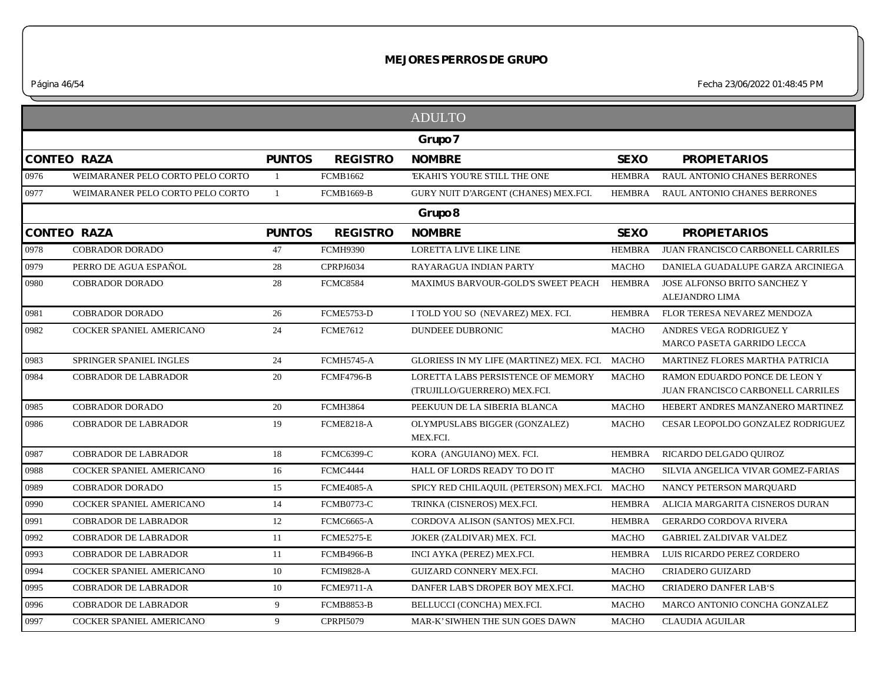## MEJORES PERROS DE GRUPO

Fecha 23/06/2022 01:48:45 PM

### ADULTO

#### Grupo 7

| CONTEO | RAZA | PUNTOS | REGISTRO | NOMBRE | SEXO | PROPIETARIOS |
|---|---|---|---|---|---|---|
| 0976 | WEIMARANER PELO CORTO PELO CORTO | 1 | FCMB1662 | 'EKAHI'S YOU'RE STILL THE ONE | HEMBRA | RAUL ANTONIO CHANES BERRONES |
| 0977 | WEIMARANER PELO CORTO PELO CORTO | 1 | FCMB1669-B | GURY NUIT D'ARGENT (CHANES) MEX.FCI. | HEMBRA | RAUL ANTONIO CHANES BERRONES |

#### Grupo 8

| CONTEO | RAZA | PUNTOS | REGISTRO | NOMBRE | SEXO | PROPIETARIOS |
|---|---|---|---|---|---|---|
| 0978 | COBRADOR DORADO | 47 | FCMH9390 | LORETTA LIVE LIKE LINE | HEMBRA | JUAN FRANCISCO CARBONELL CARRILES |
| 0979 | PERRO DE AGUA ESPAÑOL | 28 | CPRPJ6034 | RAYARAGUA INDIAN PARTY | MACHO | DANIELA GUADALUPE GARZA ARCINIEGA |
| 0980 | COBRADOR DORADO | 28 | FCMC8584 | MAXIMUS BARVOUR-GOLD'S SWEET PEACH | HEMBRA | JOSE ALFONSO BRITO SANCHEZ Y ALEJANDRO LIMA |
| 0981 | COBRADOR DORADO | 26 | FCME5753-D | I TOLD YOU SO (NEVAREZ) MEX. FCI. | HEMBRA | FLOR TERESA NEVAREZ MENDOZA |
| 0982 | COCKER SPANIEL AMERICANO | 24 | FCME7612 | DUNDEEE DUBRONIC | MACHO | ANDRES VEGA RODRIGUEZ Y MARCO PASETA GARRIDO LECCA |
| 0983 | SPRINGER SPANIEL INGLES | 24 | FCMH5745-A | GLORIESS IN MY LIFE (MARTINEZ) MEX. FCI. | MACHO | MARTINEZ FLORES MARTHA PATRICIA |
| 0984 | COBRADOR DE LABRADOR | 20 | FCMF4796-B | LORETTA LABS PERSISTENCE OF MEMORY (TRUJILLO/GUERRERO) MEX.FCI. | MACHO | RAMON EDUARDO PONCE DE LEON Y JUAN FRANCISCO CARBONELL CARRILES |
| 0985 | COBRADOR DORADO | 20 | FCMH3864 | PEEKUUN DE LA SIBERIA BLANCA | MACHO | HEBERT ANDRES MANZANERO MARTINEZ |
| 0986 | COBRADOR DE LABRADOR | 19 | FCME8218-A | OLYMPUSLABS BIGGER (GONZALEZ) MEX.FCI. | MACHO | CESAR LEOPOLDO GONZALEZ RODRIGUEZ |
| 0987 | COBRADOR DE LABRADOR | 18 | FCMC6399-C | KORA (ANGUIANO) MEX. FCI. | HEMBRA | RICARDO DELGADO QUIROZ |
| 0988 | COCKER SPANIEL AMERICANO | 16 | FCMC4444 | HALL OF LORDS READY TO DO IT | MACHO | SILVIA ANGELICA VIVAR GOMEZ-FARIAS |
| 0989 | COBRADOR DORADO | 15 | FCME4085-A | SPICY RED CHILAQUIL (PETERSON) MEX.FCI. | MACHO | NANCY PETERSON MARQUARD |
| 0990 | COCKER SPANIEL AMERICANO | 14 | FCMB0773-C | TRINKA (CISNEROS) MEX.FCI. | HEMBRA | ALICIA MARGARITA CISNEROS DURAN |
| 0991 | COBRADOR DE LABRADOR | 12 | FCMC6665-A | CORDOVA ALISON (SANTOS) MEX.FCI. | HEMBRA | GERARDO CORDOVA RIVERA |
| 0992 | COBRADOR DE LABRADOR | 11 | FCME5275-E | JOKER (ZALDIVAR) MEX. FCI. | MACHO | GABRIEL ZALDIVAR VALDEZ |
| 0993 | COBRADOR DE LABRADOR | 11 | FCMB4966-B | INCI AYKA (PEREZ) MEX.FCI. | HEMBRA | LUIS RICARDO PEREZ CORDERO |
| 0994 | COCKER SPANIEL AMERICANO | 10 | FCMI9828-A | GUIZARD CONNERY MEX.FCI. | MACHO | CRIADERO GUIZARD |
| 0995 | COBRADOR DE LABRADOR | 10 | FCME9711-A | DANFER LAB'S DROPER BOY MEX.FCI. | MACHO | CRIADERO DANFER LAB'S |
| 0996 | COBRADOR DE LABRADOR | 9 | FCMB8853-B | BELLUCCI (CONCHA) MEX.FCI. | MACHO | MARCO ANTONIO CONCHA GONZALEZ |
| 0997 | COCKER SPANIEL AMERICANO | 9 | CPRPI5079 | MAR-K' SIWHEN THE SUN GOES DAWN | MACHO | CLAUDIA AGUILAR |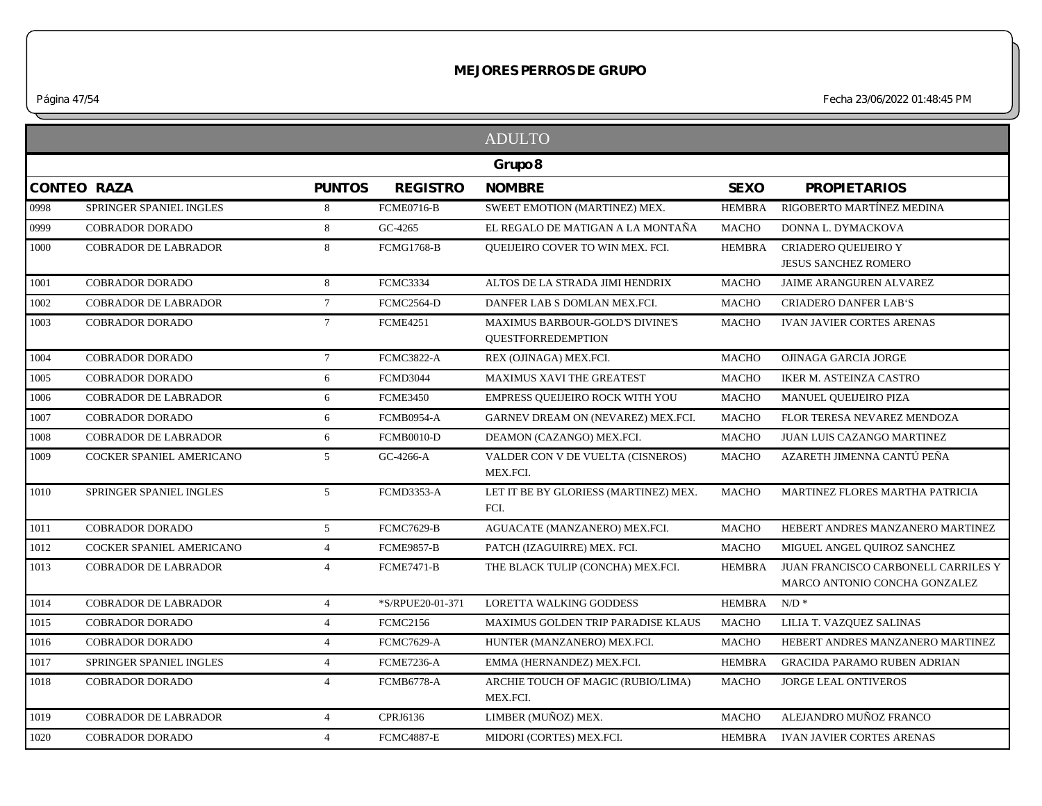# MEJORES PERROS DE GRUPO

## ADULTO

### Grupo 8

| CONTEO | RAZA | PUNTOS | REGISTRO | NOMBRE | SEXO | PROPIETARIOS |
|---|---|---|---|---|---|---|
| 0998 | SPRINGER SPANIEL INGLES | 8 | FCME0716-B | SWEET EMOTION (MARTINEZ) MEX. | HEMBRA | RIGOBERTO MARTÍNEZ MEDINA |
| 0999 | COBRADOR DORADO | 8 | GC-4265 | EL REGALO DE MATIGAN A LA MONTAÑA | MACHO | DONNA L. DYMACKOVA |
| 1000 | COBRADOR DE LABRADOR | 8 | FCMG1768-B | QUEIJEIRO COVER TO WIN MEX. FCI. | HEMBRA | CRIADERO QUEIJEIRO Y JESUS SANCHEZ ROMERO |
| 1001 | COBRADOR DORADO | 8 | FCMC3334 | ALTOS DE LA STRADA JIMI HENDRIX | MACHO | JAIME ARANGUREN ALVAREZ |
| 1002 | COBRADOR DE LABRADOR | 7 | FCMC2564-D | DANFER LAB S DOMLAN MEX.FCI. | MACHO | CRIADERO DANFER LAB'S |
| 1003 | COBRADOR DORADO | 7 | FCME4251 | MAXIMUS BARBOUR-GOLD'S DIVINE'S QUESTFORREDEMPTION | MACHO | IVAN JAVIER CORTES ARENAS |
| 1004 | COBRADOR DORADO | 7 | FCMC3822-A | REX (OJINAGA) MEX.FCI. | MACHO | OJINAGA GARCIA JORGE |
| 1005 | COBRADOR DORADO | 6 | FCMD3044 | MAXIMUS XAVI THE GREATEST | MACHO | IKER M. ASTEINZA CASTRO |
| 1006 | COBRADOR DE LABRADOR | 6 | FCME3450 | EMPRESS QUEIJEIRO ROCK WITH YOU | MACHO | MANUEL QUEIJEIRO PIZA |
| 1007 | COBRADOR DORADO | 6 | FCMB0954-A | GARNEV DREAM ON (NEVAREZ) MEX.FCI. | MACHO | FLOR TERESA NEVAREZ MENDOZA |
| 1008 | COBRADOR DE LABRADOR | 6 | FCMB0010-D | DEAMON (CAZANGO) MEX.FCI. | MACHO | JUAN LUIS CAZANGO MARTINEZ |
| 1009 | COCKER SPANIEL AMERICANO | 5 | GC-4266-A | VALDER CON V DE VUELTA (CISNEROS) MEX.FCI. | MACHO | AZARETH JIMENNA CANTÚ PEÑA |
| 1010 | SPRINGER SPANIEL INGLES | 5 | FCMD3353-A | LET IT BE BY GLORIESS (MARTINEZ) MEX. FCI. | MACHO | MARTINEZ FLORES MARTHA PATRICIA |
| 1011 | COBRADOR DORADO | 5 | FCMC7629-B | AGUACATE (MANZANERO) MEX.FCI. | MACHO | HEBERT ANDRES MANZANERO MARTINEZ |
| 1012 | COCKER SPANIEL AMERICANO | 4 | FCME9857-B | PATCH (IZAGUIRRE) MEX. FCI. | MACHO | MIGUEL ANGEL QUIROZ SANCHEZ |
| 1013 | COBRADOR DE LABRADOR | 4 | FCME7471-B | THE BLACK TULIP (CONCHA) MEX.FCI. | HEMBRA | JUAN FRANCISCO CARBONELL CARRILES Y MARCO ANTONIO CONCHA GONZALEZ |
| 1014 | COBRADOR DE LABRADOR | 4 | *S/RPUE20-01-371 | LORETTA WALKING GODDESS | HEMBRA | N/D * |
| 1015 | COBRADOR DORADO | 4 | FCMC2156 | MAXIMUS GOLDEN TRIP PARADISE KLAUS | MACHO | LILIA T. VAZQUEZ SALINAS |
| 1016 | COBRADOR DORADO | 4 | FCMC7629-A | HUNTER (MANZANERO) MEX.FCI. | MACHO | HEBERT ANDRES MANZANERO MARTINEZ |
| 1017 | SPRINGER SPANIEL INGLES | 4 | FCME7236-A | EMMA (HERNANDEZ) MEX.FCI. | HEMBRA | GRACIDA PARAMO RUBEN ADRIAN |
| 1018 | COBRADOR DORADO | 4 | FCMB6778-A | ARCHIE TOUCH OF MAGIC (RUBIO/LIMA) MEX.FCI. | MACHO | JORGE LEAL ONTIVEROS |
| 1019 | COBRADOR DE LABRADOR | 4 | CPRJ6136 | LIMBER (MUÑOZ) MEX. | MACHO | ALEJANDRO MUÑOZ FRANCO |
| 1020 | COBRADOR DORADO | 4 | FCMC4887-E | MIDORI (CORTES) MEX.FCI. | HEMBRA | IVAN JAVIER CORTES ARENAS |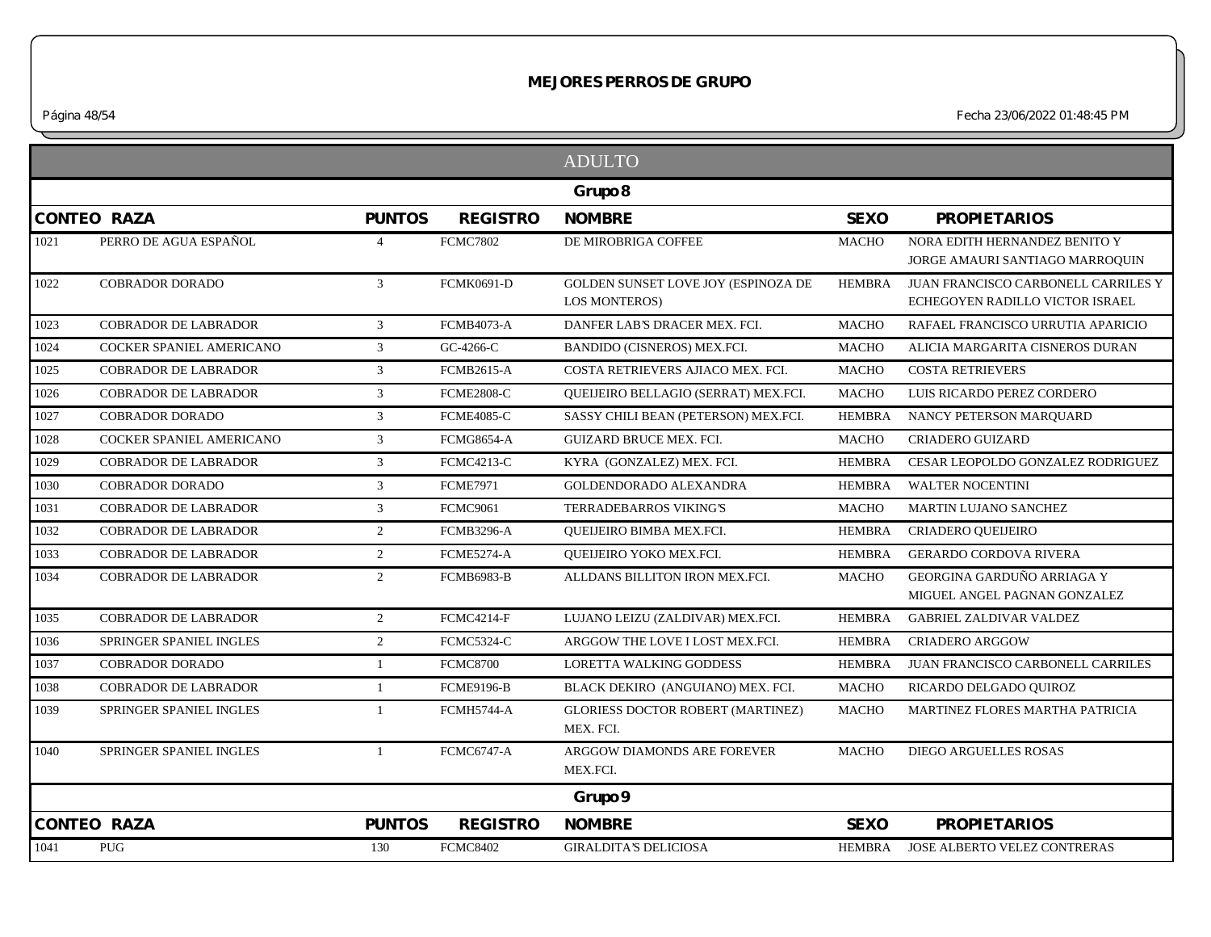## MEJORES PERROS DE GRUPO

Fecha 23/06/2022 01:48:45 PM

### ADULTO

#### Grupo 8

| CONTEO | RAZA | PUNTOS | REGISTRO | NOMBRE | SEXO | PROPIETARIOS |
|---|---|---|---|---|---|---|
| 1021 | PERRO DE AGUA ESPAÑOL | 4 | FCMC7802 | DE MIROBRIGA COFFEE | MACHO | NORA EDITH HERNANDEZ BENITO Y JORGE AMAURI SANTIAGO MARROQUIN |
| 1022 | COBRADOR DORADO | 3 | FCMK0691-D | GOLDEN SUNSET LOVE JOY (ESPINOZA DE LOS MONTEROS) | HEMBRA | JUAN FRANCISCO CARBONELL CARRILES Y ECHEGOYEN RADILLO VICTOR ISRAEL |
| 1023 | COBRADOR DE LABRADOR | 3 | FCMB4073-A | DANFER LAB'S DRACER MEX. FCI. | MACHO | RAFAEL FRANCISCO URRUTIA APARICIO |
| 1024 | COCKER SPANIEL AMERICANO | 3 | GC-4266-C | BANDIDO (CISNEROS) MEX.FCI. | MACHO | ALICIA MARGARITA CISNEROS DURAN |
| 1025 | COBRADOR DE LABRADOR | 3 | FCMB2615-A | COSTA RETRIEVERS AJIACO MEX. FCI. | MACHO | COSTA RETRIEVERS |
| 1026 | COBRADOR DE LABRADOR | 3 | FCME2808-C | QUEIJEIRO BELLAGIO (SERRAT) MEX.FCI. | MACHO | LUIS RICARDO PEREZ CORDERO |
| 1027 | COBRADOR DORADO | 3 | FCME4085-C | SASSY CHILI BEAN (PETERSON) MEX.FCI. | HEMBRA | NANCY PETERSON MARQUARD |
| 1028 | COCKER SPANIEL AMERICANO | 3 | FCMG8654-A | GUIZARD BRUCE MEX. FCI. | MACHO | CRIADERO GUIZARD |
| 1029 | COBRADOR DE LABRADOR | 3 | FCMC4213-C | KYRA (GONZALEZ) MEX. FCI. | HEMBRA | CESAR LEOPOLDO GONZALEZ RODRIGUEZ |
| 1030 | COBRADOR DORADO | 3 | FCME7971 | GOLDENDORADO ALEXANDRA | HEMBRA | WALTER NOCENTINI |
| 1031 | COBRADOR DE LABRADOR | 3 | FCMC9061 | TERRADEBARROS VIKING'S | MACHO | MARTIN LUJANO SANCHEZ |
| 1032 | COBRADOR DE LABRADOR | 2 | FCMB3296-A | QUEIJEIRO BIMBA MEX.FCI. | HEMBRA | CRIADERO QUEIJEIRO |
| 1033 | COBRADOR DE LABRADOR | 2 | FCME5274-A | QUEIJEIRO YOKO MEX.FCI. | HEMBRA | GERARDO CORDOVA RIVERA |
| 1034 | COBRADOR DE LABRADOR | 2 | FCMB6983-B | ALLDANS BILLITON IRON MEX.FCI. | MACHO | GEORGINA GARDUÑO ARRIAGA Y MIGUEL ANGEL PAGNAN GONZALEZ |
| 1035 | COBRADOR DE LABRADOR | 2 | FCMC4214-F | LUJANO LEIZU (ZALDIVAR) MEX.FCI. | HEMBRA | GABRIEL ZALDIVAR VALDEZ |
| 1036 | SPRINGER SPANIEL INGLES | 2 | FCMC5324-C | ARGGOW THE LOVE I LOST MEX.FCI. | HEMBRA | CRIADERO ARGGOW |
| 1037 | COBRADOR DORADO | 1 | FCMC8700 | LORETTA WALKING GODDESS | HEMBRA | JUAN FRANCISCO CARBONELL CARRILES |
| 1038 | COBRADOR DE LABRADOR | 1 | FCME9196-B | BLACK DEKIRO (ANGUIANO) MEX. FCI. | MACHO | RICARDO DELGADO QUIROZ |
| 1039 | SPRINGER SPANIEL INGLES | 1 | FCMH5744-A | GLORIESS DOCTOR ROBERT (MARTINEZ) MEX. FCI. | MACHO | MARTINEZ FLORES MARTHA PATRICIA |
| 1040 | SPRINGER SPANIEL INGLES | 1 | FCMC6747-A | ARGGOW DIAMONDS ARE FOREVER MEX.FCI. | MACHO | DIEGO ARGUELLES ROSAS |

#### Grupo 9

| CONTEO | RAZA | PUNTOS | REGISTRO | NOMBRE | SEXO | PROPIETARIOS |
|---|---|---|---|---|---|---|
| 1041 | PUG | 130 | FCMC8402 | GIRALDITA'S DELICIOSA | HEMBRA | JOSE ALBERTO VELEZ CONTRERAS |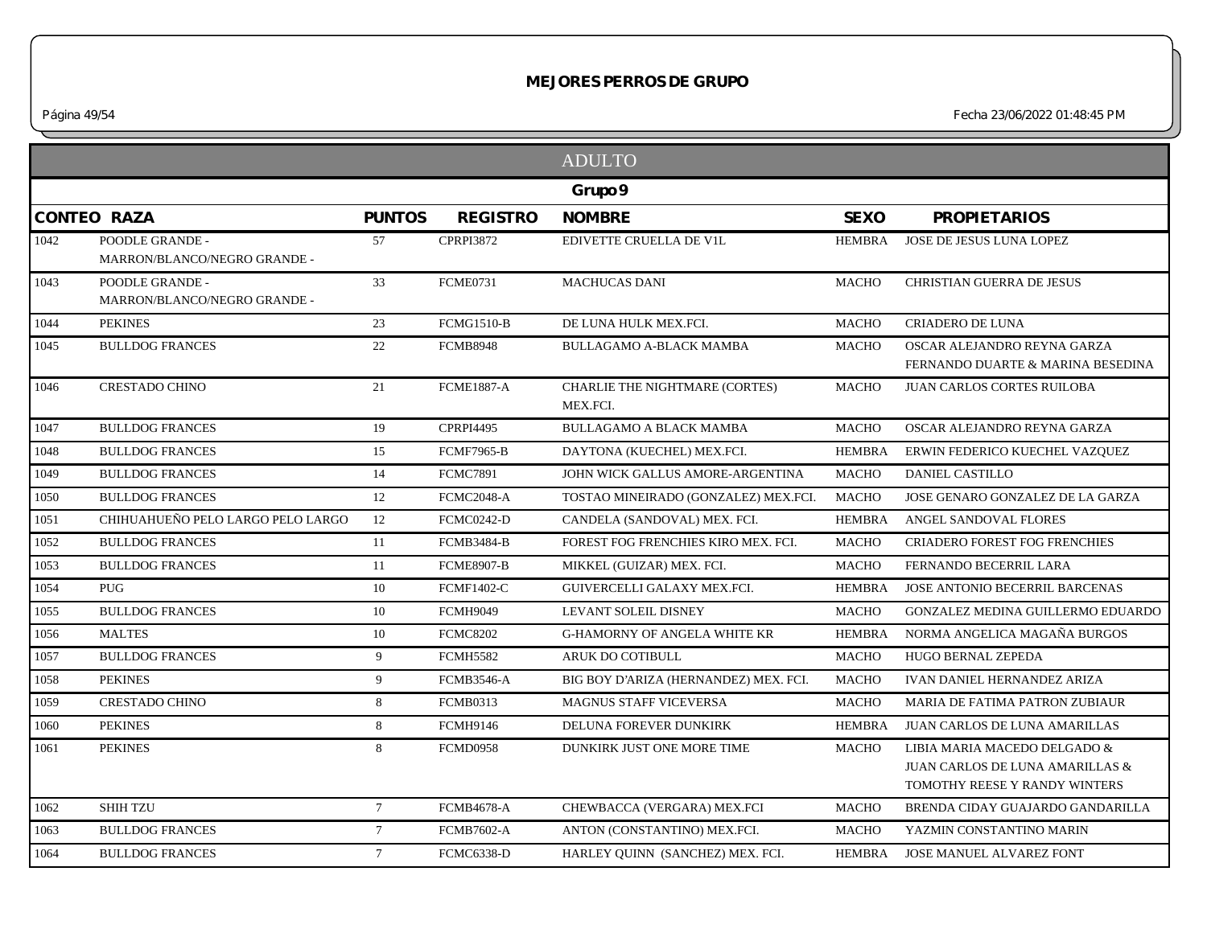# MEJORES PERROS DE GRUPO

Fecha 23/06/2022 01:48:45 PM

## ADULTO

### Grupo 9

| CONTEO | RAZA | PUNTOS | REGISTRO | NOMBRE | SEXO | PROPIETARIOS |
|---|---|---|---|---|---|---|
| 1042 | POODLE GRANDE - MARRON/BLANCO/NEGRO GRANDE - | 57 | CPRPI3872 | EDIVETTE CRUELLA DE V1L | HEMBRA | JOSE DE JESUS LUNA LOPEZ |
| 1043 | POODLE GRANDE - MARRON/BLANCO/NEGRO GRANDE - | 33 | FCME0731 | MACHUCAS DANI | MACHO | CHRISTIAN GUERRA DE JESUS |
| 1044 | PEKINES | 23 | FCMG1510-B | DE LUNA HULK MEX.FCI. | MACHO | CRIADERO DE LUNA |
| 1045 | BULLDOG FRANCES | 22 | FCMB8948 | BULLAGAMO A-BLACK MAMBA | MACHO | OSCAR ALEJANDRO REYNA GARZA FERNANDO DUARTE & MARINA BESEDINA |
| 1046 | CRESTADO CHINO | 21 | FCME1887-A | CHARLIE THE NIGHTMARE (CORTES) MEX.FCI. | MACHO | JUAN CARLOS CORTES RUILOBA |
| 1047 | BULLDOG FRANCES | 19 | CPRPI4495 | BULLAGAMO A BLACK MAMBA | MACHO | OSCAR ALEJANDRO REYNA GARZA |
| 1048 | BULLDOG FRANCES | 15 | FCMF7965-B | DAYTONA (KUECHEL) MEX.FCI. | HEMBRA | ERWIN FEDERICO KUECHEL VAZQUEZ |
| 1049 | BULLDOG FRANCES | 14 | FCMC7891 | JOHN WICK GALLUS AMORE-ARGENTINA | MACHO | DANIEL CASTILLO |
| 1050 | BULLDOG FRANCES | 12 | FCMC2048-A | TOSTAO MINEIRADO (GONZALEZ) MEX.FCI. | MACHO | JOSE GENARO GONZALEZ DE LA GARZA |
| 1051 | CHIHUAHUEÑO PELO LARGO PELO LARGO | 12 | FCMC0242-D | CANDELA (SANDOVAL) MEX. FCI. | HEMBRA | ANGEL SANDOVAL FLORES |
| 1052 | BULLDOG FRANCES | 11 | FCMB3484-B | FOREST FOG FRENCHIES KIRO MEX. FCI. | MACHO | CRIADERO FOREST FOG FRENCHIES |
| 1053 | BULLDOG FRANCES | 11 | FCME8907-B | MIKKEL (GUIZAR) MEX. FCI. | MACHO | FERNANDO BECERRIL LARA |
| 1054 | PUG | 10 | FCMF1402-C | GUIVERCELLI GALAXY MEX.FCI. | HEMBRA | JOSE ANTONIO BECERRIL BARCENAS |
| 1055 | BULLDOG FRANCES | 10 | FCMH9049 | LEVANT SOLEIL DISNEY | MACHO | GONZALEZ MEDINA GUILLERMO EDUARDO |
| 1056 | MALTES | 10 | FCMC8202 | G-HAMORNY OF ANGELA WHITE KR | HEMBRA | NORMA ANGELICA MAGAÑA BURGOS |
| 1057 | BULLDOG FRANCES | 9 | FCMH5582 | ARUK DO COTIBULL | MACHO | HUGO BERNAL ZEPEDA |
| 1058 | PEKINES | 9 | FCMB3546-A | BIG BOY D'ARIZA (HERNANDEZ) MEX. FCI. | MACHO | IVAN DANIEL HERNANDEZ ARIZA |
| 1059 | CRESTADO CHINO | 8 | FCMB0313 | MAGNUS STAFF VICEVERSA | MACHO | MARIA DE FATIMA PATRON ZUBIAUR |
| 1060 | PEKINES | 8 | FCMH9146 | DELUNA FOREVER DUNKIRK | HEMBRA | JUAN CARLOS DE LUNA AMARILLAS |
| 1061 | PEKINES | 8 | FCMD0958 | DUNKIRK JUST ONE MORE TIME | MACHO | LIBIA MARIA MACEDO DELGADO & JUAN CARLOS DE LUNA AMARILLAS & TOMOTHY REESE Y RANDY WINTERS |
| 1062 | SHIH TZU | 7 | FCMB4678-A | CHEWBACCA (VERGARA) MEX.FCI | MACHO | BRENDA CIDAY GUAJARDO GANDARILLA |
| 1063 | BULLDOG FRANCES | 7 | FCMB7602-A | ANTON (CONSTANTINO) MEX.FCI. | MACHO | YAZMIN CONSTANTINO MARIN |
| 1064 | BULLDOG FRANCES | 7 | FCMC6338-D | HARLEY QUINN (SANCHEZ) MEX. FCI. | HEMBRA | JOSE MANUEL ALVAREZ FONT |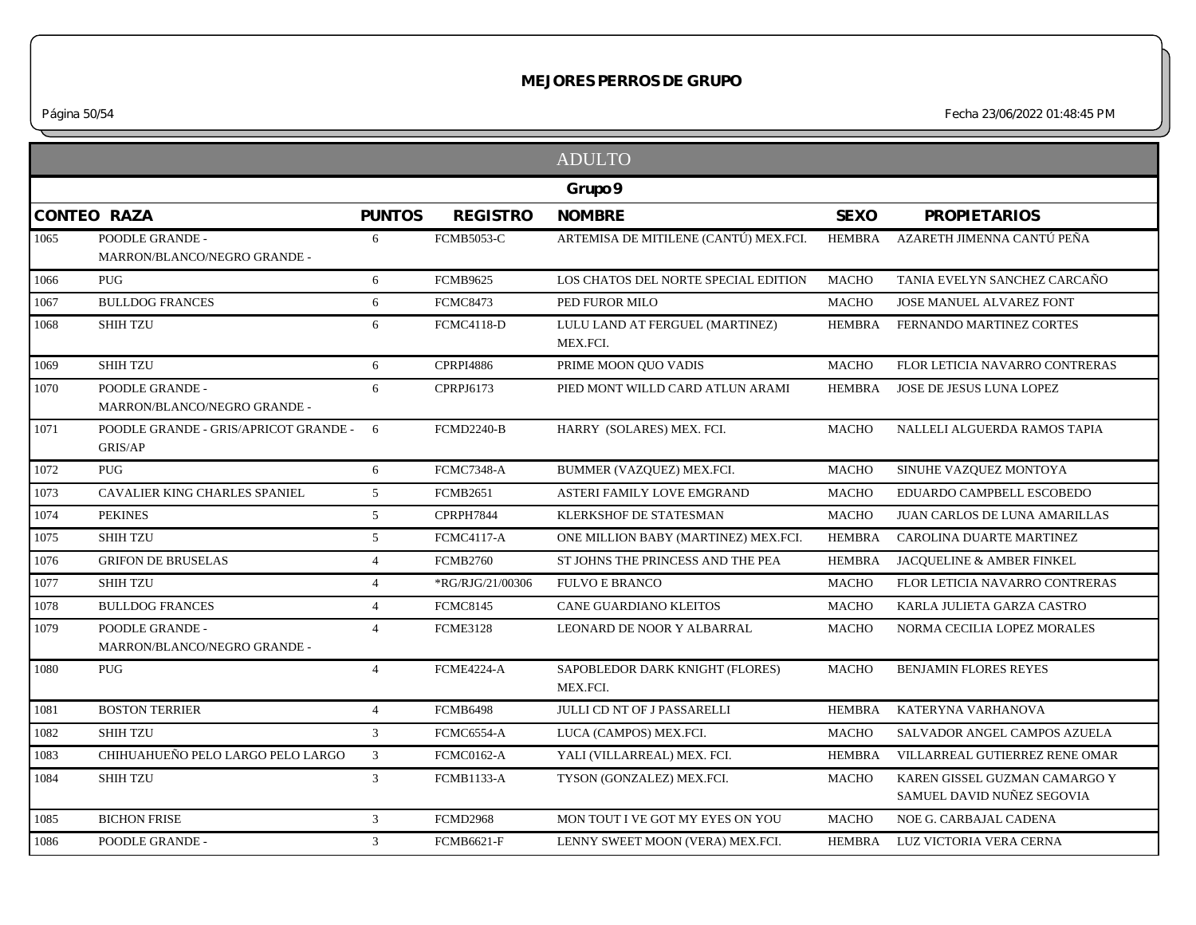## MEJORES PERROS DE GRUPO

Fecha 23/06/2022 01:48:45 PM

### ADULTO

#### Grupo 9

| CONTEO | RAZA | PUNTOS | REGISTRO | NOMBRE | SEXO | PROPIETARIOS |
|---|---|---|---|---|---|---|
| 1065 | POODLE GRANDE - MARRON/BLANCO/NEGRO GRANDE - | 6 | FCMB5053-C | ARTEMISA DE MITILENE (CANTÚ) MEX.FCI. | HEMBRA | AZARETH JIMENNA CANTÚ PEÑA |
| 1066 | PUG | 6 | FCMB9625 | LOS CHATOS DEL NORTE SPECIAL EDITION | MACHO | TANIA EVELYN SANCHEZ CARCAÑO |
| 1067 | BULLDOG FRANCES | 6 | FCMC8473 | PED FUROR MILO | MACHO | JOSE MANUEL ALVAREZ FONT |
| 1068 | SHIH TZU | 6 | FCMC4118-D | LULU LAND AT FERGUEL (MARTINEZ) MEX.FCI. | HEMBRA | FERNANDO MARTINEZ CORTES |
| 1069 | SHIH TZU | 6 | CPRPI4886 | PRIME MOON QUO VADIS | MACHO | FLOR LETICIA NAVARRO CONTRERAS |
| 1070 | POODLE GRANDE - MARRON/BLANCO/NEGRO GRANDE - | 6 | CPRPJ6173 | PIED MONT WILLD CARD ATLUN ARAMI | HEMBRA | JOSE DE JESUS LUNA LOPEZ |
| 1071 | POODLE GRANDE - GRIS/APRICOT GRANDE - GRIS/AP | 6 | FCMD2240-B | HARRY (SOLARES) MEX. FCI. | MACHO | NALLELI ALGUERDA RAMOS TAPIA |
| 1072 | PUG | 6 | FCMC7348-A | BUMMER (VAZQUEZ) MEX.FCI. | MACHO | SINUHE VAZQUEZ MONTOYA |
| 1073 | CAVALIER KING CHARLES SPANIEL | 5 | FCMB2651 | ASTERI FAMILY LOVE EMGRAND | MACHO | EDUARDO CAMPBELL ESCOBEDO |
| 1074 | PEKINES | 5 | CPRPH7844 | KLERKSHOF DE STATESMAN | MACHO | JUAN CARLOS DE LUNA AMARILLAS |
| 1075 | SHIH TZU | 5 | FCMC4117-A | ONE MILLION BABY (MARTINEZ) MEX.FCI. | HEMBRA | CAROLINA DUARTE MARTINEZ |
| 1076 | GRIFON DE BRUSELAS | 4 | FCMB2760 | ST JOHNS THE PRINCESS AND THE PEA | HEMBRA | JACQUELINE & AMBER FINKEL |
| 1077 | SHIH TZU | 4 | *RG/RJG/21/00306 | FULVO E BRANCO | MACHO | FLOR LETICIA NAVARRO CONTRERAS |
| 1078 | BULLDOG FRANCES | 4 | FCMC8145 | CANE GUARDIANO KLEITOS | MACHO | KARLA JULIETA GARZA CASTRO |
| 1079 | POODLE GRANDE - MARRON/BLANCO/NEGRO GRANDE - | 4 | FCME3128 | LEONARD DE NOOR Y ALBARRAL | MACHO | NORMA CECILIA LOPEZ MORALES |
| 1080 | PUG | 4 | FCME4224-A | SAPOBLEDOR DARK KNIGHT (FLORES) MEX.FCI. | MACHO | BENJAMIN FLORES REYES |
| 1081 | BOSTON TERRIER | 4 | FCMB6498 | JULLI CD NT OF J PASSARELLI | HEMBRA | KATERYNA VARHANOVA |
| 1082 | SHIH TZU | 3 | FCMC6554-A | LUCA (CAMPOS) MEX.FCI. | MACHO | SALVADOR ANGEL CAMPOS AZUELA |
| 1083 | CHIHUAHUEÑO PELO LARGO PELO LARGO | 3 | FCMC0162-A | YALI (VILLARREAL) MEX. FCI. | HEMBRA | VILLARREAL GUTIERREZ RENE OMAR |
| 1084 | SHIH TZU | 3 | FCMB1133-A | TYSON (GONZALEZ) MEX.FCI. | MACHO | KAREN GISSEL GUZMAN CAMARGO Y SAMUEL DAVID NUÑEZ SEGOVIA |
| 1085 | BICHON FRISE | 3 | FCMD2968 | MON TOUT I VE GOT MY EYES ON YOU | MACHO | NOE G. CARBAJAL CADENA |
| 1086 | POODLE GRANDE - | 3 | FCMB6621-F | LENNY SWEET MOON (VERA) MEX.FCI. | HEMBRA | LUZ VICTORIA VERA CERNA |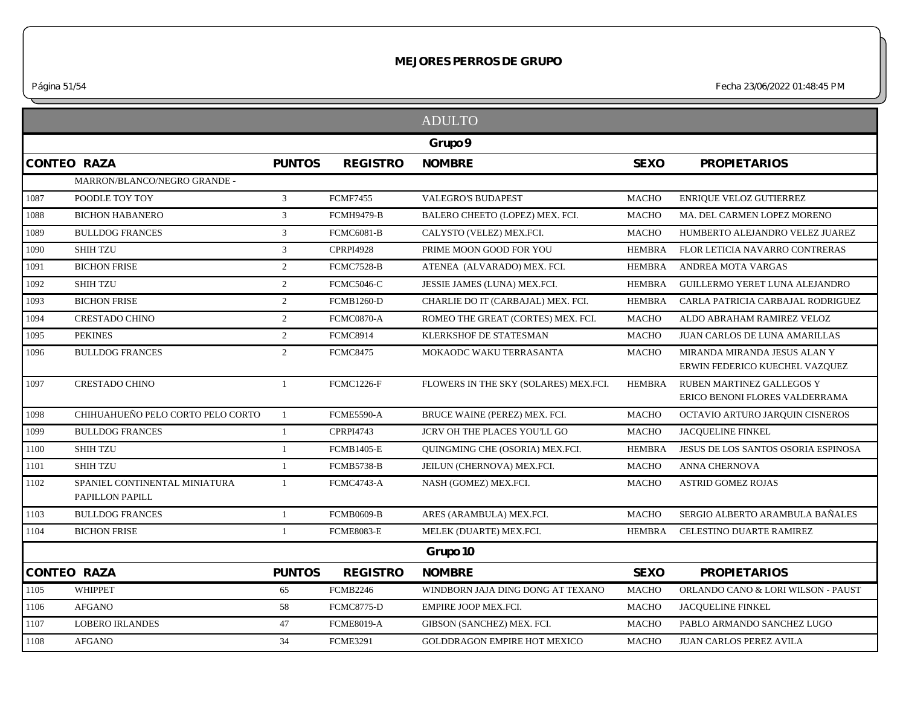## MEJORES PERROS DE GRUPO

Fecha 23/06/2022 01:48:45 PM

### ADULTO

#### Grupo 9

| CONTEO | RAZA | PUNTOS | REGISTRO | NOMBRE | SEXO | PROPIETARIOS |
|---|---|---|---|---|---|---|
| | MARRON/BLANCO/NEGRO GRANDE - | | | | | |
| 1087 | POODLE TOY TOY | 3 | FCMF7455 | VALEGRO'S BUDAPEST | MACHO | ENRIQUE VELOZ GUTIERREZ |
| 1088 | BICHON HABANERO | 3 | FCMH9479-B | BALERO CHEETO (LOPEZ) MEX. FCI. | MACHO | MA. DEL CARMEN LOPEZ MORENO |
| 1089 | BULLDOG FRANCES | 3 | FCMC6081-B | CALYSTO (VELEZ) MEX.FCI. | MACHO | HUMBERTO ALEJANDRO VELEZ JUAREZ |
| 1090 | SHIH TZU | 3 | CPRPI4928 | PRIME MOON GOOD FOR YOU | HEMBRA | FLOR LETICIA NAVARRO CONTRERAS |
| 1091 | BICHON FRISE | 2 | FCMC7528-B | ATENEA (ALVARADO) MEX. FCI. | HEMBRA | ANDREA MOTA VARGAS |
| 1092 | SHIH TZU | 2 | FCMC5046-C | JESSIE JAMES (LUNA) MEX.FCI. | HEMBRA | GUILLERMO YERET LUNA ALEJANDRO |
| 1093 | BICHON FRISE | 2 | FCMB1260-D | CHARLIE DO IT (CARBAJAL) MEX. FCI. | HEMBRA | CARLA PATRICIA CARBAJAL RODRIGUEZ |
| 1094 | CRESTADO CHINO | 2 | FCMC0870-A | ROMEO THE GREAT (CORTES) MEX. FCI. | MACHO | ALDO ABRAHAM RAMIREZ VELOZ |
| 1095 | PEKINES | 2 | FCMC8914 | KLERKSHOF DE STATESMAN | MACHO | JUAN CARLOS DE LUNA AMARILLAS |
| 1096 | BULLDOG FRANCES | 2 | FCMC8475 | MOKAODC WAKU TERRASANTA | MACHO | MIRANDA MIRANDA JESUS ALAN Y ERWIN FEDERICO KUECHEL VAZQUEZ |
| 1097 | CRESTADO CHINO | 1 | FCMC1226-F | FLOWERS IN THE SKY (SOLARES) MEX.FCI. | HEMBRA | RUBEN MARTINEZ GALLEGOS Y ERICO BENONI FLORES VALDERRAMA |
| 1098 | CHIHUAHUEÑO PELO CORTO PELO CORTO | 1 | FCME5590-A | BRUCE WAINE (PEREZ) MEX. FCI. | MACHO | OCTAVIO ARTURO JARQUIN CISNEROS |
| 1099 | BULLDOG FRANCES | 1 | CPRPI4743 | JCRV OH THE PLACES YOU'LL GO | MACHO | JACQUELINE FINKEL |
| 1100 | SHIH TZU | 1 | FCMB1405-E | QUINGMING CHE (OSORIA) MEX.FCI. | HEMBRA | JESUS DE LOS SANTOS OSORIA ESPINOSA |
| 1101 | SHIH TZU | 1 | FCMB5738-B | JEILUN (CHERNOVA) MEX.FCI. | MACHO | ANNA CHERNOVA |
| 1102 | SPANIEL CONTINENTAL MINIATURA PAPILLON PAPILL | 1 | FCMC4743-A | NASH (GOMEZ) MEX.FCI. | MACHO | ASTRID GOMEZ ROJAS |
| 1103 | BULLDOG FRANCES | 1 | FCMB0609-B | ARES (ARAMBULA) MEX.FCI. | MACHO | SERGIO ALBERTO ARAMBULA BAÑALES |
| 1104 | BICHON FRISE | 1 | FCME8083-E | MELEK (DUARTE) MEX.FCI. | HEMBRA | CELESTINO DUARTE RAMIREZ |

#### Grupo 10

| CONTEO | RAZA | PUNTOS | REGISTRO | NOMBRE | SEXO | PROPIETARIOS |
|---|---|---|---|---|---|---|
| 1105 | WHIPPET | 65 | FCMB2246 | WINDBORN JAJA DING DONG AT TEXANO | MACHO | ORLANDO CANO & LORI WILSON - PAUST |
| 1106 | AFGANO | 58 | FCMC8775-D | EMPIRE JOOP MEX.FCI. | MACHO | JACQUELINE FINKEL |
| 1107 | LOBERO IRLANDES | 47 | FCME8019-A | GIBSON (SANCHEZ) MEX. FCI. | MACHO | PABLO ARMANDO SANCHEZ LUGO |
| 1108 | AFGANO | 34 | FCME3291 | GOLDDRAGON EMPIRE HOT MEXICO | MACHO | JUAN CARLOS PEREZ AVILA |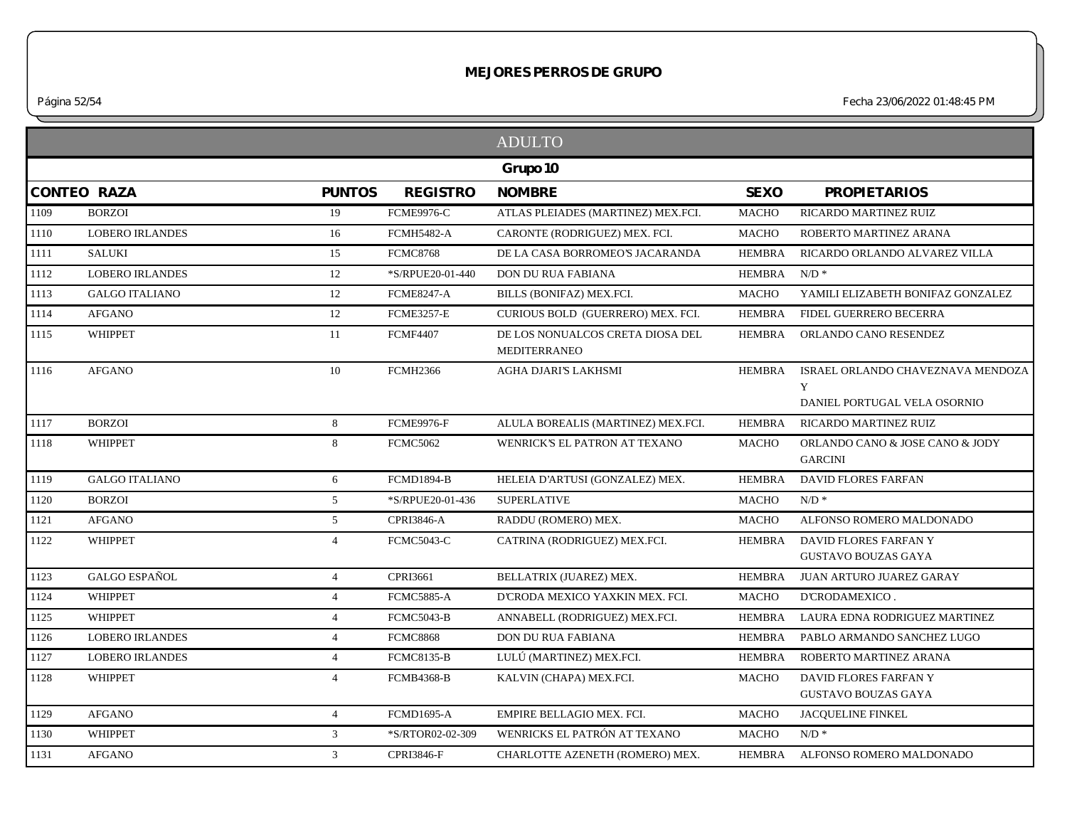# MEJORES PERROS DE GRUPO

## ADULTO

### Grupo 10

| CONTEO | RAZA | PUNTOS | REGISTRO | NOMBRE | SEXO | PROPIETARIOS |
|---|---|---|---|---|---|---|
| 1109 | BORZOI | 19 | FCME9976-C | ATLAS PLEIADES (MARTINEZ) MEX.FCI. | MACHO | RICARDO MARTINEZ RUIZ |
| 1110 | LOBERO IRLANDES | 16 | FCMH5482-A | CARONTE (RODRIGUEZ) MEX. FCI. | MACHO | ROBERTO MARTINEZ ARANA |
| 1111 | SALUKI | 15 | FCMC8768 | DE LA CASA BORROMEO'S JACARANDA | HEMBRA | RICARDO ORLANDO ALVAREZ VILLA |
| 1112 | LOBERO IRLANDES | 12 | *S/RPUE20-01-440 | DON DU RUA FABIANA | HEMBRA | N/D * |
| 1113 | GALGO ITALIANO | 12 | FCME8247-A | BILLS (BONIFAZ) MEX.FCI. | MACHO | YAMILI ELIZABETH BONIFAZ GONZALEZ |
| 1114 | AFGANO | 12 | FCME3257-E | CURIOUS BOLD (GUERRERO) MEX. FCI. | HEMBRA | FIDEL GUERRERO BECERRA |
| 1115 | WHIPPET | 11 | FCMF4407 | DE LOS NONUALCOS CRETA DIOSA DEL MEDITERRANEO | HEMBRA | ORLANDO CANO RESENDEZ |
| 1116 | AFGANO | 10 | FCMH2366 | AGHA DJARI'S LAKHSMI | HEMBRA | ISRAEL ORLANDO CHAVEZNAVA MENDOZA Y DANIEL PORTUGAL VELA OSORNIO |
| 1117 | BORZOI | 8 | FCME9976-F | ALULA BOREALIS (MARTINEZ) MEX.FCI. | HEMBRA | RICARDO MARTINEZ RUIZ |
| 1118 | WHIPPET | 8 | FCMC5062 | WENRICK'S EL PATRON AT TEXANO | MACHO | ORLANDO CANO & JOSE CANO & JODY GARCINI |
| 1119 | GALGO ITALIANO | 6 | FCMD1894-B | HELEIA D'ARTUSI (GONZALEZ) MEX. | HEMBRA | DAVID FLORES FARFAN |
| 1120 | BORZOI | 5 | *S/RPUE20-01-436 | SUPERLATIVE | MACHO | N/D * |
| 1121 | AFGANO | 5 | CPRI3846-A | RADDU (ROMERO) MEX. | MACHO | ALFONSO ROMERO MALDONADO |
| 1122 | WHIPPET | 4 | FCMC5043-C | CATRINA (RODRIGUEZ) MEX.FCI. | HEMBRA | DAVID FLORES FARFAN Y GUSTAVO BOUZAS GAYA |
| 1123 | GALGO ESPAÑOL | 4 | CPRI3661 | BELLATRIX (JUAREZ) MEX. | HEMBRA | JUAN ARTURO JUAREZ GARAY |
| 1124 | WHIPPET | 4 | FCMC5885-A | D'CRODA MEXICO YAXKIN MEX. FCI. | MACHO | D'CRODAMEXICO . |
| 1125 | WHIPPET | 4 | FCMC5043-B | ANNABELL (RODRIGUEZ) MEX.FCI. | HEMBRA | LAURA EDNA RODRIGUEZ MARTINEZ |
| 1126 | LOBERO IRLANDES | 4 | FCMC8868 | DON DU RUA FABIANA | HEMBRA | PABLO ARMANDO SANCHEZ LUGO |
| 1127 | LOBERO IRLANDES | 4 | FCMC8135-B | LULÚ (MARTINEZ) MEX.FCI. | HEMBRA | ROBERTO MARTINEZ ARANA |
| 1128 | WHIPPET | 4 | FCMB4368-B | KALVIN (CHAPA) MEX.FCI. | MACHO | DAVID FLORES FARFAN Y GUSTAVO BOUZAS GAYA |
| 1129 | AFGANO | 4 | FCMD1695-A | EMPIRE BELLAGIO MEX. FCI. | MACHO | JACQUELINE FINKEL |
| 1130 | WHIPPET | 3 | *S/RTOR02-02-309 | WENRICKS EL PATRÓN AT TEXANO | MACHO | N/D * |
| 1131 | AFGANO | 3 | CPRI3846-F | CHARLOTTE AZENETH (ROMERO) MEX. | HEMBRA | ALFONSO ROMERO MALDONADO |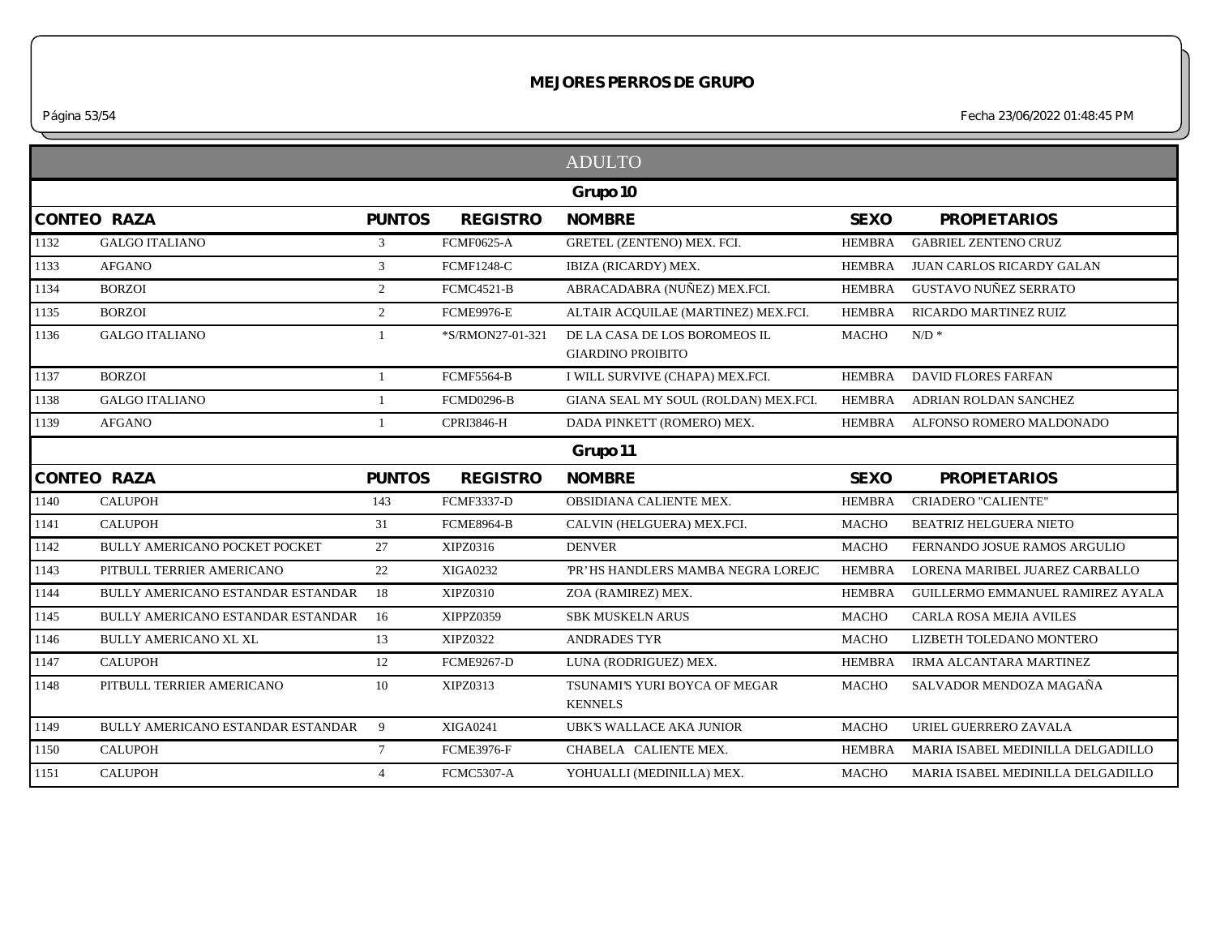# MEJORES PERROS DE GRUPO

Fecha 23/06/2022 01:48:45 PM

## ADULTO

### Grupo 10

| CONTEO | RAZA | PUNTOS | REGISTRO | NOMBRE | SEXO | PROPIETARIOS |
|---|---|---|---|---|---|---|
| 1132 | GALGO ITALIANO | 3 | FCMF0625-A | GRETEL (ZENTENO) MEX. FCI. | HEMBRA | GABRIEL ZENTENO CRUZ |
| 1133 | AFGANO | 3 | FCMF1248-C | IBIZA (RICARDY) MEX. | HEMBRA | JUAN CARLOS RICARDY GALAN |
| 1134 | BORZOI | 2 | FCMC4521-B | ABRACADABRA (NUÑEZ) MEX.FCI. | HEMBRA | GUSTAVO NUÑEZ SERRATO |
| 1135 | BORZOI | 2 | FCME9976-E | ALTAIR ACQUILAE (MARTINEZ) MEX.FCI. | HEMBRA | RICARDO MARTINEZ RUIZ |
| 1136 | GALGO ITALIANO | 1 | *S/RMON27-01-321 | DE LA CASA DE LOS BOROMEOS IL GIARDINO PROIBITO | MACHO | N/D * |
| 1137 | BORZOI | 1 | FCMF5564-B | I WILL SURVIVE (CHAPA) MEX.FCI. | HEMBRA | DAVID FLORES FARFAN |
| 1138 | GALGO ITALIANO | 1 | FCMD0296-B | GIANA SEAL MY SOUL (ROLDAN) MEX.FCI. | HEMBRA | ADRIAN ROLDAN SANCHEZ |
| 1139 | AFGANO | 1 | CPRI3846-H | DADA PINKETT (ROMERO) MEX. | HEMBRA | ALFONSO ROMERO MALDONADO |

### Grupo 11

| CONTEO | RAZA | PUNTOS | REGISTRO | NOMBRE | SEXO | PROPIETARIOS |
|---|---|---|---|---|---|---|
| 1140 | CALUPOH | 143 | FCMF3337-D | OBSIDIANA CALIENTE MEX. | HEMBRA | CRIADERO "CALIENTE" |
| 1141 | CALUPOH | 31 | FCME8964-B | CALVIN (HELGUERA) MEX.FCI. | MACHO | BEATRIZ HELGUERA NIETO |
| 1142 | BULLY AMERICANO POCKET POCKET | 27 | XIPZ0316 | DENVER | MACHO | FERNANDO JOSUE RAMOS ARGULIO |
| 1143 | PITBULL TERRIER AMERICANO | 22 | XIGA0232 | 'PR' HS HANDLERS MAMBA NEGRA LOREJC | HEMBRA | LORENA MARIBEL JUAREZ CARBALLO |
| 1144 | BULLY AMERICANO ESTANDAR ESTANDAR | 18 | XIPZ0310 | ZOA (RAMIREZ) MEX. | HEMBRA | GUILLERMO EMMANUEL RAMIREZ AYALA |
| 1145 | BULLY AMERICANO ESTANDAR ESTANDAR | 16 | XIPPZ0359 | SBK MUSKELN ARUS | MACHO | CARLA ROSA MEJIA AVILES |
| 1146 | BULLY AMERICANO XL XL | 13 | XIPZ0322 | ANDRADES TYR | MACHO | LIZBETH TOLEDANO MONTERO |
| 1147 | CALUPOH | 12 | FCME9267-D | LUNA (RODRIGUEZ) MEX. | HEMBRA | IRMA ALCANTARA MARTINEZ |
| 1148 | PITBULL TERRIER AMERICANO | 10 | XIPZ0313 | TSUNAMI'S YURI BOYCA OF MEGAR KENNELS | MACHO | SALVADOR MENDOZA MAGAÑA |
| 1149 | BULLY AMERICANO ESTANDAR ESTANDAR | 9 | XIGA0241 | UBK'S WALLACE AKA JUNIOR | MACHO | URIEL GUERRERO ZAVALA |
| 1150 | CALUPOH | 7 | FCME3976-F | CHABELA CALIENTE MEX. | HEMBRA | MARIA ISABEL MEDINILLA DELGADILLO |
| 1151 | CALUPOH | 4 | FCMC5307-A | YOHUALLI (MEDINILLA) MEX. | MACHO | MARIA ISABEL MEDINILLA DELGADILLO |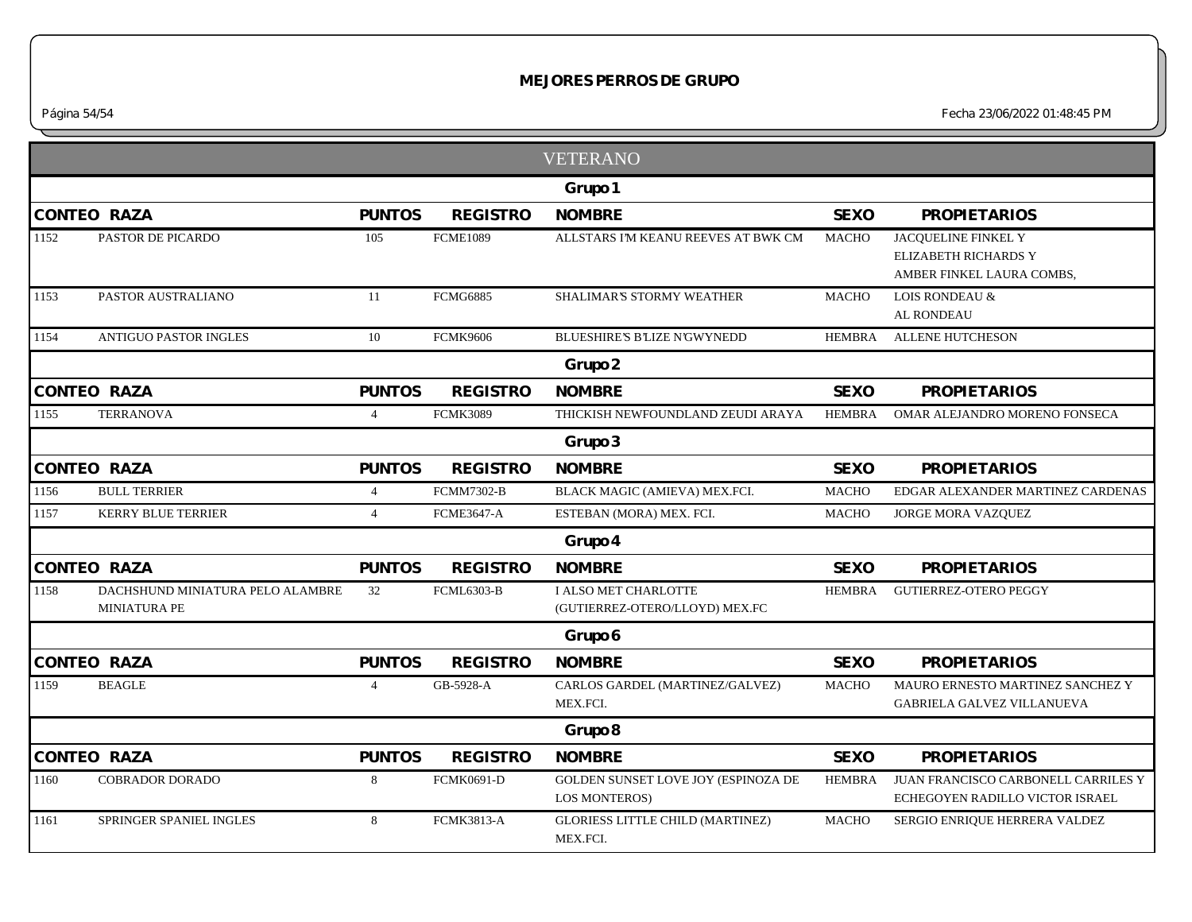# MEJORES PERROS DE GRUPO

Fecha 23/06/2022 01:48:45 PM

## VETERANO

### Grupo 1

| CONTEO | RAZA | PUNTOS | REGISTRO | NOMBRE | SEXO | PROPIETARIOS |
|---|---|---|---|---|---|---|
| 1152 | PASTOR DE PICARDO | 105 | FCME1089 | ALLSTARS I'M KEANU REEVES AT BWK CM | MACHO | JACQUELINE FINKEL Y ELIZABETH RICHARDS Y AMBER FINKEL LAURA COMBS, |
| 1153 | PASTOR AUSTRALIANO | 11 | FCMG6885 | SHALIMAR'S STORMY WEATHER | MACHO | LOIS RONDEAU & AL RONDEAU |
| 1154 | ANTIGUO PASTOR INGLES | 10 | FCMK9606 | BLUESHIRE'S B'LIZE N'GWYNEDD | HEMBRA | ALLENE HUTCHESON |

### Grupo 2

| CONTEO | RAZA | PUNTOS | REGISTRO | NOMBRE | SEXO | PROPIETARIOS |
|---|---|---|---|---|---|---|
| 1155 | TERRANOVA | 4 | FCMK3089 | THICKISH NEWFOUNDLAND ZEUDI ARAYA | HEMBRA | OMAR ALEJANDRO MORENO FONSECA |

### Grupo 3

| CONTEO | RAZA | PUNTOS | REGISTRO | NOMBRE | SEXO | PROPIETARIOS |
|---|---|---|---|---|---|---|
| 1156 | BULL TERRIER | 4 | FCMM7302-B | BLACK MAGIC (AMIEVA) MEX.FCI. | MACHO | EDGAR ALEXANDER MARTINEZ CARDENAS |
| 1157 | KERRY BLUE TERRIER | 4 | FCME3647-A | ESTEBAN (MORA) MEX. FCI. | MACHO | JORGE MORA VAZQUEZ |

### Grupo 4

| CONTEO | RAZA | PUNTOS | REGISTRO | NOMBRE | SEXO | PROPIETARIOS |
|---|---|---|---|---|---|---|
| 1158 | DACHSHUND MINIATURA PELO ALAMBRE MINIATURA PE | 32 | FCML6303-B | I ALSO MET CHARLOTTE (GUTIERREZ-OTERO/LLOYD) MEX.FC | HEMBRA | GUTIERREZ-OTERO PEGGY |

### Grupo 6

| CONTEO | RAZA | PUNTOS | REGISTRO | NOMBRE | SEXO | PROPIETARIOS |
|---|---|---|---|---|---|---|
| 1159 | BEAGLE | 4 | GB-5928-A | CARLOS GARDEL (MARTINEZ/GALVEZ) MEX.FCI. | MACHO | MAURO ERNESTO MARTINEZ SANCHEZ Y GABRIELA GALVEZ VILLANUEVA |

### Grupo 8

| CONTEO | RAZA | PUNTOS | REGISTRO | NOMBRE | SEXO | PROPIETARIOS |
|---|---|---|---|---|---|---|
| 1160 | COBRADOR DORADO | 8 | FCMK0691-D | GOLDEN SUNSET LOVE JOY (ESPINOZA DE LOS MONTEROS) | HEMBRA | JUAN FRANCISCO CARBONELL CARRILES Y ECHEGOYEN RADILLO VICTOR ISRAEL |
| 1161 | SPRINGER SPANIEL INGLES | 8 | FCMK3813-A | GLORIESS LITTLE CHILD (MARTINEZ) MEX.FCI. | MACHO | SERGIO ENRIQUE HERRERA VALDEZ |